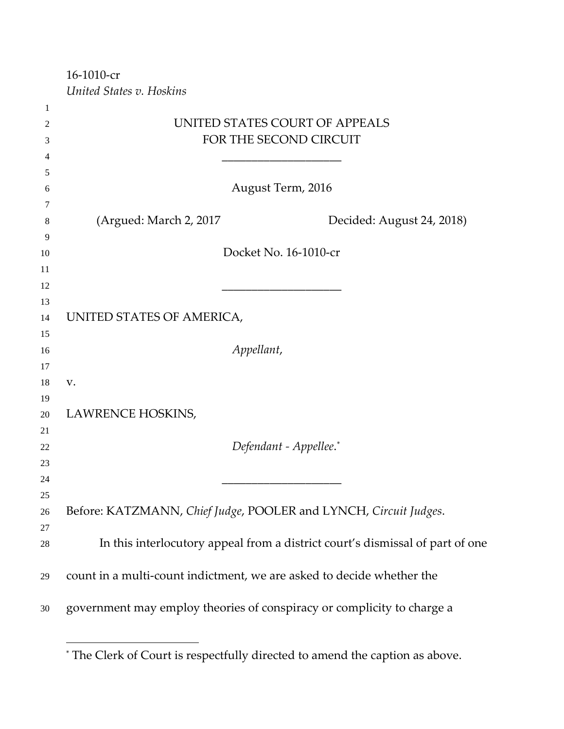16-1010-cr
*United States v. Hoskins*

UNITED STATES COURT OF APPEALS
FOR THE SECOND CIRCUIT

\_\_\_\_\_\_\_\_\_\_\_\_\_\_\_\_\_\_\_\_

August Term, 2016

(Argued: March 2, 2017 Decided: August 24, 2018)

Docket No. 16-1010-cr

\_\_\_\_\_\_\_\_\_\_\_\_\_\_\_\_\_\_\_\_

UNITED STATES OF AMERICA,

*Appellant*,

v.

LAWRENCE HOSKINS,

*Defendant - Appellee*.*

\_\_\_\_\_\_\_\_\_\_\_\_\_\_\_\_\_\_\_\_

Before: KATZMANN, *Chief Judge*, POOLER and LYNCH, *Circuit Judges*.

In this interlocutory appeal from a district court's dismissal of part of one count in a multi-count indictment, we are asked to decide whether the government may employ theories of conspiracy or complicity to charge a

---

* The Clerk of Court is respectfully directed to amend the caption as above.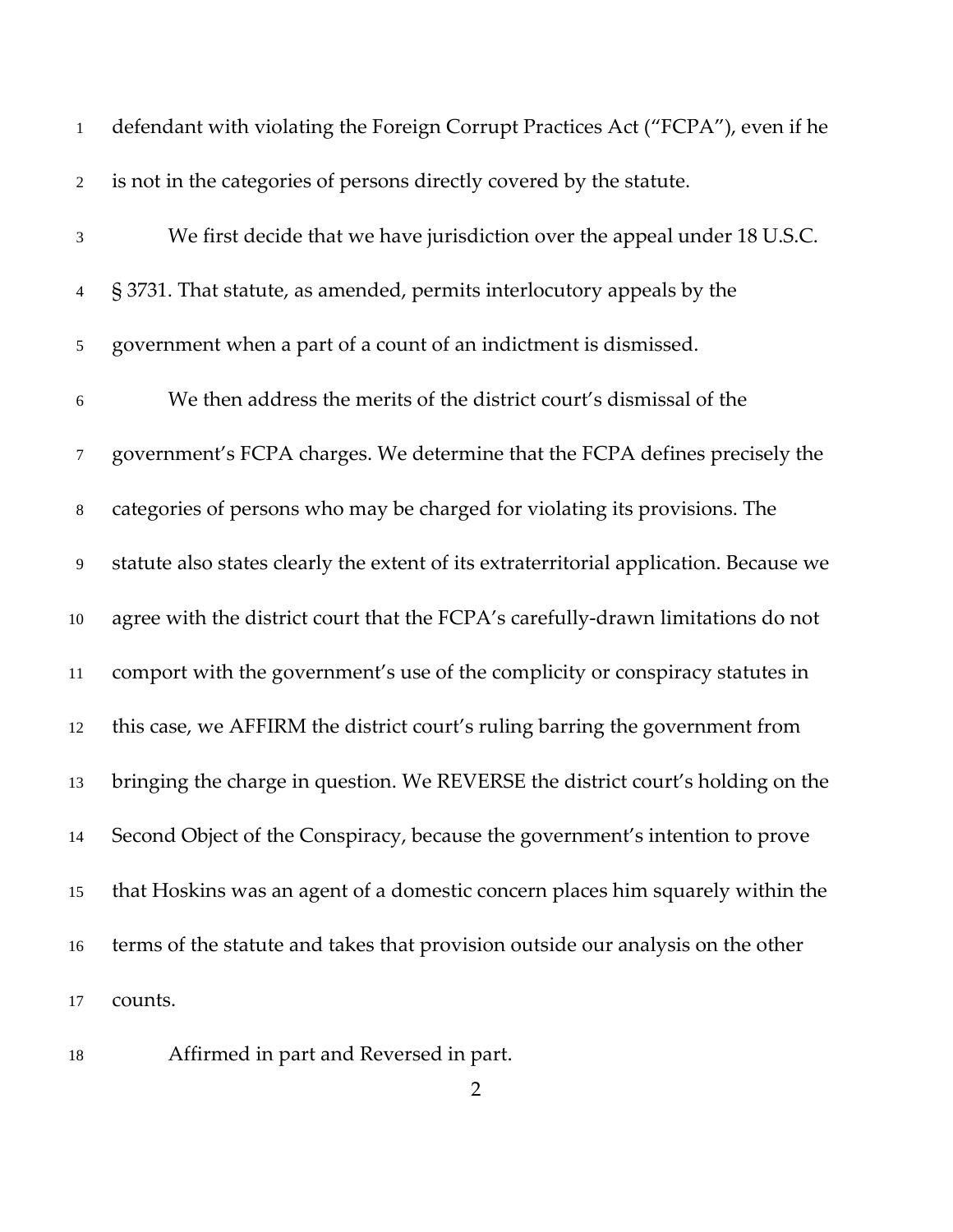defendant with violating the Foreign Corrupt Practices Act ("FCPA"), even if he is not in the categories of persons directly covered by the statute.

We first decide that we have jurisdiction over the appeal under 18 U.S.C. § 3731. That statute, as amended, permits interlocutory appeals by the government when a part of a count of an indictment is dismissed.

We then address the merits of the district court's dismissal of the government's FCPA charges. We determine that the FCPA defines precisely the categories of persons who may be charged for violating its provisions. The statute also states clearly the extent of its extraterritorial application. Because we agree with the district court that the FCPA's carefully-drawn limitations do not comport with the government's use of the complicity or conspiracy statutes in this case, we AFFIRM the district court's ruling barring the government from bringing the charge in question. We REVERSE the district court's holding on the Second Object of the Conspiracy, because the government's intention to prove that Hoskins was an agent of a domestic concern places him squarely within the terms of the statute and takes that provision outside our analysis on the other counts.

Affirmed in part and Reversed in part.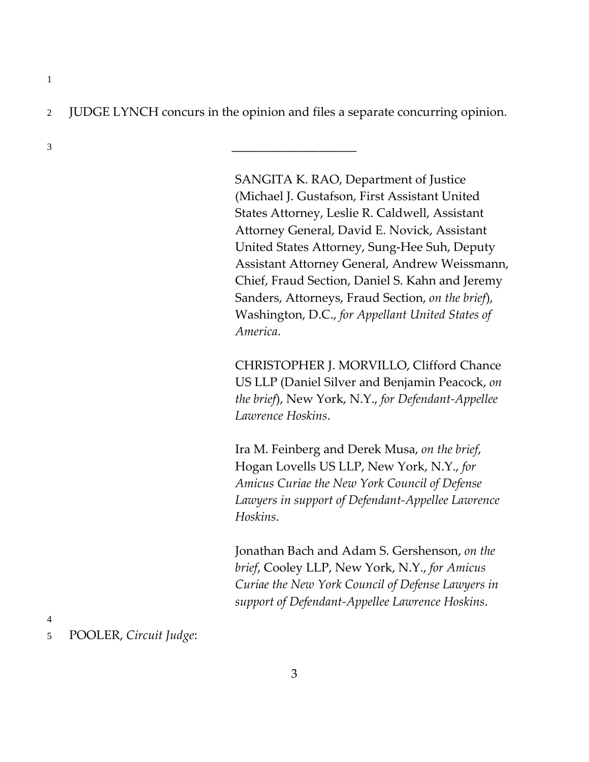JUDGE LYNCH concurs in the opinion and files a separate concurring opinion.

\_\_\_\_\_\_\_\_\_\_\_\_\_\_\_\_\_\_\_\_

SANGITA K. RAO, Department of Justice (Michael J. Gustafson, First Assistant United States Attorney, Leslie R. Caldwell, Assistant Attorney General, David E. Novick, Assistant United States Attorney, Sung-Hee Suh, Deputy Assistant Attorney General, Andrew Weissmann, Chief, Fraud Section, Daniel S. Kahn and Jeremy Sanders, Attorneys, Fraud Section, *on the brief*), Washington, D.C., *for Appellant United States of America*.

CHRISTOPHER J. MORVILLO, Clifford Chance US LLP (Daniel Silver and Benjamin Peacock, *on the brief*), New York, N.Y., *for Defendant-Appellee Lawrence Hoskins*.

Ira M. Feinberg and Derek Musa, *on the brief*, Hogan Lovells US LLP, New York, N.Y., *for Amicus Curiae the New York Council of Defense Lawyers in support of Defendant-Appellee Lawrence Hoskins*.

Jonathan Bach and Adam S. Gershenson, *on the brief*, Cooley LLP, New York, N.Y., *for Amicus Curiae the New York Council of Defense Lawyers in support of Defendant-Appellee Lawrence Hoskins*.

POOLER, *Circuit Judge*: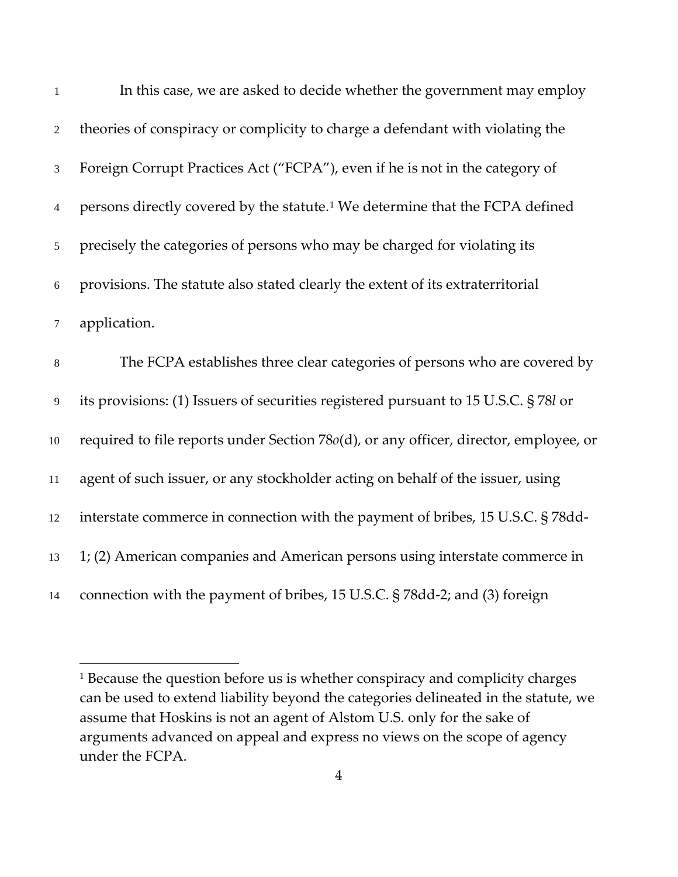In this case, we are asked to decide whether the government may employ theories of conspiracy or complicity to charge a defendant with violating the Foreign Corrupt Practices Act ("FCPA"), even if he is not in the category of persons directly covered by the statute.[1] We determine that the FCPA defined precisely the categories of persons who may be charged for violating its provisions. The statute also stated clearly the extent of its extraterritorial application.

The FCPA establishes three clear categories of persons who are covered by its provisions: (1) Issuers of securities registered pursuant to 15 U.S.C. § 78*l* or required to file reports under Section 78*o*(d), or any officer, director, employee, or agent of such issuer, or any stockholder acting on behalf of the issuer, using interstate commerce in connection with the payment of bribes, 15 U.S.C. § 78dd-1; (2) American companies and American persons using interstate commerce in connection with the payment of bribes, 15 U.S.C. § 78dd-2; and (3) foreign

[1] Because the question before us is whether conspiracy and complicity charges can be used to extend liability beyond the categories delineated in the statute, we assume that Hoskins is not an agent of Alstom U.S. only for the sake of arguments advanced on appeal and express no views on the scope of agency under the FCPA.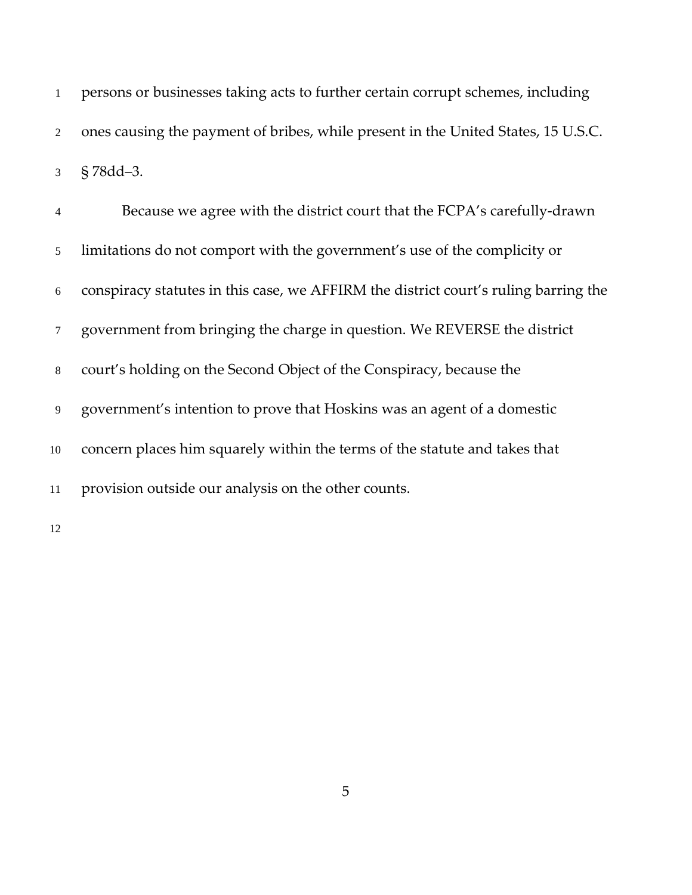persons or businesses taking acts to further certain corrupt schemes, including ones causing the payment of bribes, while present in the United States, 15 U.S.C. § 78dd–3.

Because we agree with the district court that the FCPA's carefully-drawn limitations do not comport with the government's use of the complicity or conspiracy statutes in this case, we AFFIRM the district court's ruling barring the government from bringing the charge in question. We REVERSE the district court's holding on the Second Object of the Conspiracy, because the government's intention to prove that Hoskins was an agent of a domestic concern places him squarely within the terms of the statute and takes that provision outside our analysis on the other counts.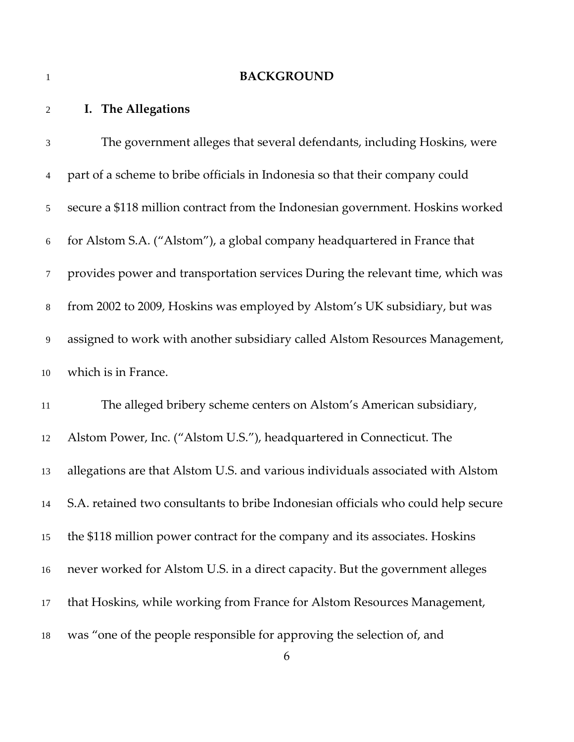# BACKGROUND

## I. The Allegations

The government alleges that several defendants, including Hoskins, were part of a scheme to bribe officials in Indonesia so that their company could secure a $118 million contract from the Indonesian government. Hoskins worked for Alstom S.A. ("Alstom"), a global company headquartered in France that provides power and transportation services During the relevant time, which was from 2002 to 2009, Hoskins was employed by Alstom's UK subsidiary, but was assigned to work with another subsidiary called Alstom Resources Management, which is in France.

The alleged bribery scheme centers on Alstom's American subsidiary, Alstom Power, Inc. ("Alstom U.S."), headquartered in Connecticut. The allegations are that Alstom U.S. and various individuals associated with Alstom S.A. retained two consultants to bribe Indonesian officials who could help secure the $118 million power contract for the company and its associates. Hoskins never worked for Alstom U.S. in a direct capacity. But the government alleges that Hoskins, while working from France for Alstom Resources Management, was "one of the people responsible for approving the selection of, and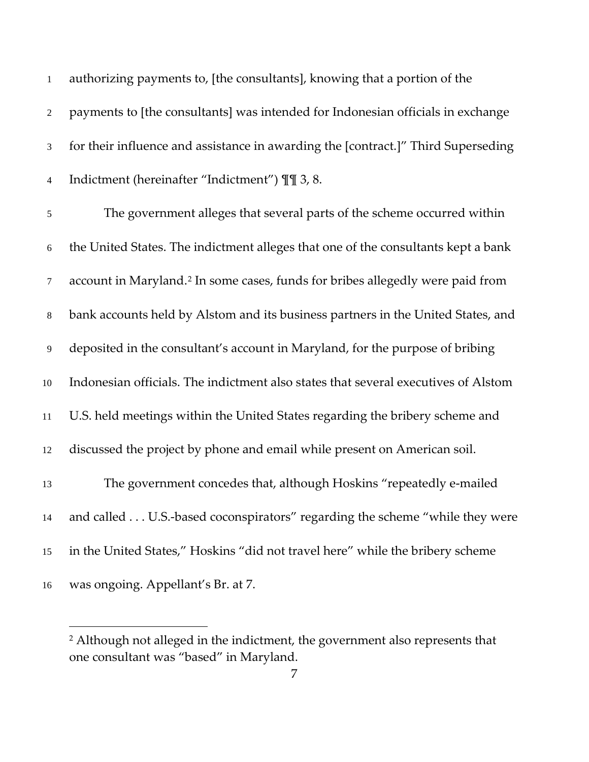authorizing payments to, [the consultants], knowing that a portion of the payments to [the consultants] was intended for Indonesian officials in exchange for their influence and assistance in awarding the [contract.]" Third Superseding Indictment (hereinafter "Indictment") ¶¶ 3, 8.

The government alleges that several parts of the scheme occurred within the United States. The indictment alleges that one of the consultants kept a bank account in Maryland.[2] In some cases, funds for bribes allegedly were paid from bank accounts held by Alstom and its business partners in the United States, and deposited in the consultant's account in Maryland, for the purpose of bribing Indonesian officials. The indictment also states that several executives of Alstom U.S. held meetings within the United States regarding the bribery scheme and discussed the project by phone and email while present on American soil.

The government concedes that, although Hoskins "repeatedly e-mailed and called . . . U.S.-based coconspirators" regarding the scheme "while they were in the United States," Hoskins "did not travel here" while the bribery scheme was ongoing. Appellant's Br. at 7.

[2] Although not alleged in the indictment, the government also represents that one consultant was "based" in Maryland.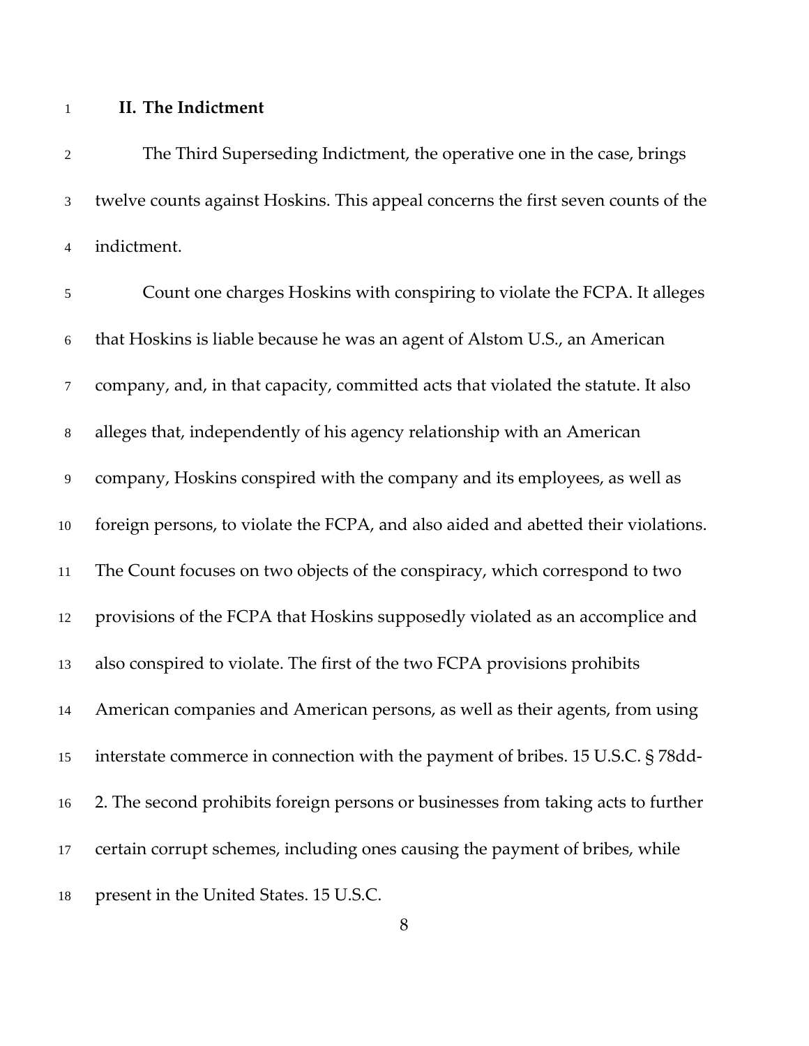## II. The Indictment

The Third Superseding Indictment, the operative one in the case, brings twelve counts against Hoskins. This appeal concerns the first seven counts of the indictment.

Count one charges Hoskins with conspiring to violate the FCPA. It alleges that Hoskins is liable because he was an agent of Alstom U.S., an American company, and, in that capacity, committed acts that violated the statute. It also alleges that, independently of his agency relationship with an American company, Hoskins conspired with the company and its employees, as well as foreign persons, to violate the FCPA, and also aided and abetted their violations. The Count focuses on two objects of the conspiracy, which correspond to two provisions of the FCPA that Hoskins supposedly violated as an accomplice and also conspired to violate. The first of the two FCPA provisions prohibits American companies and American persons, as well as their agents, from using interstate commerce in connection with the payment of bribes. 15 U.S.C. § 78dd-2. The second prohibits foreign persons or businesses from taking acts to further certain corrupt schemes, including ones causing the payment of bribes, while present in the United States. 15 U.S.C.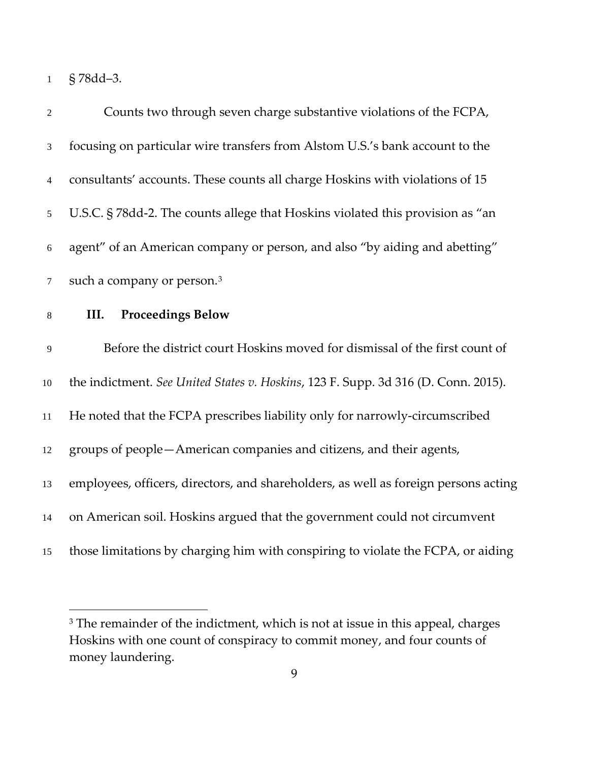§ 78dd–3.

Counts two through seven charge substantive violations of the FCPA, focusing on particular wire transfers from Alstom U.S.'s bank account to the consultants' accounts. These counts all charge Hoskins with violations of 15 U.S.C. § 78dd-2. The counts allege that Hoskins violated this provision as "an agent" of an American company or person, and also "by aiding and abetting" such a company or person.[3]

## III. Proceedings Below

Before the district court Hoskins moved for dismissal of the first count of the indictment. *See United States v. Hoskins*, 123 F. Supp. 3d 316 (D. Conn. 2015). He noted that the FCPA prescribes liability only for narrowly-circumscribed groups of people—American companies and citizens, and their agents, employees, officers, directors, and shareholders, as well as foreign persons acting on American soil. Hoskins argued that the government could not circumvent those limitations by charging him with conspiring to violate the FCPA, or aiding

[3] The remainder of the indictment, which is not at issue in this appeal, charges Hoskins with one count of conspiracy to commit money, and four counts of money laundering.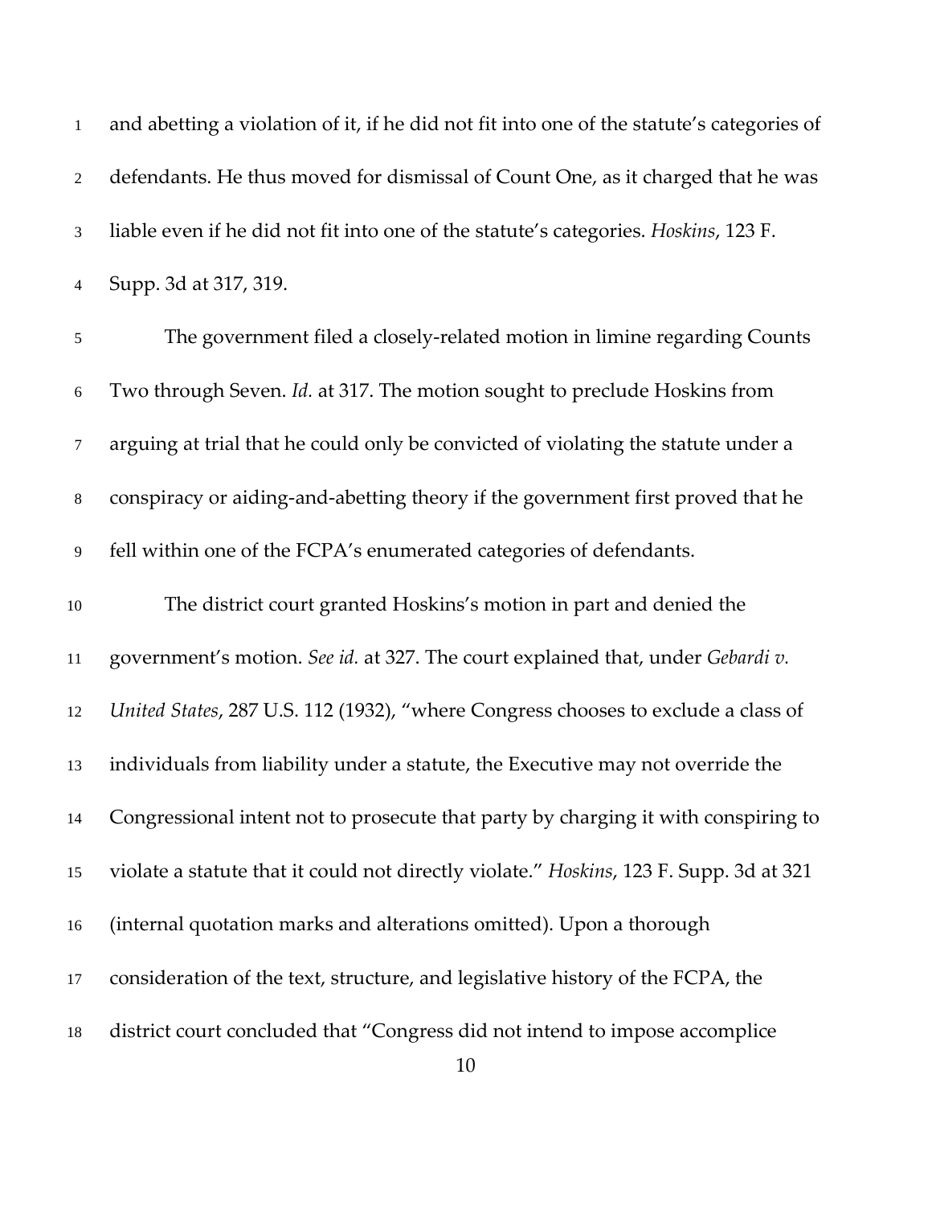and abetting a violation of it, if he did not fit into one of the statute's categories of defendants. He thus moved for dismissal of Count One, as it charged that he was liable even if he did not fit into one of the statute's categories. *Hoskins*, 123 F. Supp. 3d at 317, 319.

The government filed a closely-related motion in limine regarding Counts Two through Seven. *Id.* at 317. The motion sought to preclude Hoskins from arguing at trial that he could only be convicted of violating the statute under a conspiracy or aiding-and-abetting theory if the government first proved that he fell within one of the FCPA's enumerated categories of defendants.

The district court granted Hoskins's motion in part and denied the government's motion. *See id.* at 327. The court explained that, under *Gebardi v. United States*, 287 U.S. 112 (1932), "where Congress chooses to exclude a class of individuals from liability under a statute, the Executive may not override the Congressional intent not to prosecute that party by charging it with conspiring to violate a statute that it could not directly violate." *Hoskins*, 123 F. Supp. 3d at 321 (internal quotation marks and alterations omitted). Upon a thorough consideration of the text, structure, and legislative history of the FCPA, the district court concluded that "Congress did not intend to impose accomplice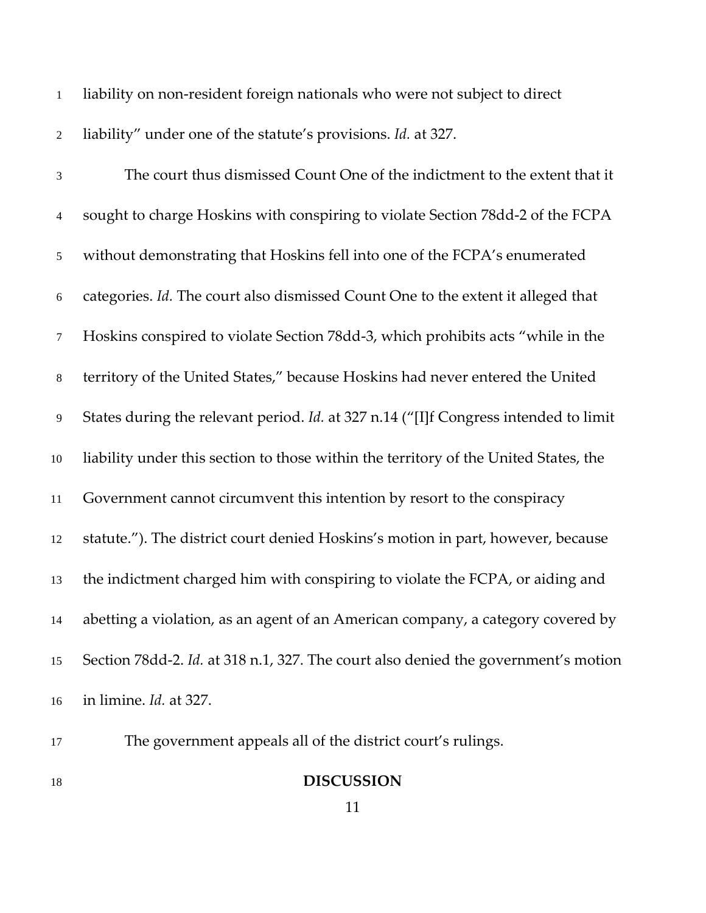liability on non-resident foreign nationals who were not subject to direct liability" under one of the statute's provisions. *Id.* at 327.

The court thus dismissed Count One of the indictment to the extent that it sought to charge Hoskins with conspiring to violate Section 78dd-2 of the FCPA without demonstrating that Hoskins fell into one of the FCPA's enumerated categories. *Id.* The court also dismissed Count One to the extent it alleged that Hoskins conspired to violate Section 78dd-3, which prohibits acts "while in the territory of the United States," because Hoskins had never entered the United States during the relevant period. *Id.* at 327 n.14 ("[I]f Congress intended to limit liability under this section to those within the territory of the United States, the Government cannot circumvent this intention by resort to the conspiracy statute."). The district court denied Hoskins's motion in part, however, because the indictment charged him with conspiring to violate the FCPA, or aiding and abetting a violation, as an agent of an American company, a category covered by Section 78dd-2. *Id.* at 318 n.1, 327. The court also denied the government's motion in limine. *Id.* at 327.

The government appeals all of the district court's rulings.

## DISCUSSION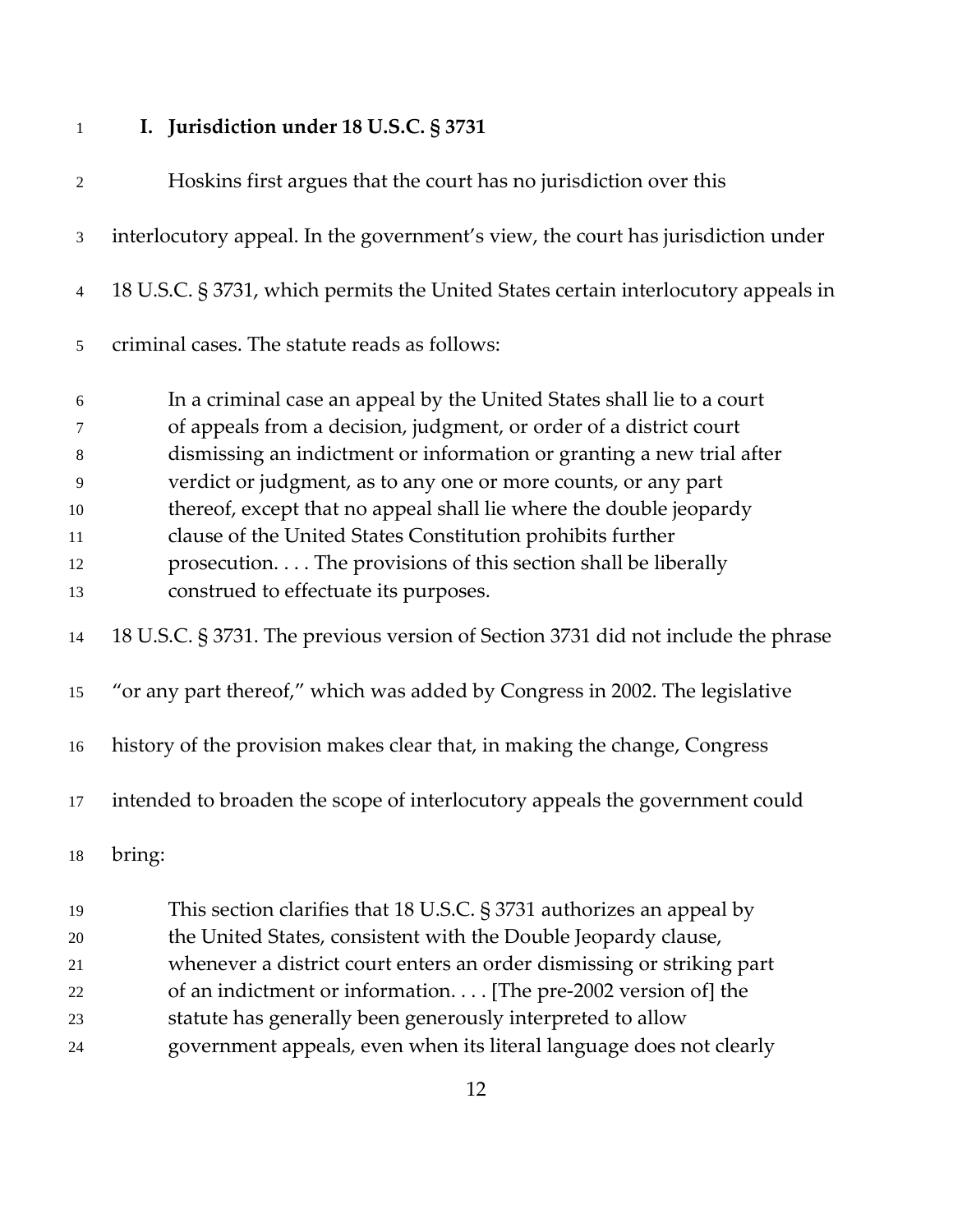## I. Jurisdiction under 18 U.S.C. § 3731

Hoskins first argues that the court has no jurisdiction over this interlocutory appeal. In the government's view, the court has jurisdiction under 18 U.S.C. § 3731, which permits the United States certain interlocutory appeals in criminal cases. The statute reads as follows:

> In a criminal case an appeal by the United States shall lie to a court of appeals from a decision, judgment, or order of a district court dismissing an indictment or information or granting a new trial after verdict or judgment, as to any one or more counts, or any part thereof, except that no appeal shall lie where the double jeopardy clause of the United States Constitution prohibits further prosecution. . . . The provisions of this section shall be liberally construed to effectuate its purposes.

18 U.S.C. § 3731. The previous version of Section 3731 did not include the phrase "or any part thereof," which was added by Congress in 2002. The legislative history of the provision makes clear that, in making the change, Congress intended to broaden the scope of interlocutory appeals the government could bring:

> This section clarifies that 18 U.S.C. § 3731 authorizes an appeal by the United States, consistent with the Double Jeopardy clause, whenever a district court enters an order dismissing or striking part of an indictment or information. . . . [The pre-2002 version of] the statute has generally been generously interpreted to allow government appeals, even when its literal language does not clearly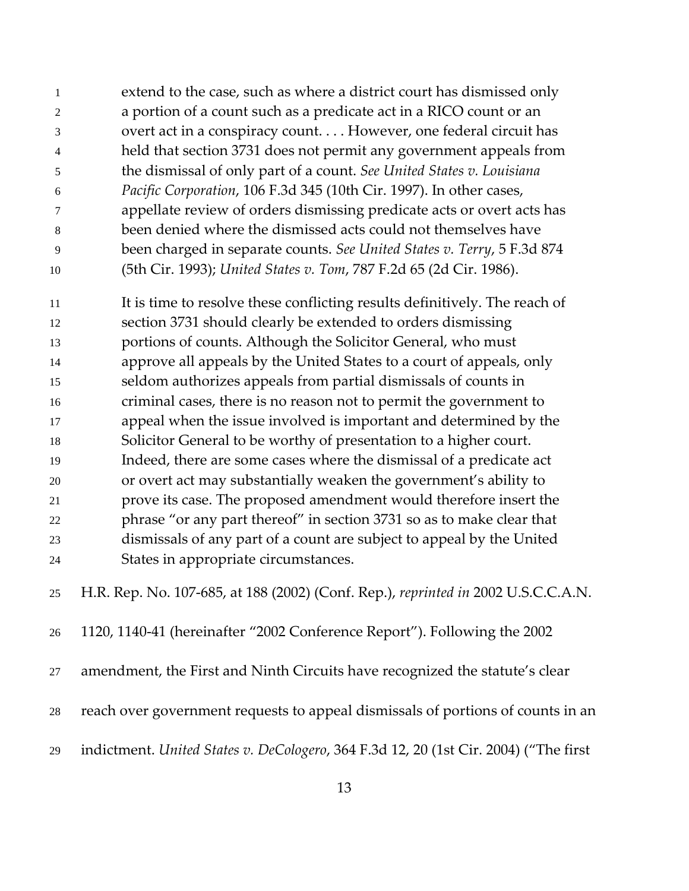> extend to the case, such as where a district court has dismissed only a portion of a count such as a predicate act in a RICO count or an overt act in a conspiracy count. . . . However, one federal circuit has held that section 3731 does not permit any government appeals from the dismissal of only part of a count. *See United States v. Louisiana Pacific Corporation*, 106 F.3d 345 (10th Cir. 1997). In other cases, appellate review of orders dismissing predicate acts or overt acts has been denied where the dismissed acts could not themselves have been charged in separate counts. *See United States v. Terry*, 5 F.3d 874 (5th Cir. 1993); *United States v. Tom*, 787 F.2d 65 (2d Cir. 1986).
>
> It is time to resolve these conflicting results definitively. The reach of section 3731 should clearly be extended to orders dismissing portions of counts. Although the Solicitor General, who must approve all appeals by the United States to a court of appeals, only seldom authorizes appeals from partial dismissals of counts in criminal cases, there is no reason not to permit the government to appeal when the issue involved is important and determined by the Solicitor General to be worthy of presentation to a higher court. Indeed, there are some cases where the dismissal of a predicate act or overt act may substantially weaken the government's ability to prove its case. The proposed amendment would therefore insert the phrase "or any part thereof" in section 3731 so as to make clear that dismissals of any part of a count are subject to appeal by the United States in appropriate circumstances.

H.R. Rep. No. 107-685, at 188 (2002) (Conf. Rep.), *reprinted in* 2002 U.S.C.C.A.N. 1120, 1140-41 (hereinafter "2002 Conference Report"). Following the 2002 amendment, the First and Ninth Circuits have recognized the statute's clear reach over government requests to appeal dismissals of portions of counts in an indictment. *United States v. DeCologero*, 364 F.3d 12, 20 (1st Cir. 2004) ("The first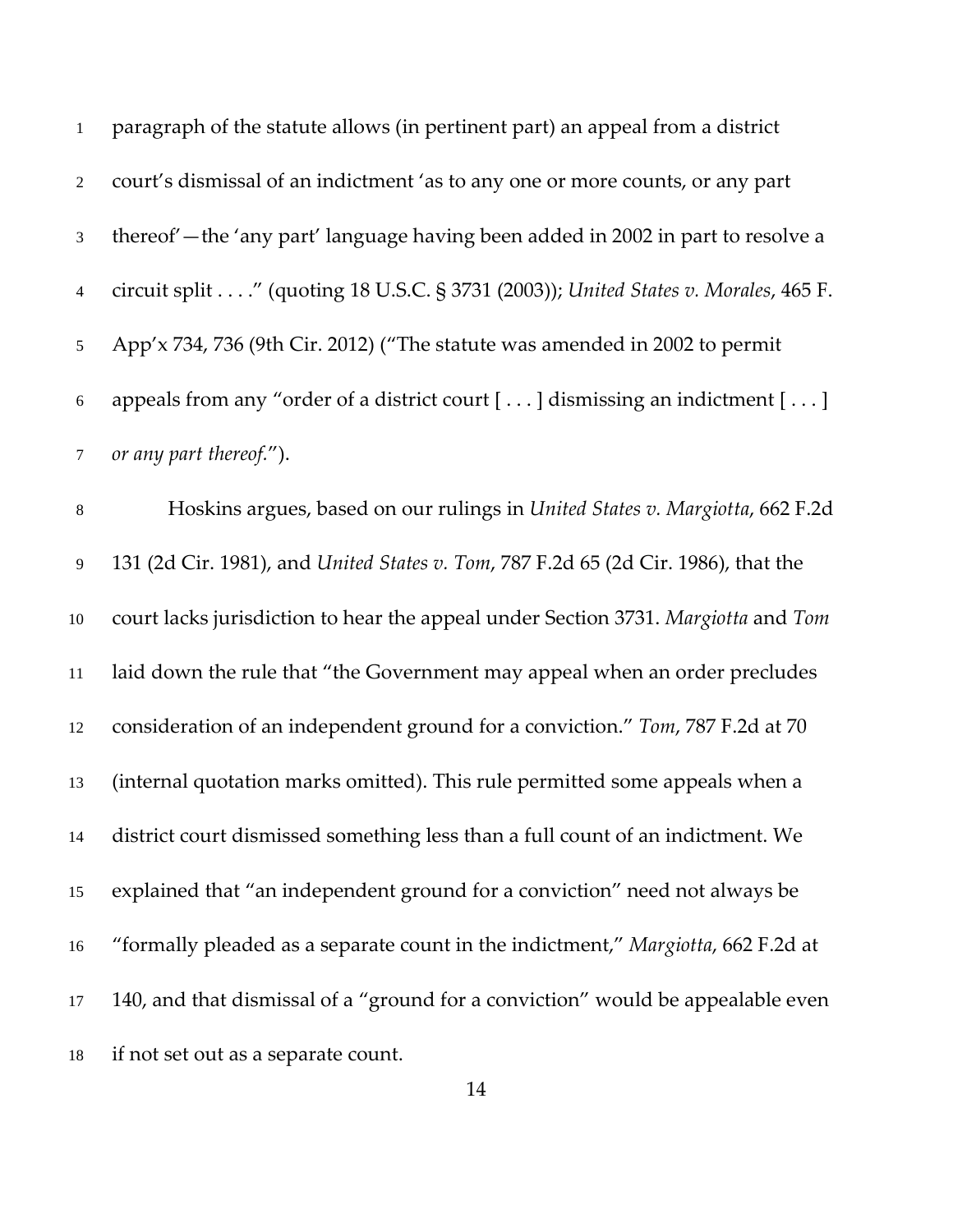paragraph of the statute allows (in pertinent part) an appeal from a district court's dismissal of an indictment 'as to any one or more counts, or any part thereof'—the 'any part' language having been added in 2002 in part to resolve a circuit split . . . ." (quoting 18 U.S.C. § 3731 (2003)); *United States v. Morales*, 465 F. App'x 734, 736 (9th Cir. 2012) ("The statute was amended in 2002 to permit appeals from any "order of a district court [ . . . ] dismissing an indictment [ . . . ] *or any part thereof*.").

Hoskins argues, based on our rulings in *United States v. Margiotta*, 662 F.2d 131 (2d Cir. 1981), and *United States v. Tom*, 787 F.2d 65 (2d Cir. 1986), that the court lacks jurisdiction to hear the appeal under Section 3731. *Margiotta* and *Tom* laid down the rule that "the Government may appeal when an order precludes consideration of an independent ground for a conviction." *Tom*, 787 F.2d at 70 (internal quotation marks omitted). This rule permitted some appeals when a district court dismissed something less than a full count of an indictment. We explained that "an independent ground for a conviction" need not always be "formally pleaded as a separate count in the indictment," *Margiotta*, 662 F.2d at 140, and that dismissal of a "ground for a conviction" would be appealable even if not set out as a separate count.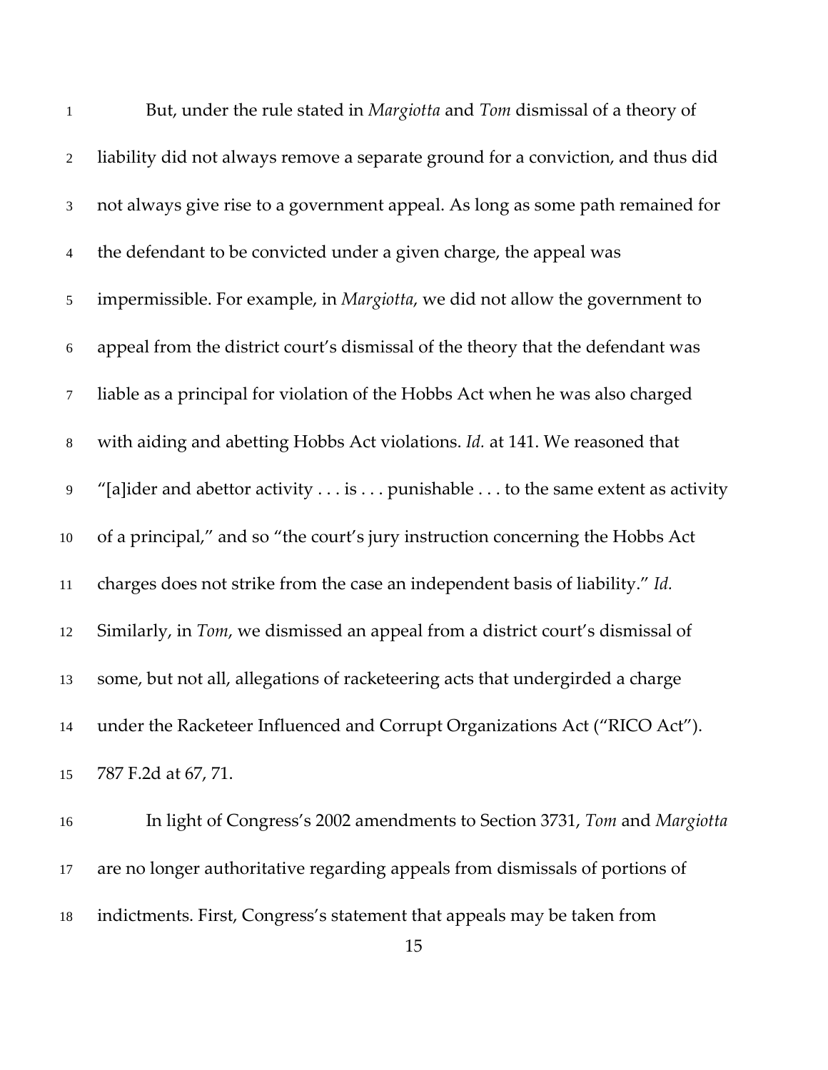But, under the rule stated in *Margiotta* and *Tom* dismissal of a theory of liability did not always remove a separate ground for a conviction, and thus did not always give rise to a government appeal. As long as some path remained for the defendant to be convicted under a given charge, the appeal was impermissible. For example, in *Margiotta*, we did not allow the government to appeal from the district court's dismissal of the theory that the defendant was liable as a principal for violation of the Hobbs Act when he was also charged with aiding and abetting Hobbs Act violations. *Id.* at 141. We reasoned that "[a]ider and abettor activity . . . is . . . punishable . . . to the same extent as activity of a principal," and so "the court's jury instruction concerning the Hobbs Act charges does not strike from the case an independent basis of liability." *Id.* Similarly, in *Tom*, we dismissed an appeal from a district court's dismissal of some, but not all, allegations of racketeering acts that undergirded a charge under the Racketeer Influenced and Corrupt Organizations Act ("RICO Act"). 787 F.2d at 67, 71.

In light of Congress's 2002 amendments to Section 3731, *Tom* and *Margiotta* are no longer authoritative regarding appeals from dismissals of portions of indictments. First, Congress's statement that appeals may be taken from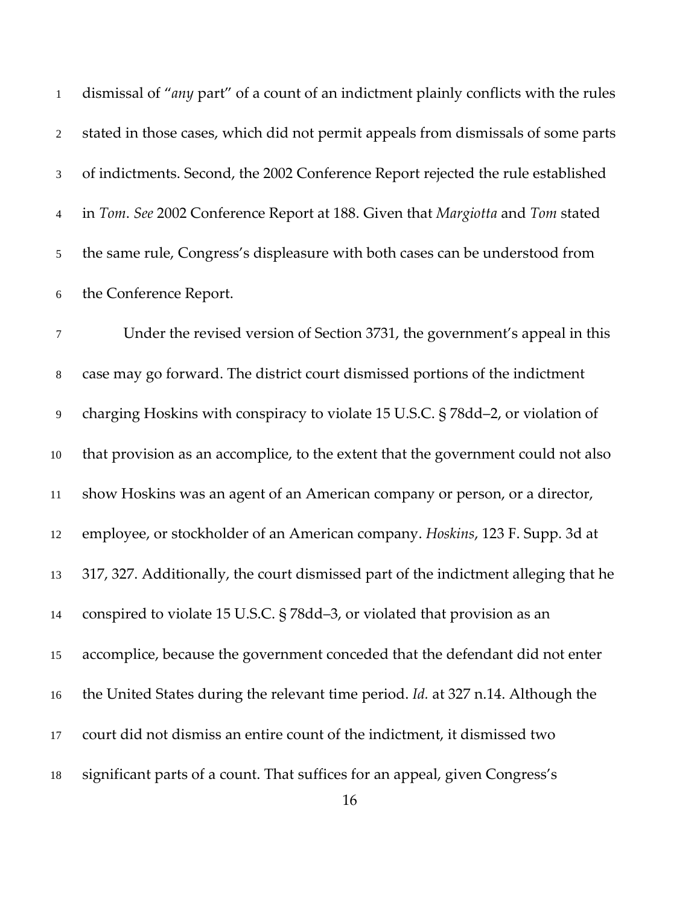dismissal of "*any* part" of a count of an indictment plainly conflicts with the rules stated in those cases, which did not permit appeals from dismissals of some parts of indictments. Second, the 2002 Conference Report rejected the rule established in *Tom*. *See* 2002 Conference Report at 188. Given that *Margiotta* and *Tom* stated the same rule, Congress's displeasure with both cases can be understood from the Conference Report.

Under the revised version of Section 3731, the government's appeal in this case may go forward. The district court dismissed portions of the indictment charging Hoskins with conspiracy to violate 15 U.S.C. § 78dd–2, or violation of that provision as an accomplice, to the extent that the government could not also show Hoskins was an agent of an American company or person, or a director, employee, or stockholder of an American company. *Hoskins*, 123 F. Supp. 3d at 317, 327. Additionally, the court dismissed part of the indictment alleging that he conspired to violate 15 U.S.C. § 78dd–3, or violated that provision as an accomplice, because the government conceded that the defendant did not enter the United States during the relevant time period. *Id.* at 327 n.14. Although the court did not dismiss an entire count of the indictment, it dismissed two significant parts of a count. That suffices for an appeal, given Congress's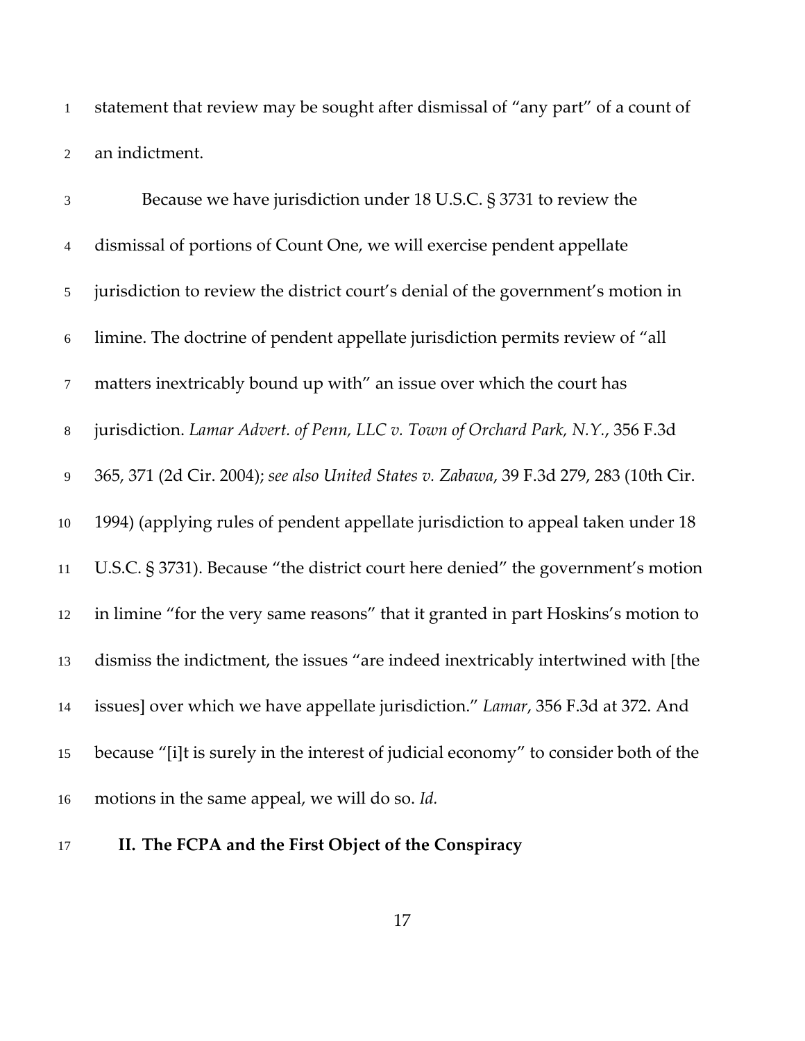statement that review may be sought after dismissal of "any part" of a count of an indictment.

Because we have jurisdiction under 18 U.S.C. § 3731 to review the dismissal of portions of Count One, we will exercise pendent appellate jurisdiction to review the district court's denial of the government's motion in limine. The doctrine of pendent appellate jurisdiction permits review of "all matters inextricably bound up with" an issue over which the court has jurisdiction. *Lamar Advert. of Penn, LLC v. Town of Orchard Park, N.Y.*, 356 F.3d 365, 371 (2d Cir. 2004); *see also United States v. Zabawa*, 39 F.3d 279, 283 (10th Cir. 1994) (applying rules of pendent appellate jurisdiction to appeal taken under 18 U.S.C. § 3731). Because "the district court here denied" the government's motion in limine "for the very same reasons" that it granted in part Hoskins's motion to dismiss the indictment, the issues "are indeed inextricably intertwined with [the issues] over which we have appellate jurisdiction." *Lamar*, 356 F.3d at 372. And because "[i]t is surely in the interest of judicial economy" to consider both of the motions in the same appeal, we will do so. *Id.*

## II. The FCPA and the First Object of the Conspiracy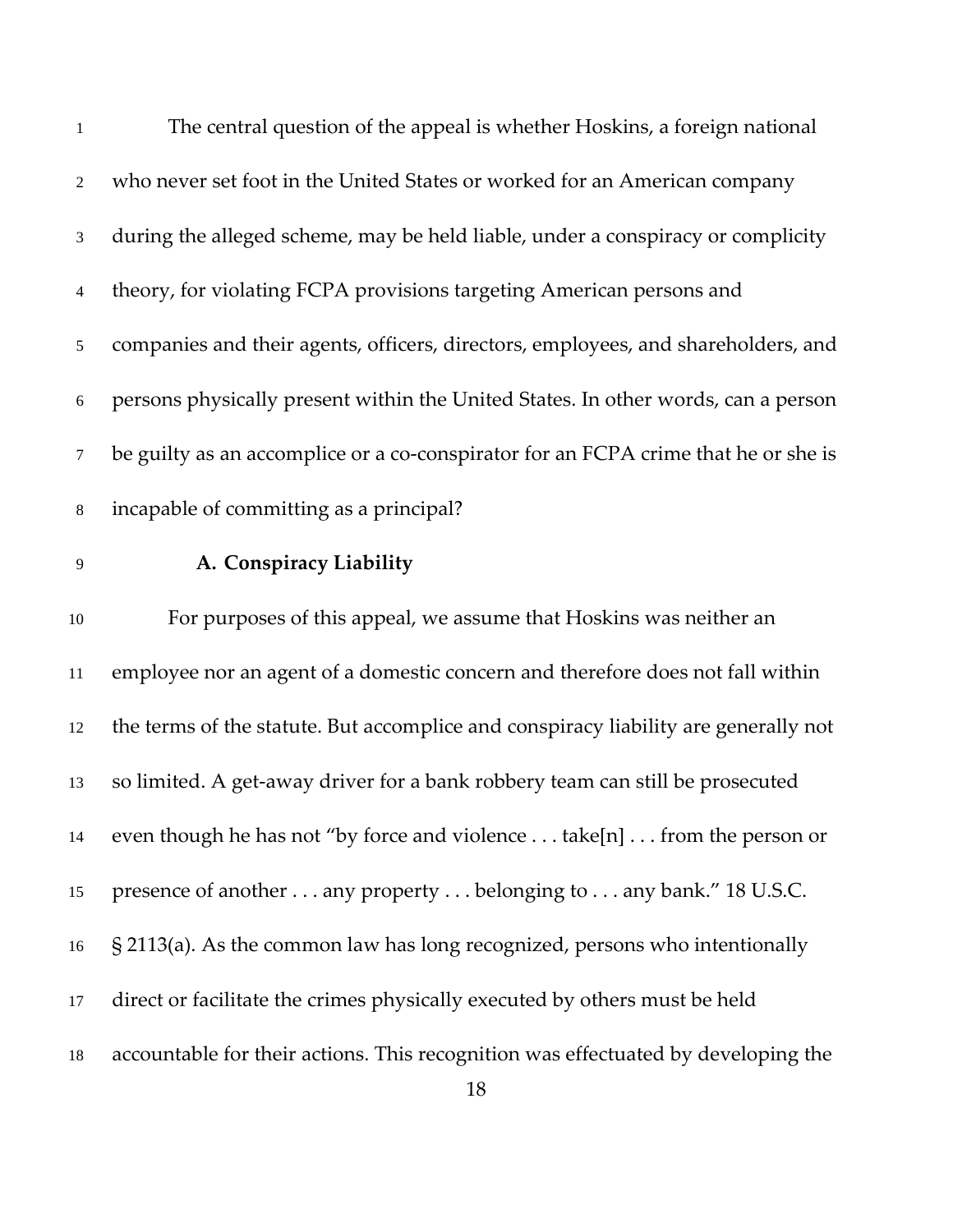The central question of the appeal is whether Hoskins, a foreign national who never set foot in the United States or worked for an American company during the alleged scheme, may be held liable, under a conspiracy or complicity theory, for violating FCPA provisions targeting American persons and companies and their agents, officers, directors, employees, and shareholders, and persons physically present within the United States. In other words, can a person be guilty as an accomplice or a co-conspirator for an FCPA crime that he or she is incapable of committing as a principal?

### A. Conspiracy Liability

For purposes of this appeal, we assume that Hoskins was neither an employee nor an agent of a domestic concern and therefore does not fall within the terms of the statute. But accomplice and conspiracy liability are generally not so limited. A get-away driver for a bank robbery team can still be prosecuted even though he has not "by force and violence . . . take[n] . . . from the person or presence of another . . . any property . . . belonging to . . . any bank." 18 U.S.C. § 2113(a). As the common law has long recognized, persons who intentionally direct or facilitate the crimes physically executed by others must be held accountable for their actions. This recognition was effectuated by developing the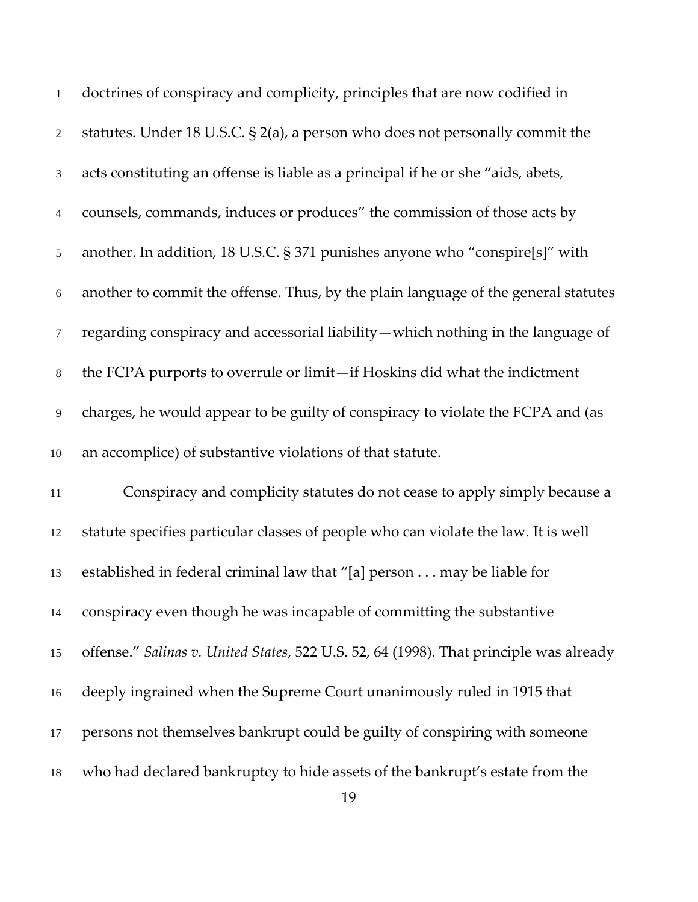doctrines of conspiracy and complicity, principles that are now codified in statutes. Under 18 U.S.C. § 2(a), a person who does not personally commit the acts constituting an offense is liable as a principal if he or she "aids, abets, counsels, commands, induces or produces" the commission of those acts by another. In addition, 18 U.S.C. § 371 punishes anyone who "conspire[s]" with another to commit the offense. Thus, by the plain language of the general statutes regarding conspiracy and accessorial liability—which nothing in the language of the FCPA purports to overrule or limit—if Hoskins did what the indictment charges, he would appear to be guilty of conspiracy to violate the FCPA and (as an accomplice) of substantive violations of that statute.

Conspiracy and complicity statutes do not cease to apply simply because a statute specifies particular classes of people who can violate the law. It is well established in federal criminal law that "[a] person . . . may be liable for conspiracy even though he was incapable of committing the substantive offense." *Salinas v. United States*, 522 U.S. 52, 64 (1998). That principle was already deeply ingrained when the Supreme Court unanimously ruled in 1915 that persons not themselves bankrupt could be guilty of conspiring with someone who had declared bankruptcy to hide assets of the bankrupt's estate from the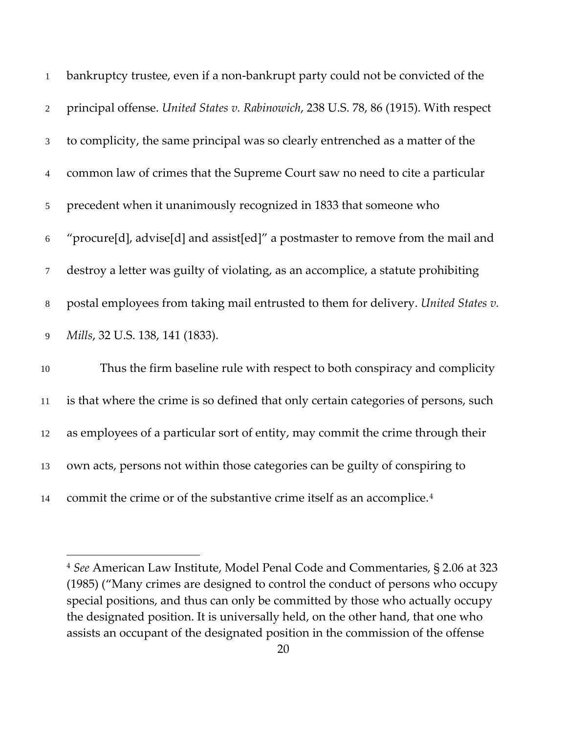bankruptcy trustee, even if a non-bankrupt party could not be convicted of the principal offense. *United States v. Rabinowich*, 238 U.S. 78, 86 (1915). With respect to complicity, the same principal was so clearly entrenched as a matter of the common law of crimes that the Supreme Court saw no need to cite a particular precedent when it unanimously recognized in 1833 that someone who "procure[d], advise[d] and assist[ed]" a postmaster to remove from the mail and destroy a letter was guilty of violating, as an accomplice, a statute prohibiting postal employees from taking mail entrusted to them for delivery. *United States v. Mills*, 32 U.S. 138, 141 (1833).

Thus the firm baseline rule with respect to both conspiracy and complicity is that where the crime is so defined that only certain categories of persons, such as employees of a particular sort of entity, may commit the crime through their own acts, persons not within those categories can be guilty of conspiring to commit the crime or of the substantive crime itself as an accomplice.[4]

---

[4] *See* American Law Institute, Model Penal Code and Commentaries, § 2.06 at 323 (1985) ("Many crimes are designed to control the conduct of persons who occupy special positions, and thus can only be committed by those who actually occupy the designated position. It is universally held, on the other hand, that one who assists an occupant of the designated position in the commission of the offense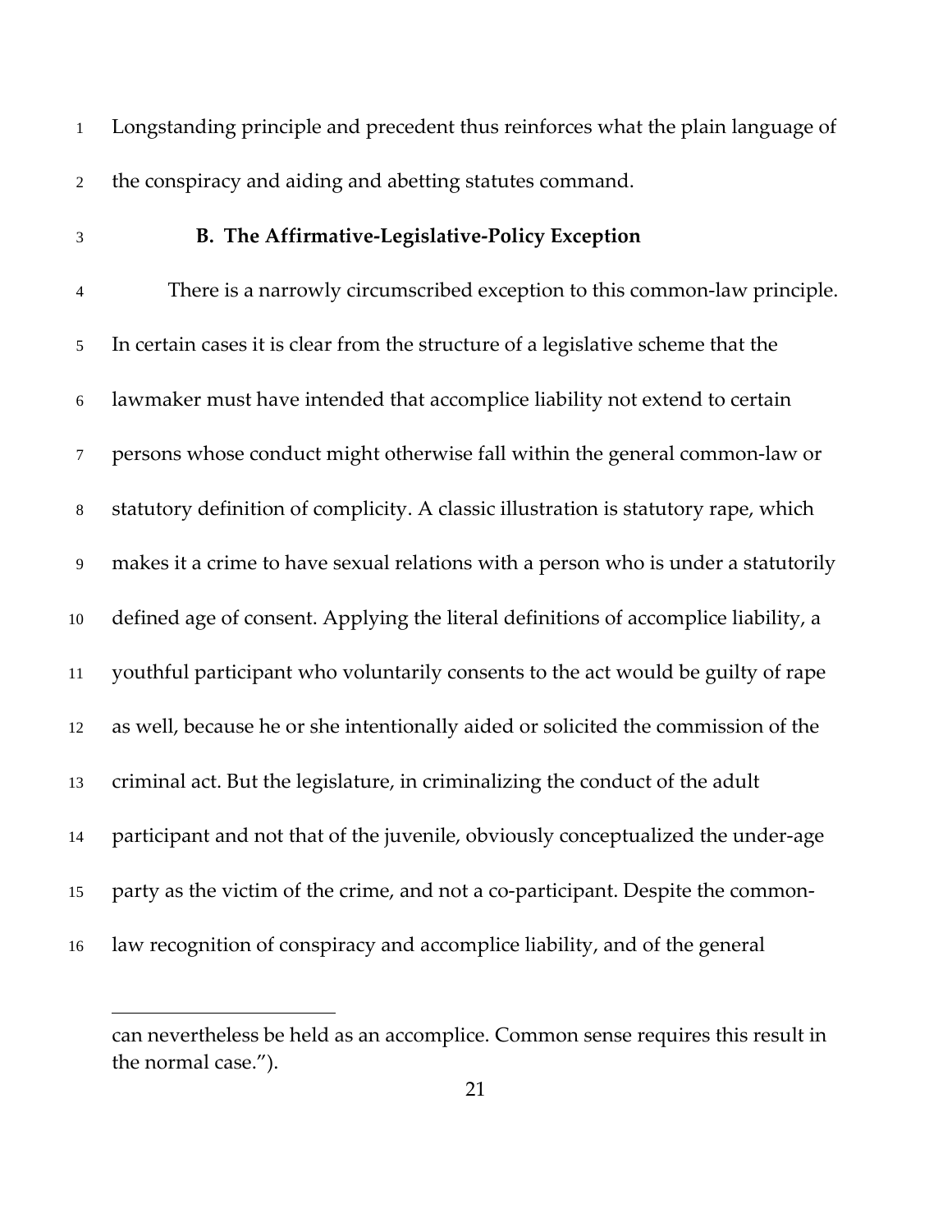Longstanding principle and precedent thus reinforces what the plain language of the conspiracy and aiding and abetting statutes command.

### B. The Affirmative-Legislative-Policy Exception

There is a narrowly circumscribed exception to this common-law principle. In certain cases it is clear from the structure of a legislative scheme that the lawmaker must have intended that accomplice liability not extend to certain persons whose conduct might otherwise fall within the general common-law or statutory definition of complicity. A classic illustration is statutory rape, which makes it a crime to have sexual relations with a person who is under a statutorily defined age of consent. Applying the literal definitions of accomplice liability, a youthful participant who voluntarily consents to the act would be guilty of rape as well, because he or she intentionally aided or solicited the commission of the criminal act. But the legislature, in criminalizing the conduct of the adult participant and not that of the juvenile, obviously conceptualized the under-age party as the victim of the crime, and not a co-participant. Despite the common-law recognition of conspiracy and accomplice liability, and of the general

can nevertheless be held as an accomplice. Common sense requires this result in the normal case.").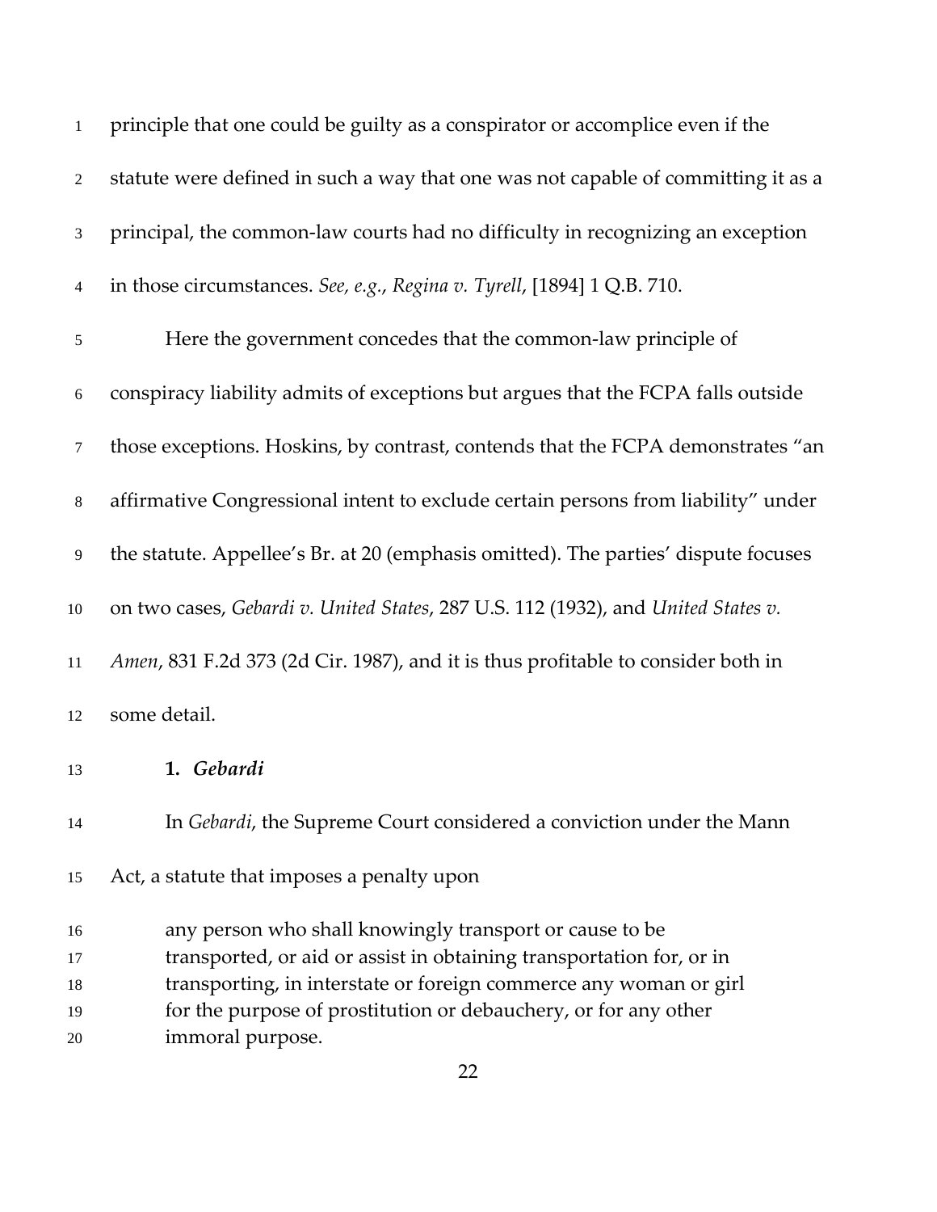principle that one could be guilty as a conspirator or accomplice even if the statute were defined in such a way that one was not capable of committing it as a principal, the common-law courts had no difficulty in recognizing an exception in those circumstances. *See, e.g.*, *Regina v. Tyrell*, [1894] 1 Q.B. 710.

Here the government concedes that the common-law principle of conspiracy liability admits of exceptions but argues that the FCPA falls outside those exceptions. Hoskins, by contrast, contends that the FCPA demonstrates "an affirmative Congressional intent to exclude certain persons from liability" under the statute. Appellee's Br. at 20 (emphasis omitted). The parties' dispute focuses on two cases, *Gebardi v. United States*, 287 U.S. 112 (1932), and *United States v. Amen*, 831 F.2d 373 (2d Cir. 1987), and it is thus profitable to consider both in some detail.

**1. *Gebardi***

In *Gebardi*, the Supreme Court considered a conviction under the Mann Act, a statute that imposes a penalty upon

> any person who shall knowingly transport or cause to be transported, or aid or assist in obtaining transportation for, or in transporting, in interstate or foreign commerce any woman or girl for the purpose of prostitution or debauchery, or for any other immoral purpose.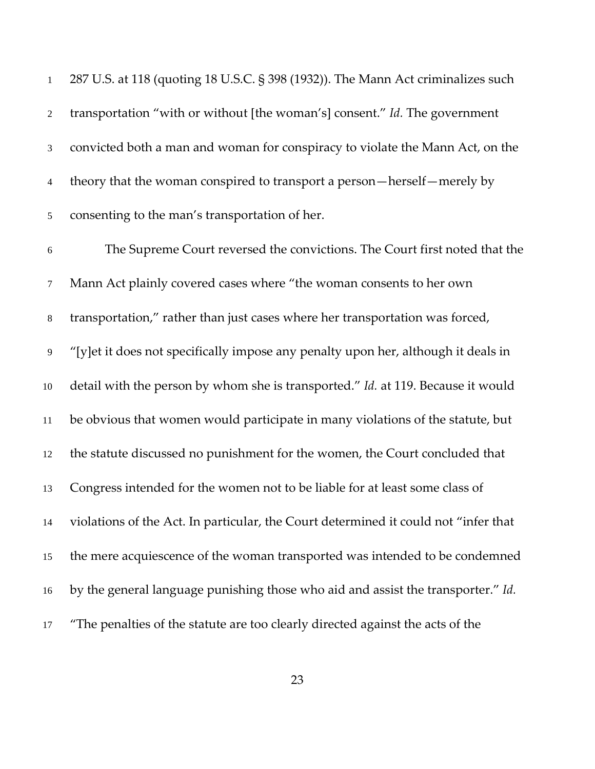287 U.S. at 118 (quoting 18 U.S.C. § 398 (1932)). The Mann Act criminalizes such transportation "with or without [the woman's] consent." *Id.* The government convicted both a man and woman for conspiracy to violate the Mann Act, on the theory that the woman conspired to transport a person—herself—merely by consenting to the man's transportation of her.

The Supreme Court reversed the convictions. The Court first noted that the Mann Act plainly covered cases where "the woman consents to her own transportation," rather than just cases where her transportation was forced, "[y]et it does not specifically impose any penalty upon her, although it deals in detail with the person by whom she is transported." *Id.* at 119. Because it would be obvious that women would participate in many violations of the statute, but the statute discussed no punishment for the women, the Court concluded that Congress intended for the women not to be liable for at least some class of violations of the Act. In particular, the Court determined it could not "infer that the mere acquiescence of the woman transported was intended to be condemned by the general language punishing those who aid and assist the transporter." *Id.* "The penalties of the statute are too clearly directed against the acts of the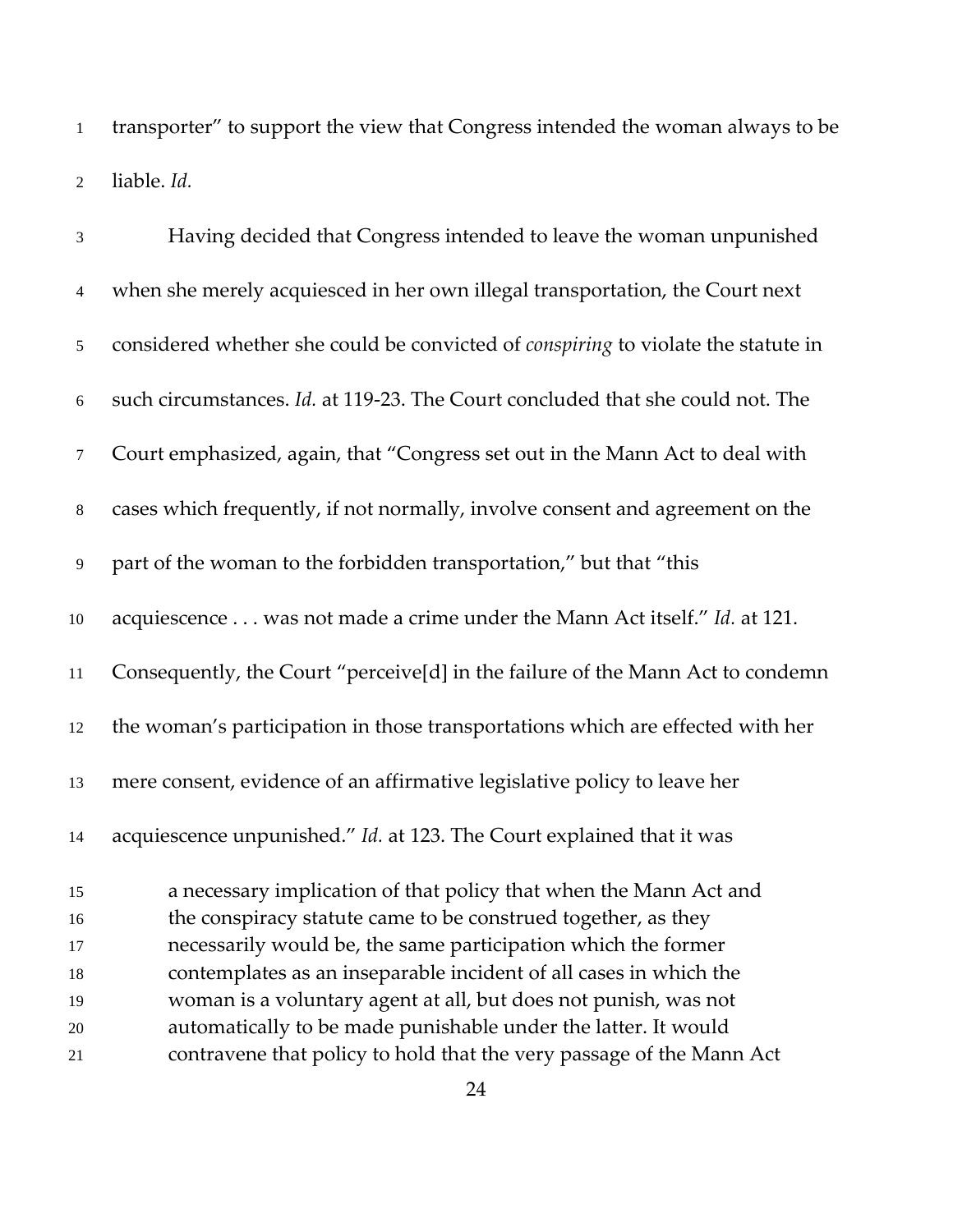transporter" to support the view that Congress intended the woman always to be liable. *Id.*

Having decided that Congress intended to leave the woman unpunished when she merely acquiesced in her own illegal transportation, the Court next considered whether she could be convicted of *conspiring* to violate the statute in such circumstances. *Id.* at 119-23. The Court concluded that she could not. The Court emphasized, again, that "Congress set out in the Mann Act to deal with cases which frequently, if not normally, involve consent and agreement on the part of the woman to the forbidden transportation," but that "this acquiescence . . . was not made a crime under the Mann Act itself." *Id.* at 121. Consequently, the Court "perceive[d] in the failure of the Mann Act to condemn the woman's participation in those transportations which are effected with her mere consent, evidence of an affirmative legislative policy to leave her acquiescence unpunished." *Id.* at 123. The Court explained that it was

> a necessary implication of that policy that when the Mann Act and the conspiracy statute came to be construed together, as they necessarily would be, the same participation which the former contemplates as an inseparable incident of all cases in which the woman is a voluntary agent at all, but does not punish, was not automatically to be made punishable under the latter. It would contravene that policy to hold that the very passage of the Mann Act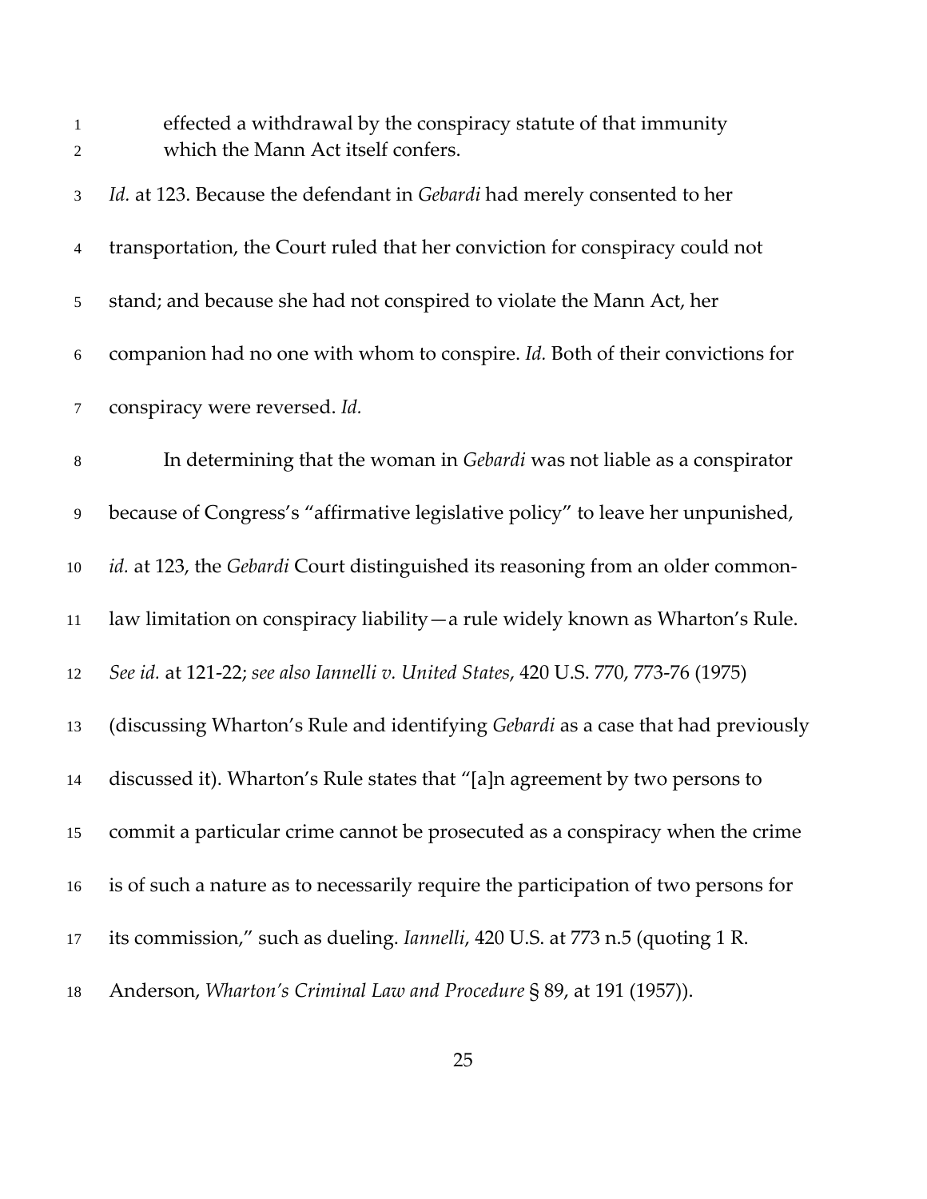> effected a withdrawal by the conspiracy statute of that immunity which the Mann Act itself confers.

*Id.* at 123. Because the defendant in *Gebardi* had merely consented to her transportation, the Court ruled that her conviction for conspiracy could not stand; and because she had not conspired to violate the Mann Act, her companion had no one with whom to conspire. *Id.* Both of their convictions for conspiracy were reversed. *Id.*

In determining that the woman in *Gebardi* was not liable as a conspirator because of Congress's "affirmative legislative policy" to leave her unpunished, *id.* at 123, the *Gebardi* Court distinguished its reasoning from an older common-law limitation on conspiracy liability—a rule widely known as Wharton's Rule. *See id.* at 121-22; *see also Iannelli v. United States*, 420 U.S. 770, 773-76 (1975) (discussing Wharton's Rule and identifying *Gebardi* as a case that had previously discussed it). Wharton's Rule states that "[a]n agreement by two persons to commit a particular crime cannot be prosecuted as a conspiracy when the crime is of such a nature as to necessarily require the participation of two persons for its commission," such as dueling. *Iannelli*, 420 U.S. at 773 n.5 (quoting 1 R. Anderson, *Wharton's Criminal Law and Procedure* § 89, at 191 (1957)).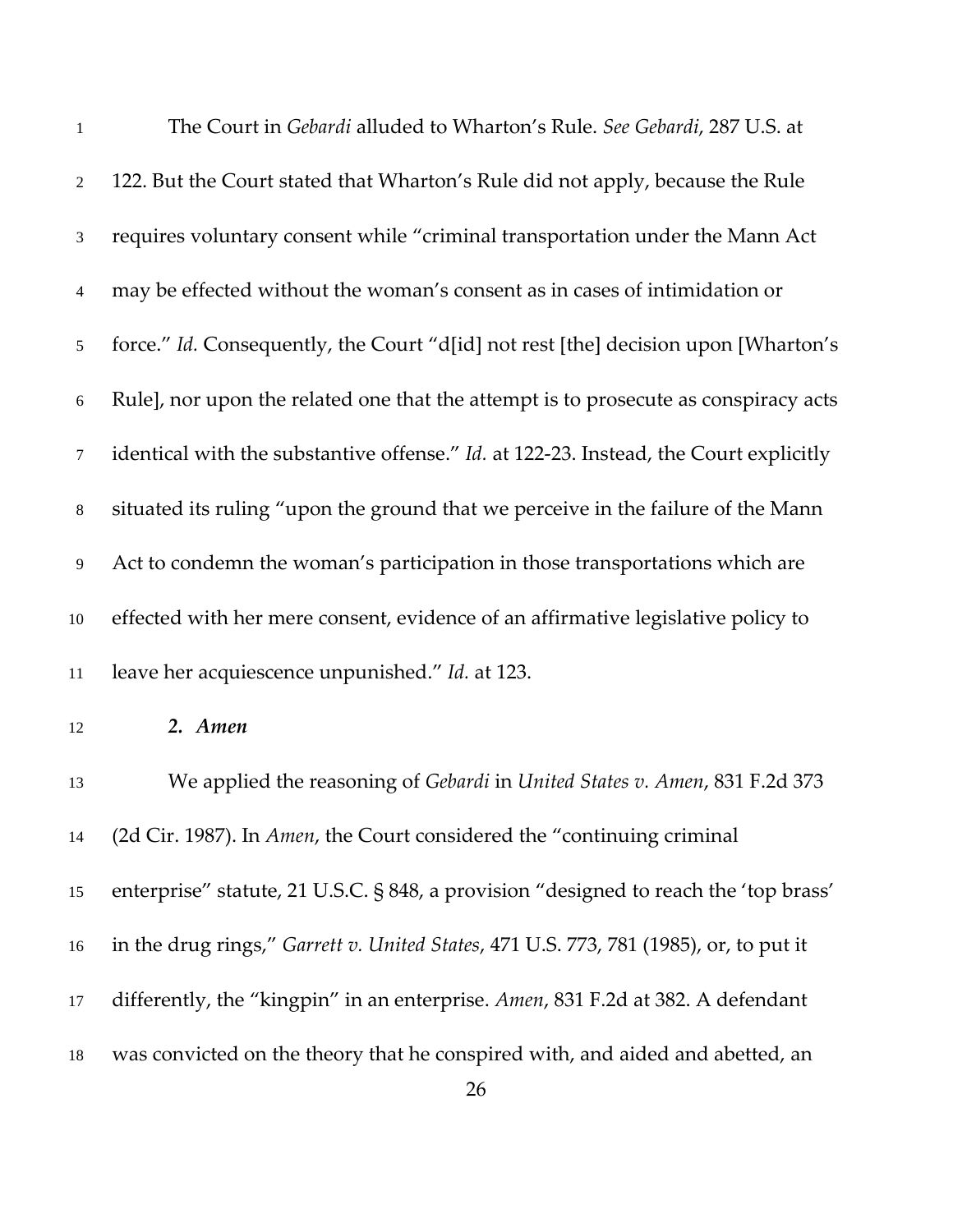The Court in *Gebardi* alluded to Wharton's Rule. *See Gebardi*, 287 U.S. at 122. But the Court stated that Wharton's Rule did not apply, because the Rule requires voluntary consent while "criminal transportation under the Mann Act may be effected without the woman's consent as in cases of intimidation or force." *Id.* Consequently, the Court "d[id] not rest [the] decision upon [Wharton's Rule], nor upon the related one that the attempt is to prosecute as conspiracy acts identical with the substantive offense." *Id.* at 122-23. Instead, the Court explicitly situated its ruling "upon the ground that we perceive in the failure of the Mann Act to condemn the woman's participation in those transportations which are effected with her mere consent, evidence of an affirmative legislative policy to leave her acquiescence unpunished." *Id.* at 123.

***2. Amen***

We applied the reasoning of *Gebardi* in *United States v. Amen*, 831 F.2d 373 (2d Cir. 1987). In *Amen*, the Court considered the "continuing criminal enterprise" statute, 21 U.S.C. § 848, a provision "designed to reach the 'top brass' in the drug rings," *Garrett v. United States*, 471 U.S. 773, 781 (1985), or, to put it differently, the "kingpin" in an enterprise. *Amen*, 831 F.2d at 382. A defendant was convicted on the theory that he conspired with, and aided and abetted, an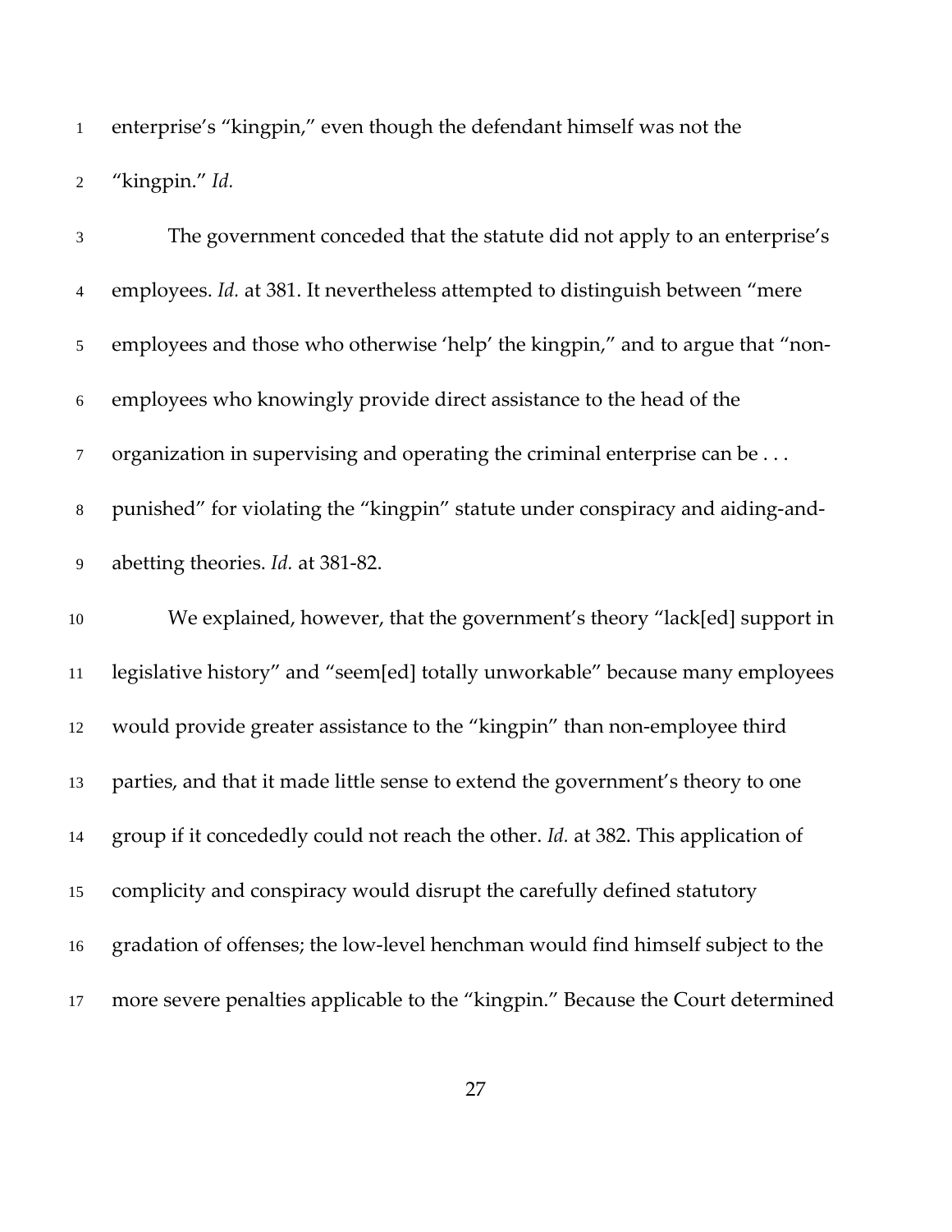enterprise's "kingpin," even though the defendant himself was not the "kingpin." *Id.*

The government conceded that the statute did not apply to an enterprise's employees. *Id.* at 381. It nevertheless attempted to distinguish between "mere employees and those who otherwise 'help' the kingpin," and to argue that "non-employees who knowingly provide direct assistance to the head of the organization in supervising and operating the criminal enterprise can be . . . punished" for violating the "kingpin" statute under conspiracy and aiding-and-abetting theories. *Id.* at 381-82.

We explained, however, that the government's theory "lack[ed] support in legislative history" and "seem[ed] totally unworkable" because many employees would provide greater assistance to the "kingpin" than non-employee third parties, and that it made little sense to extend the government's theory to one group if it concededly could not reach the other. *Id.* at 382. This application of complicity and conspiracy would disrupt the carefully defined statutory gradation of offenses; the low-level henchman would find himself subject to the more severe penalties applicable to the "kingpin." Because the Court determined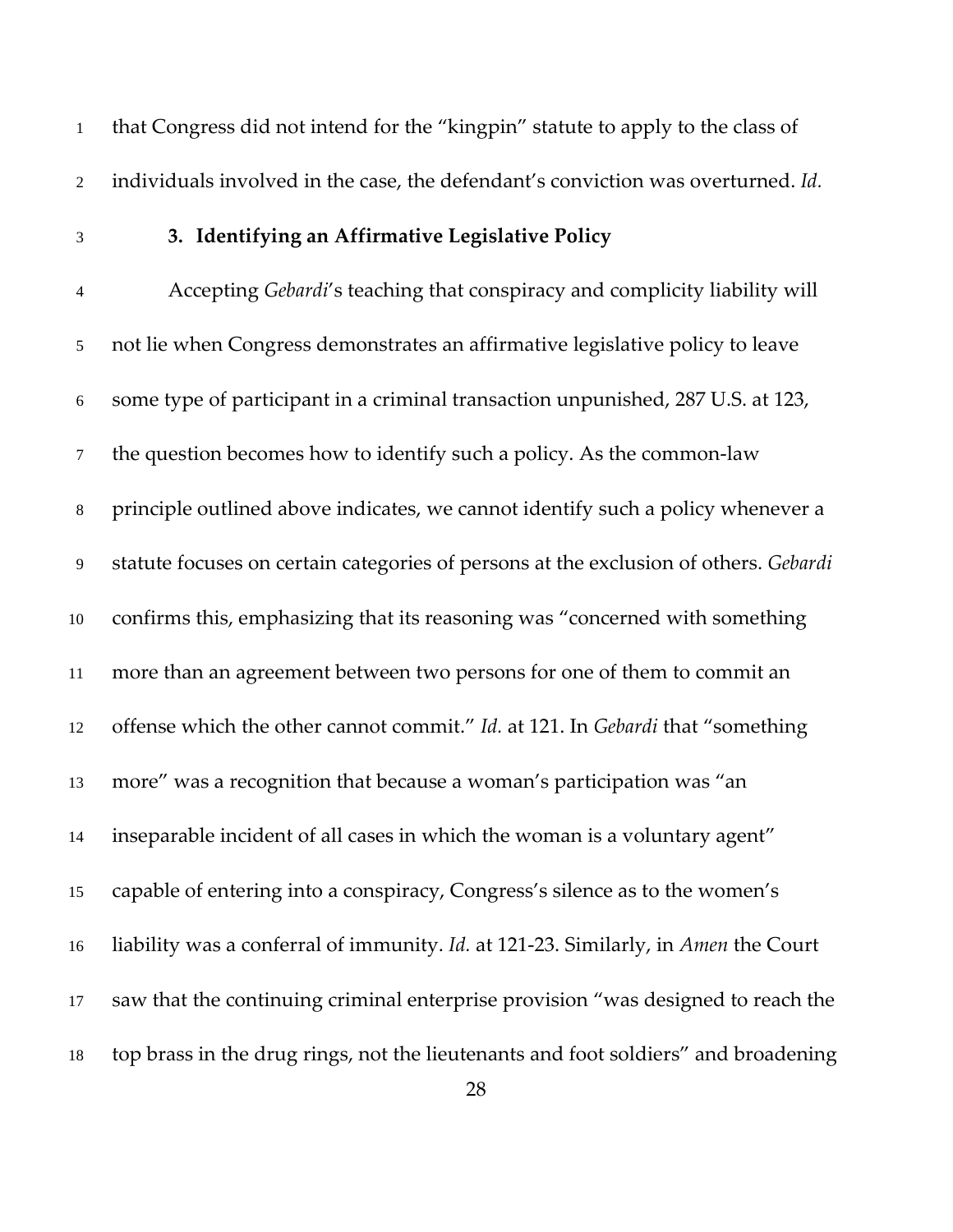that Congress did not intend for the "kingpin" statute to apply to the class of individuals involved in the case, the defendant's conviction was overturned. *Id.*

### 3. Identifying an Affirmative Legislative Policy

Accepting *Gebardi*'s teaching that conspiracy and complicity liability will not lie when Congress demonstrates an affirmative legislative policy to leave some type of participant in a criminal transaction unpunished, 287 U.S. at 123, the question becomes how to identify such a policy. As the common-law principle outlined above indicates, we cannot identify such a policy whenever a statute focuses on certain categories of persons at the exclusion of others. *Gebardi* confirms this, emphasizing that its reasoning was "concerned with something more than an agreement between two persons for one of them to commit an offense which the other cannot commit." *Id.* at 121. In *Gebardi* that "something more" was a recognition that because a woman's participation was "an inseparable incident of all cases in which the woman is a voluntary agent" capable of entering into a conspiracy, Congress's silence as to the women's liability was a conferral of immunity. *Id.* at 121-23. Similarly, in *Amen* the Court saw that the continuing criminal enterprise provision "was designed to reach the top brass in the drug rings, not the lieutenants and foot soldiers" and broadening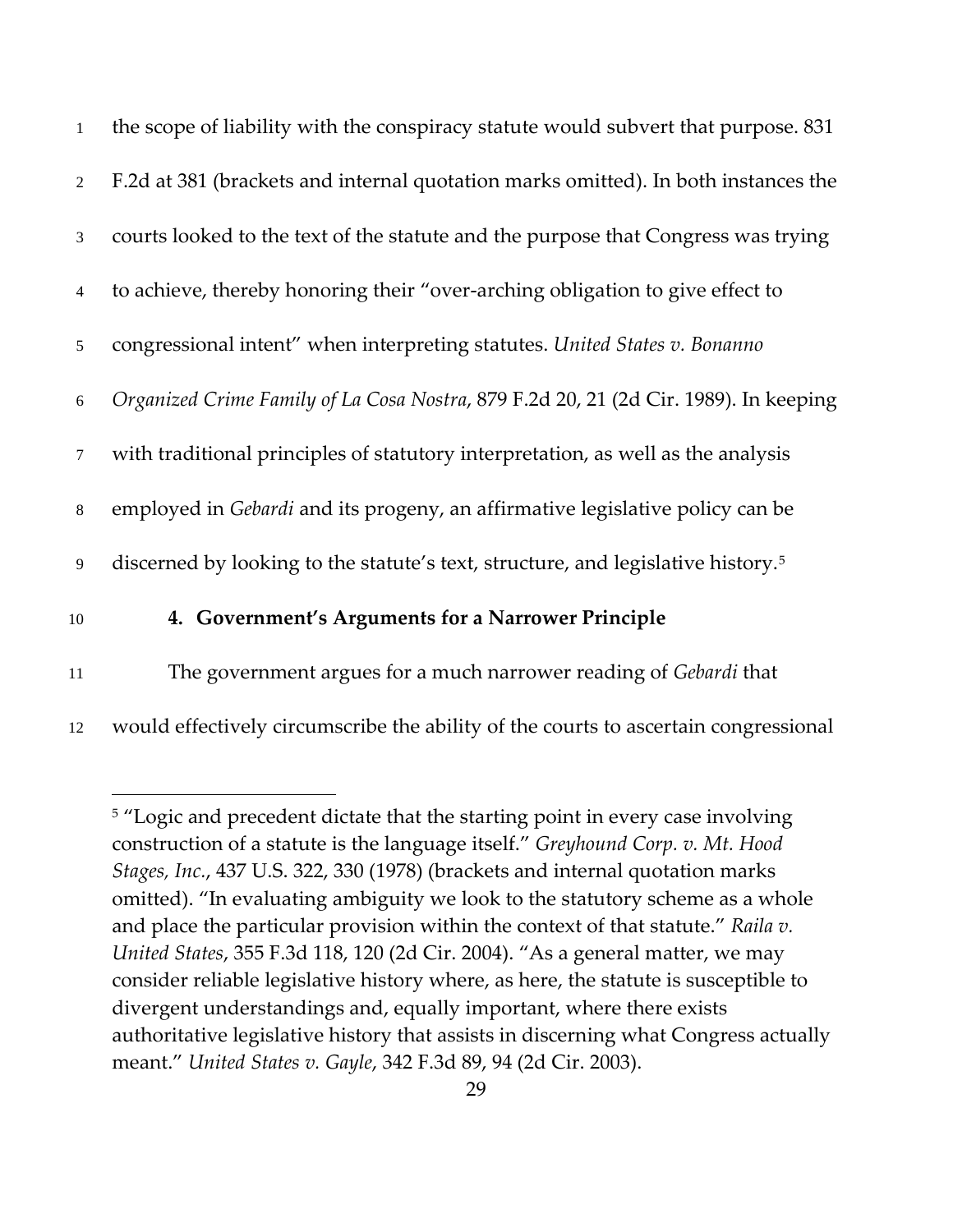the scope of liability with the conspiracy statute would subvert that purpose. 831 F.2d at 381 (brackets and internal quotation marks omitted). In both instances the courts looked to the text of the statute and the purpose that Congress was trying to achieve, thereby honoring their "over-arching obligation to give effect to congressional intent" when interpreting statutes. *United States v. Bonanno Organized Crime Family of La Cosa Nostra*, 879 F.2d 20, 21 (2d Cir. 1989). In keeping with traditional principles of statutory interpretation, as well as the analysis employed in *Gebardi* and its progeny, an affirmative legislative policy can be discerned by looking to the statute's text, structure, and legislative history.[5]

### 4. Government's Arguments for a Narrower Principle

The government argues for a much narrower reading of *Gebardi* that would effectively circumscribe the ability of the courts to ascertain congressional

---

[5] "Logic and precedent dictate that the starting point in every case involving construction of a statute is the language itself." *Greyhound Corp. v. Mt. Hood Stages, Inc.*, 437 U.S. 322, 330 (1978) (brackets and internal quotation marks omitted). "In evaluating ambiguity we look to the statutory scheme as a whole and place the particular provision within the context of that statute." *Raila v. United States*, 355 F.3d 118, 120 (2d Cir. 2004). "As a general matter, we may consider reliable legislative history where, as here, the statute is susceptible to divergent understandings and, equally important, where there exists authoritative legislative history that assists in discerning what Congress actually meant." *United States v. Gayle*, 342 F.3d 89, 94 (2d Cir. 2003).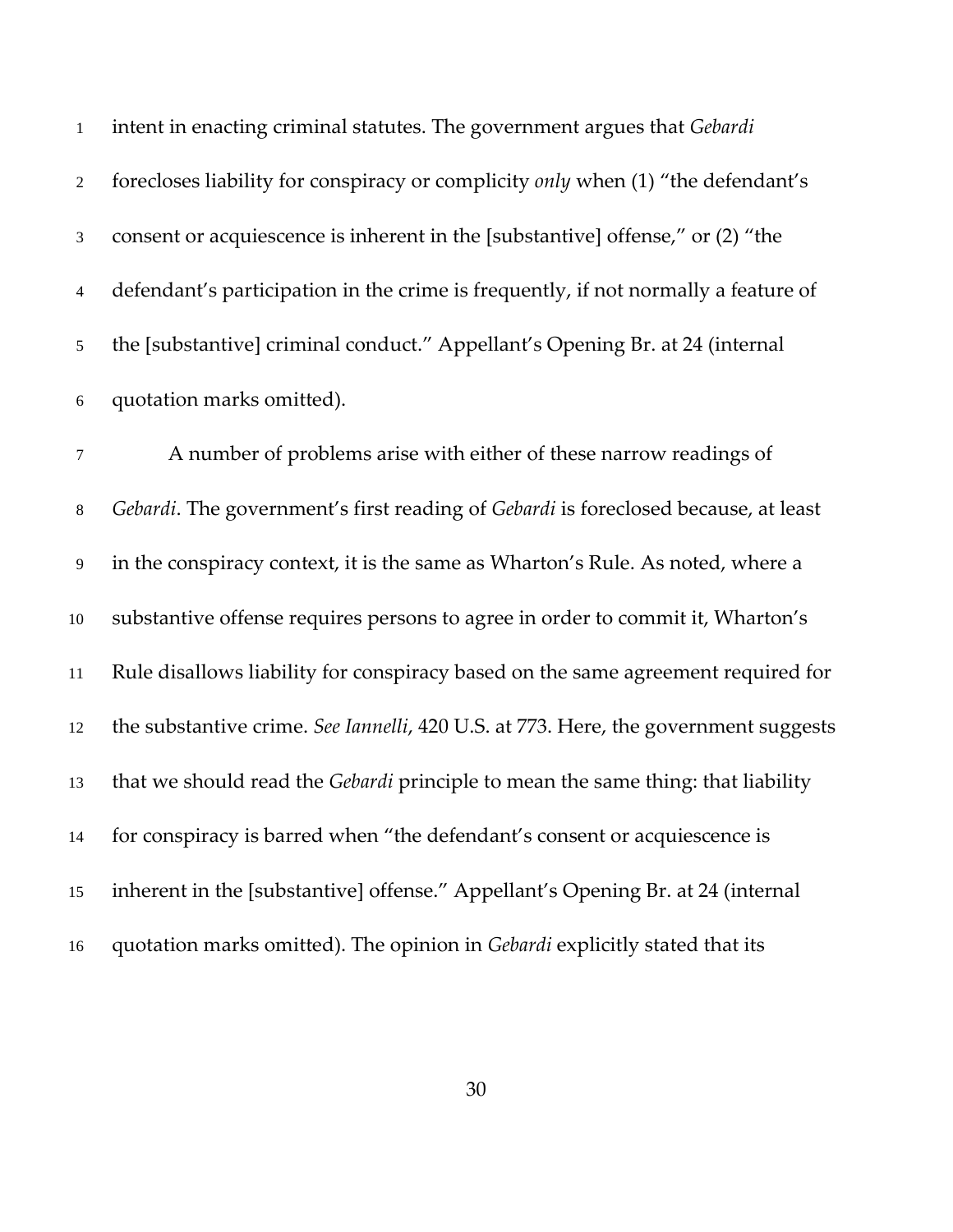intent in enacting criminal statutes. The government argues that *Gebardi* forecloses liability for conspiracy or complicity *only* when (1) "the defendant's consent or acquiescence is inherent in the [substantive] offense," or (2) "the defendant's participation in the crime is frequently, if not normally a feature of the [substantive] criminal conduct." Appellant's Opening Br. at 24 (internal quotation marks omitted).

A number of problems arise with either of these narrow readings of *Gebardi*. The government's first reading of *Gebardi* is foreclosed because, at least in the conspiracy context, it is the same as Wharton's Rule. As noted, where a substantive offense requires persons to agree in order to commit it, Wharton's Rule disallows liability for conspiracy based on the same agreement required for the substantive crime. *See Iannelli*, 420 U.S. at 773. Here, the government suggests that we should read the *Gebardi* principle to mean the same thing: that liability for conspiracy is barred when "the defendant's consent or acquiescence is inherent in the [substantive] offense." Appellant's Opening Br. at 24 (internal quotation marks omitted). The opinion in *Gebardi* explicitly stated that its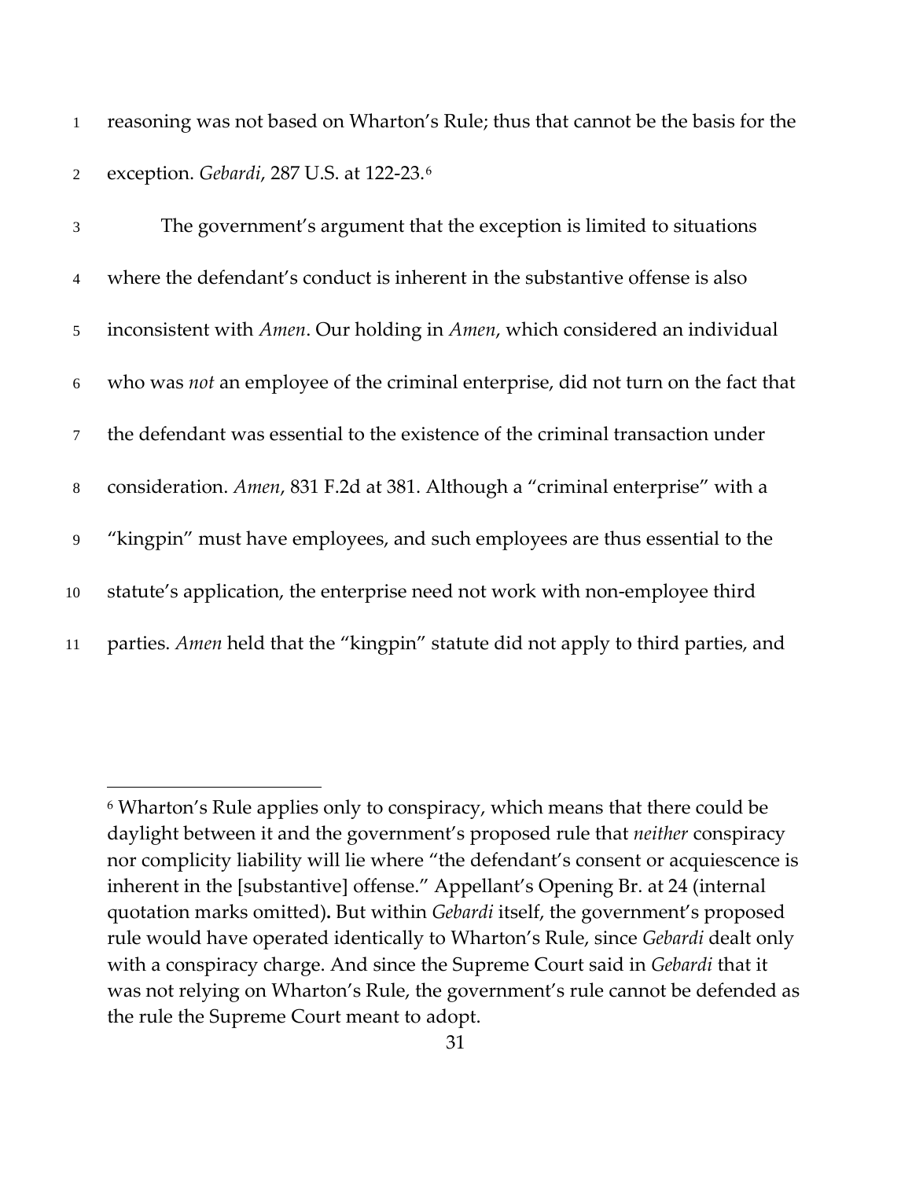reasoning was not based on Wharton's Rule; thus that cannot be the basis for the exception. *Gebardi*, 287 U.S. at 122-23.[6]

The government's argument that the exception is limited to situations where the defendant's conduct is inherent in the substantive offense is also inconsistent with *Amen*. Our holding in *Amen*, which considered an individual who was *not* an employee of the criminal enterprise, did not turn on the fact that the defendant was essential to the existence of the criminal transaction under consideration. *Amen*, 831 F.2d at 381. Although a "criminal enterprise" with a "kingpin" must have employees, and such employees are thus essential to the statute's application, the enterprise need not work with non-employee third parties. *Amen* held that the "kingpin" statute did not apply to third parties, and

---

[6] Wharton's Rule applies only to conspiracy, which means that there could be daylight between it and the government's proposed rule that *neither* conspiracy nor complicity liability will lie where "the defendant's consent or acquiescence is inherent in the [substantive] offense." Appellant's Opening Br. at 24 (internal quotation marks omitted)**.** But within *Gebardi* itself, the government's proposed rule would have operated identically to Wharton's Rule, since *Gebardi* dealt only with a conspiracy charge. And since the Supreme Court said in *Gebardi* that it was not relying on Wharton's Rule, the government's rule cannot be defended as the rule the Supreme Court meant to adopt.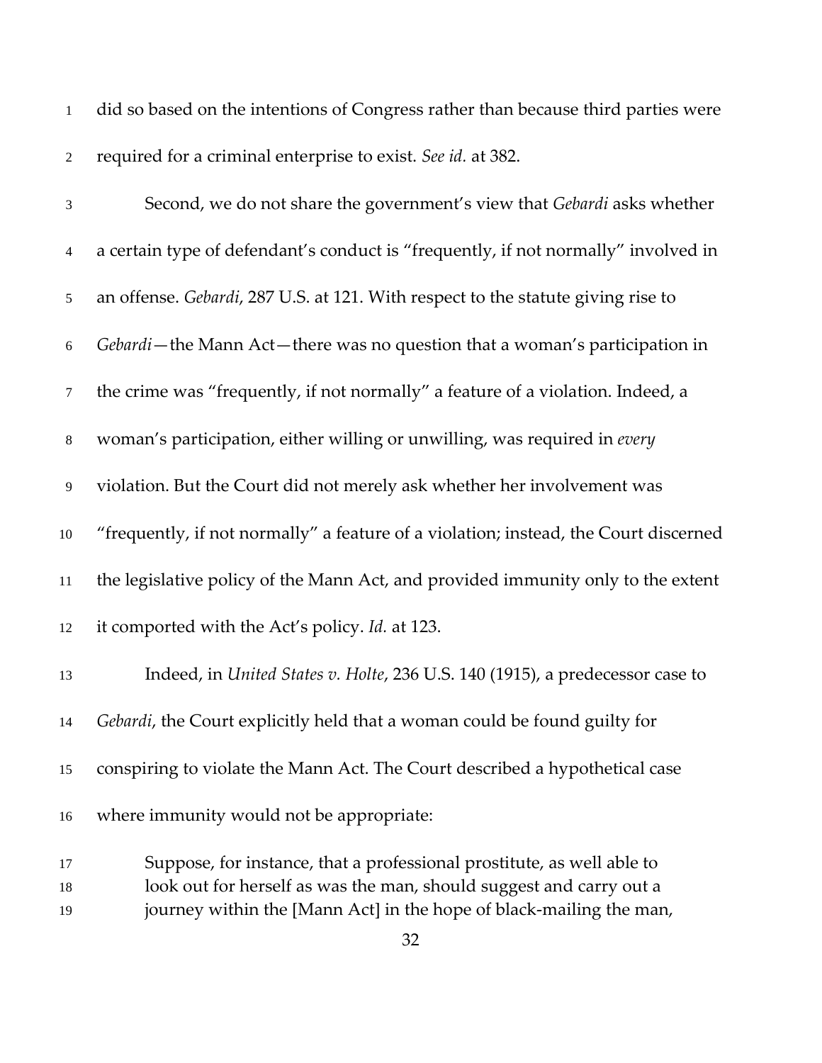did so based on the intentions of Congress rather than because third parties were required for a criminal enterprise to exist. *See id.* at 382.

Second, we do not share the government's view that *Gebardi* asks whether a certain type of defendant's conduct is "frequently, if not normally" involved in an offense. *Gebardi*, 287 U.S. at 121. With respect to the statute giving rise to *Gebardi*—the Mann Act—there was no question that a woman's participation in the crime was "frequently, if not normally" a feature of a violation. Indeed, a woman's participation, either willing or unwilling, was required in *every* violation. But the Court did not merely ask whether her involvement was "frequently, if not normally" a feature of a violation; instead, the Court discerned the legislative policy of the Mann Act, and provided immunity only to the extent it comported with the Act's policy. *Id.* at 123.

Indeed, in *United States v. Holte*, 236 U.S. 140 (1915), a predecessor case to *Gebardi*, the Court explicitly held that a woman could be found guilty for conspiring to violate the Mann Act. The Court described a hypothetical case where immunity would not be appropriate:

> Suppose, for instance, that a professional prostitute, as well able to look out for herself as was the man, should suggest and carry out a journey within the [Mann Act] in the hope of black-mailing the man,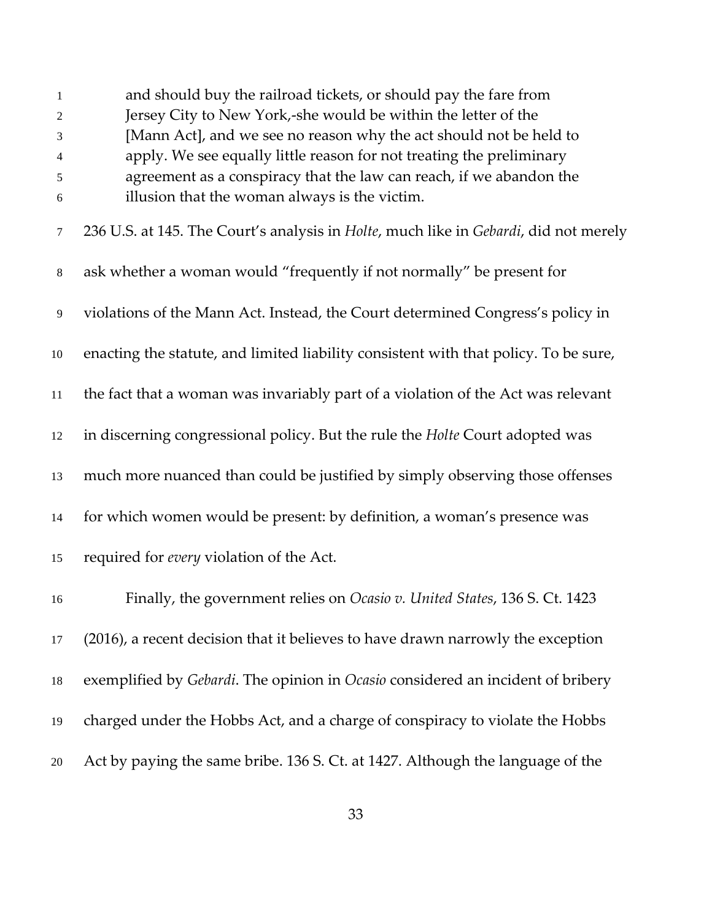> and should buy the railroad tickets, or should pay the fare from Jersey City to New York,-she would be within the letter of the [Mann Act], and we see no reason why the act should not be held to apply. We see equally little reason for not treating the preliminary agreement as a conspiracy that the law can reach, if we abandon the illusion that the woman always is the victim.

236 U.S. at 145. The Court's analysis in *Holte*, much like in *Gebardi*, did not merely ask whether a woman would "frequently if not normally" be present for violations of the Mann Act. Instead, the Court determined Congress's policy in enacting the statute, and limited liability consistent with that policy. To be sure, the fact that a woman was invariably part of a violation of the Act was relevant in discerning congressional policy. But the rule the *Holte* Court adopted was much more nuanced than could be justified by simply observing those offenses for which women would be present: by definition, a woman's presence was required for *every* violation of the Act.

Finally, the government relies on *Ocasio v. United States*, 136 S. Ct. 1423 (2016), a recent decision that it believes to have drawn narrowly the exception exemplified by *Gebardi*. The opinion in *Ocasio* considered an incident of bribery charged under the Hobbs Act, and a charge of conspiracy to violate the Hobbs Act by paying the same bribe. 136 S. Ct. at 1427. Although the language of the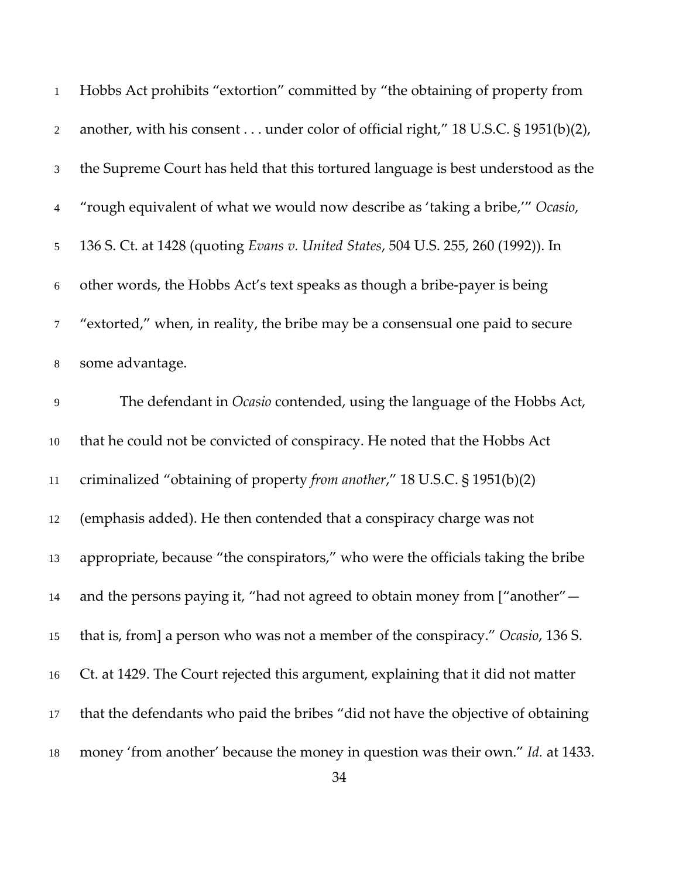Hobbs Act prohibits "extortion" committed by "the obtaining of property from another, with his consent . . . under color of official right," 18 U.S.C. § 1951(b)(2), the Supreme Court has held that this tortured language is best understood as the "rough equivalent of what we would now describe as 'taking a bribe,'" *Ocasio*, 136 S. Ct. at 1428 (quoting *Evans v. United States*, 504 U.S. 255, 260 (1992)). In other words, the Hobbs Act's text speaks as though a bribe-payer is being "extorted," when, in reality, the bribe may be a consensual one paid to secure some advantage.

The defendant in *Ocasio* contended, using the language of the Hobbs Act, that he could not be convicted of conspiracy. He noted that the Hobbs Act criminalized "obtaining of property *from another*," 18 U.S.C. § 1951(b)(2) (emphasis added). He then contended that a conspiracy charge was not appropriate, because "the conspirators," who were the officials taking the bribe and the persons paying it, "had not agreed to obtain money from ["another"—that is, from] a person who was not a member of the conspiracy." *Ocasio*, 136 S. Ct. at 1429. The Court rejected this argument, explaining that it did not matter that the defendants who paid the bribes "did not have the objective of obtaining money 'from another' because the money in question was their own." *Id.* at 1433.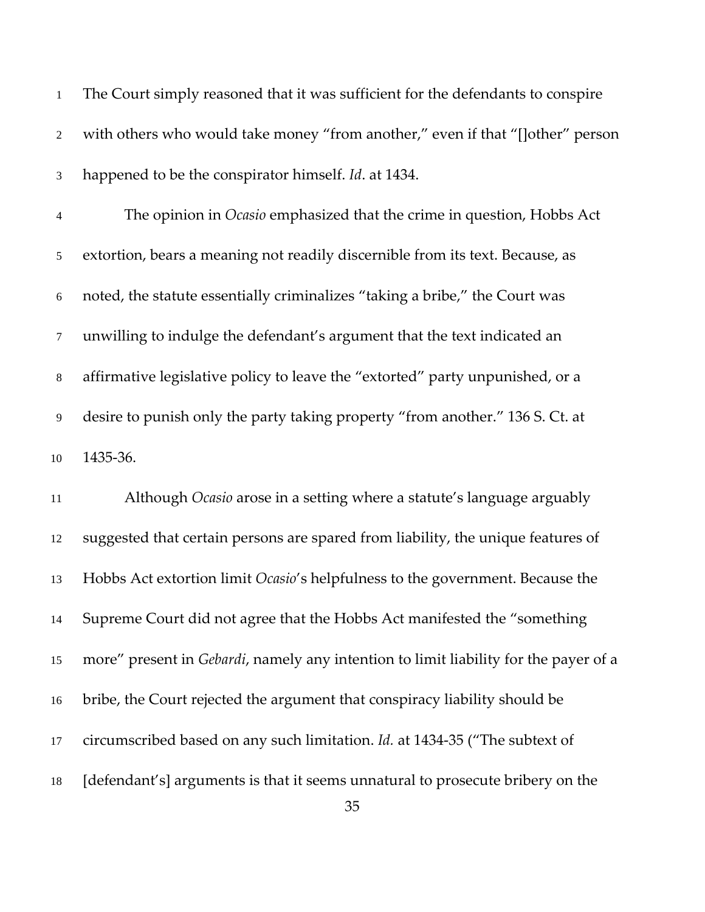The Court simply reasoned that it was sufficient for the defendants to conspire with others who would take money "from another," even if that "[]other" person happened to be the conspirator himself. *Id*. at 1434.

The opinion in *Ocasio* emphasized that the crime in question, Hobbs Act extortion, bears a meaning not readily discernible from its text. Because, as noted, the statute essentially criminalizes "taking a bribe," the Court was unwilling to indulge the defendant's argument that the text indicated an affirmative legislative policy to leave the "extorted" party unpunished, or a desire to punish only the party taking property "from another." 136 S. Ct. at 1435-36.

Although *Ocasio* arose in a setting where a statute's language arguably suggested that certain persons are spared from liability, the unique features of Hobbs Act extortion limit *Ocasio*'s helpfulness to the government. Because the Supreme Court did not agree that the Hobbs Act manifested the "something more" present in *Gebardi*, namely any intention to limit liability for the payer of a bribe, the Court rejected the argument that conspiracy liability should be circumscribed based on any such limitation. *Id.* at 1434-35 ("The subtext of [defendant's] arguments is that it seems unnatural to prosecute bribery on the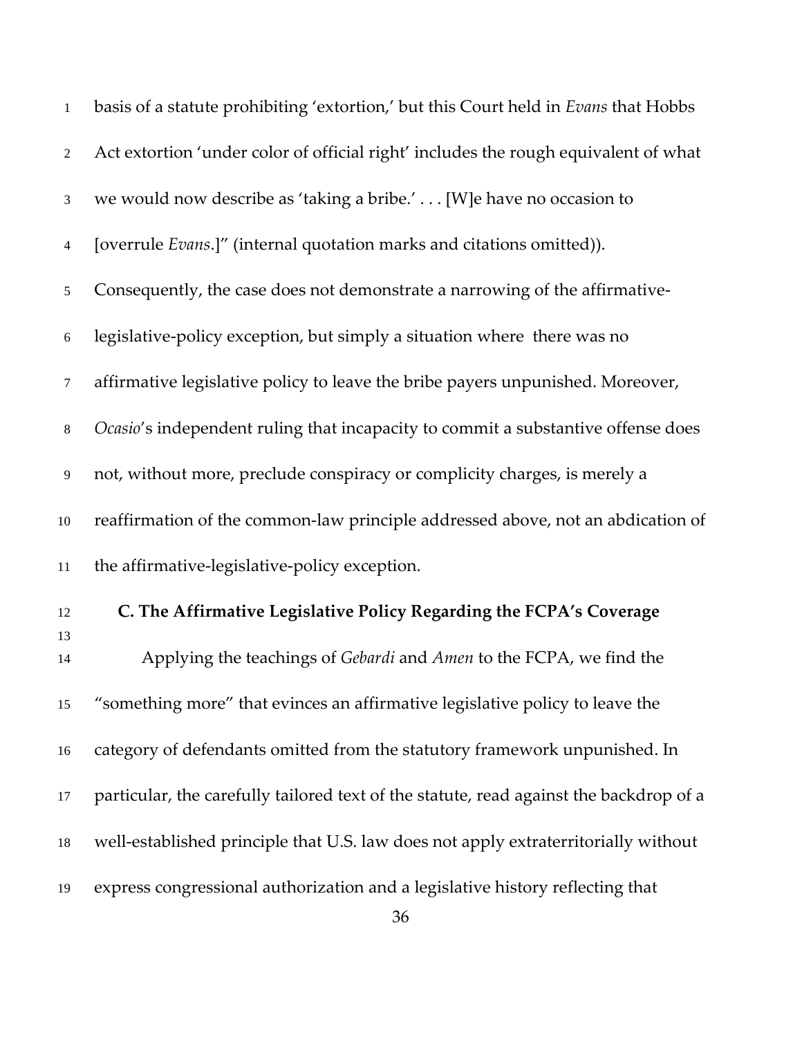basis of a statute prohibiting 'extortion,' but this Court held in *Evans* that Hobbs Act extortion 'under color of official right' includes the rough equivalent of what we would now describe as 'taking a bribe.' . . . [W]e have no occasion to [overrule *Evans*.]" (internal quotation marks and citations omitted)). Consequently, the case does not demonstrate a narrowing of the affirmative-legislative-policy exception, but simply a situation where there was no affirmative legislative policy to leave the bribe payers unpunished. Moreover, *Ocasio*'s independent ruling that incapacity to commit a substantive offense does not, without more, preclude conspiracy or complicity charges, is merely a reaffirmation of the common-law principle addressed above, not an abdication of the affirmative-legislative-policy exception.

### C. The Affirmative Legislative Policy Regarding the FCPA's Coverage

Applying the teachings of *Gebardi* and *Amen* to the FCPA, we find the "something more" that evinces an affirmative legislative policy to leave the category of defendants omitted from the statutory framework unpunished. In particular, the carefully tailored text of the statute, read against the backdrop of a well-established principle that U.S. law does not apply extraterritorially without express congressional authorization and a legislative history reflecting that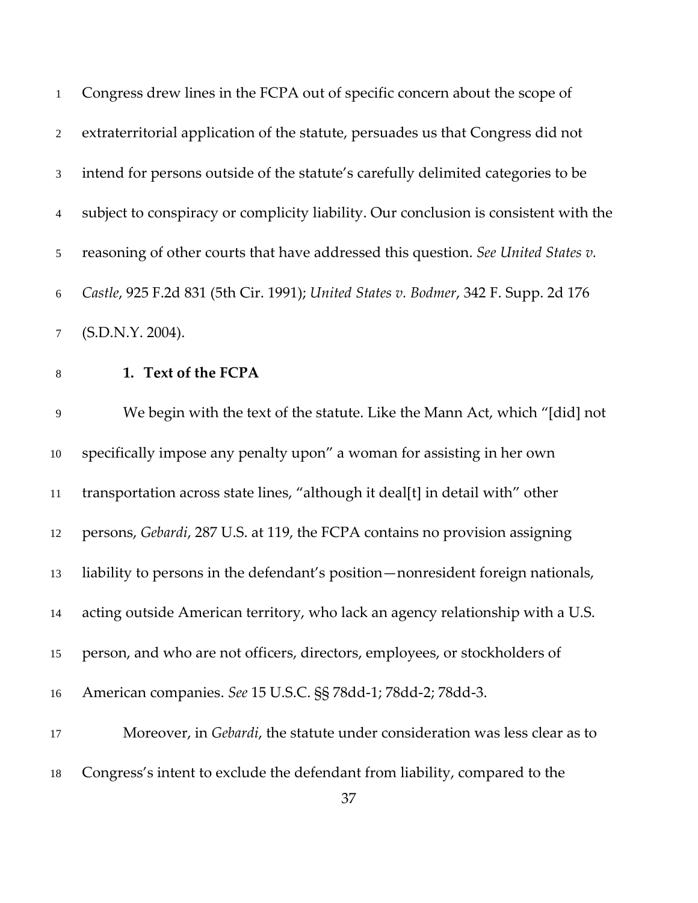Congress drew lines in the FCPA out of specific concern about the scope of extraterritorial application of the statute, persuades us that Congress did not intend for persons outside of the statute's carefully delimited categories to be subject to conspiracy or complicity liability. Our conclusion is consistent with the reasoning of other courts that have addressed this question. *See United States v. Castle*, 925 F.2d 831 (5th Cir. 1991); *United States v. Bodmer*, 342 F. Supp. 2d 176 (S.D.N.Y. 2004).

### 1. Text of the FCPA

We begin with the text of the statute. Like the Mann Act, which "[did] not specifically impose any penalty upon" a woman for assisting in her own transportation across state lines, "although it deal[t] in detail with" other persons, *Gebardi*, 287 U.S. at 119, the FCPA contains no provision assigning liability to persons in the defendant's position—nonresident foreign nationals, acting outside American territory, who lack an agency relationship with a U.S. person, and who are not officers, directors, employees, or stockholders of American companies. *See* 15 U.S.C. §§ 78dd-1; 78dd-2; 78dd-3.

Moreover, in *Gebardi*, the statute under consideration was less clear as to Congress's intent to exclude the defendant from liability, compared to the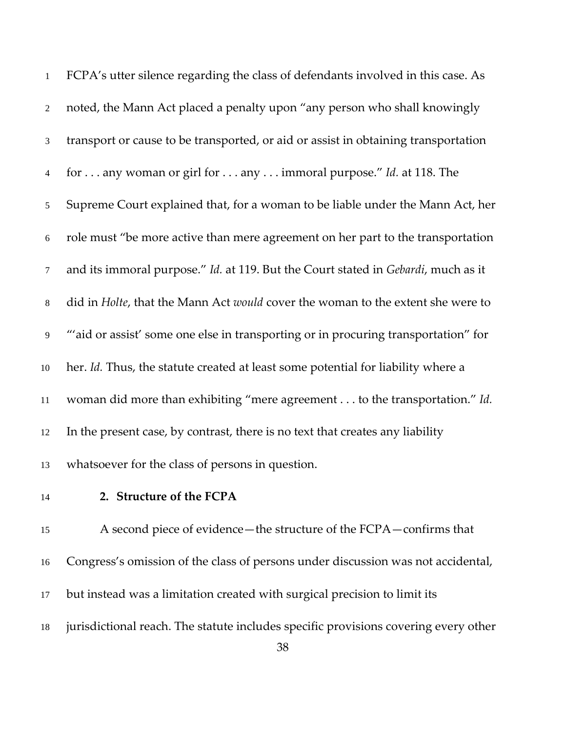FCPA's utter silence regarding the class of defendants involved in this case. As noted, the Mann Act placed a penalty upon "any person who shall knowingly transport or cause to be transported, or aid or assist in obtaining transportation for . . . any woman or girl for . . . any . . . immoral purpose." *Id.* at 118. The Supreme Court explained that, for a woman to be liable under the Mann Act, her role must "be more active than mere agreement on her part to the transportation and its immoral purpose." *Id.* at 119. But the Court stated in *Gebardi*, much as it did in *Holte*, that the Mann Act *would* cover the woman to the extent she were to "'aid or assist' some one else in transporting or in procuring transportation" for her. *Id.* Thus, the statute created at least some potential for liability where a woman did more than exhibiting "mere agreement . . . to the transportation." *Id.* In the present case, by contrast, there is no text that creates any liability whatsoever for the class of persons in question.

**2. Structure of the FCPA**

A second piece of evidence—the structure of the FCPA—confirms that Congress's omission of the class of persons under discussion was not accidental, but instead was a limitation created with surgical precision to limit its jurisdictional reach. The statute includes specific provisions covering every other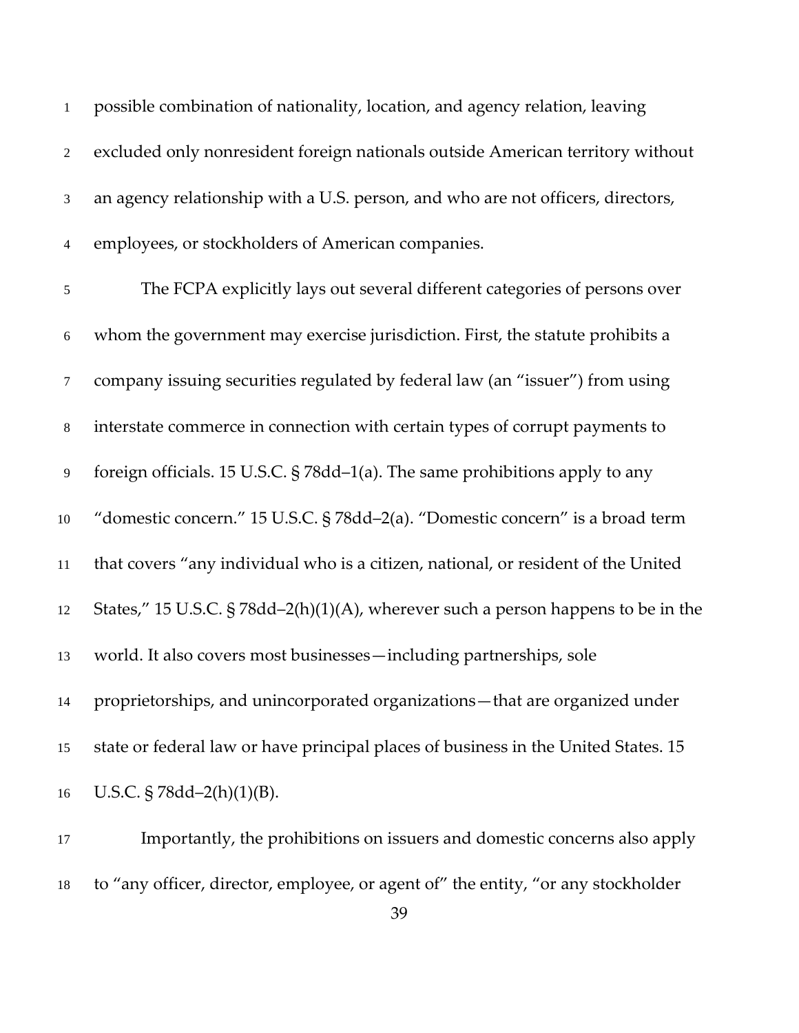possible combination of nationality, location, and agency relation, leaving excluded only nonresident foreign nationals outside American territory without an agency relationship with a U.S. person, and who are not officers, directors, employees, or stockholders of American companies.

The FCPA explicitly lays out several different categories of persons over whom the government may exercise jurisdiction. First, the statute prohibits a company issuing securities regulated by federal law (an "issuer") from using interstate commerce in connection with certain types of corrupt payments to foreign officials. 15 U.S.C. § 78dd–1(a). The same prohibitions apply to any "domestic concern." 15 U.S.C. § 78dd–2(a). "Domestic concern" is a broad term that covers "any individual who is a citizen, national, or resident of the United States," 15 U.S.C. § 78dd–2(h)(1)(A), wherever such a person happens to be in the world. It also covers most businesses—including partnerships, sole proprietorships, and unincorporated organizations—that are organized under state or federal law or have principal places of business in the United States. 15 U.S.C. § 78dd–2(h)(1)(B).

Importantly, the prohibitions on issuers and domestic concerns also apply to "any officer, director, employee, or agent of" the entity, "or any stockholder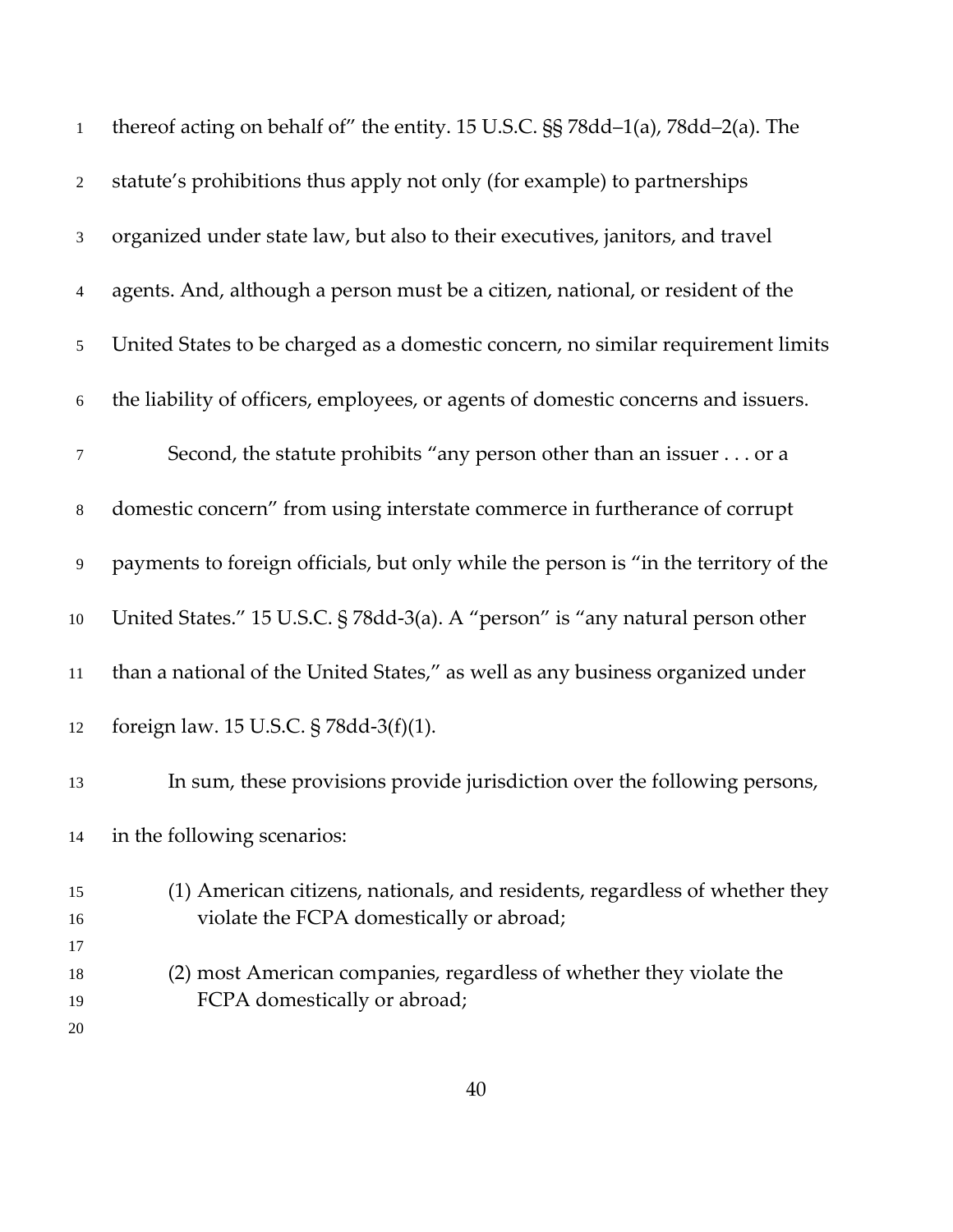thereof acting on behalf of" the entity. 15 U.S.C. §§ 78dd–1(a), 78dd–2(a). The statute's prohibitions thus apply not only (for example) to partnerships organized under state law, but also to their executives, janitors, and travel agents. And, although a person must be a citizen, national, or resident of the United States to be charged as a domestic concern, no similar requirement limits the liability of officers, employees, or agents of domestic concerns and issuers.

Second, the statute prohibits "any person other than an issuer . . . or a domestic concern" from using interstate commerce in furtherance of corrupt payments to foreign officials, but only while the person is "in the territory of the United States." 15 U.S.C. § 78dd-3(a). A "person" is "any natural person other than a national of the United States," as well as any business organized under foreign law. 15 U.S.C. § 78dd-3(f)(1).

In sum, these provisions provide jurisdiction over the following persons, in the following scenarios:

(1) American citizens, nationals, and residents, regardless of whether they violate the FCPA domestically or abroad;

(2) most American companies, regardless of whether they violate the FCPA domestically or abroad;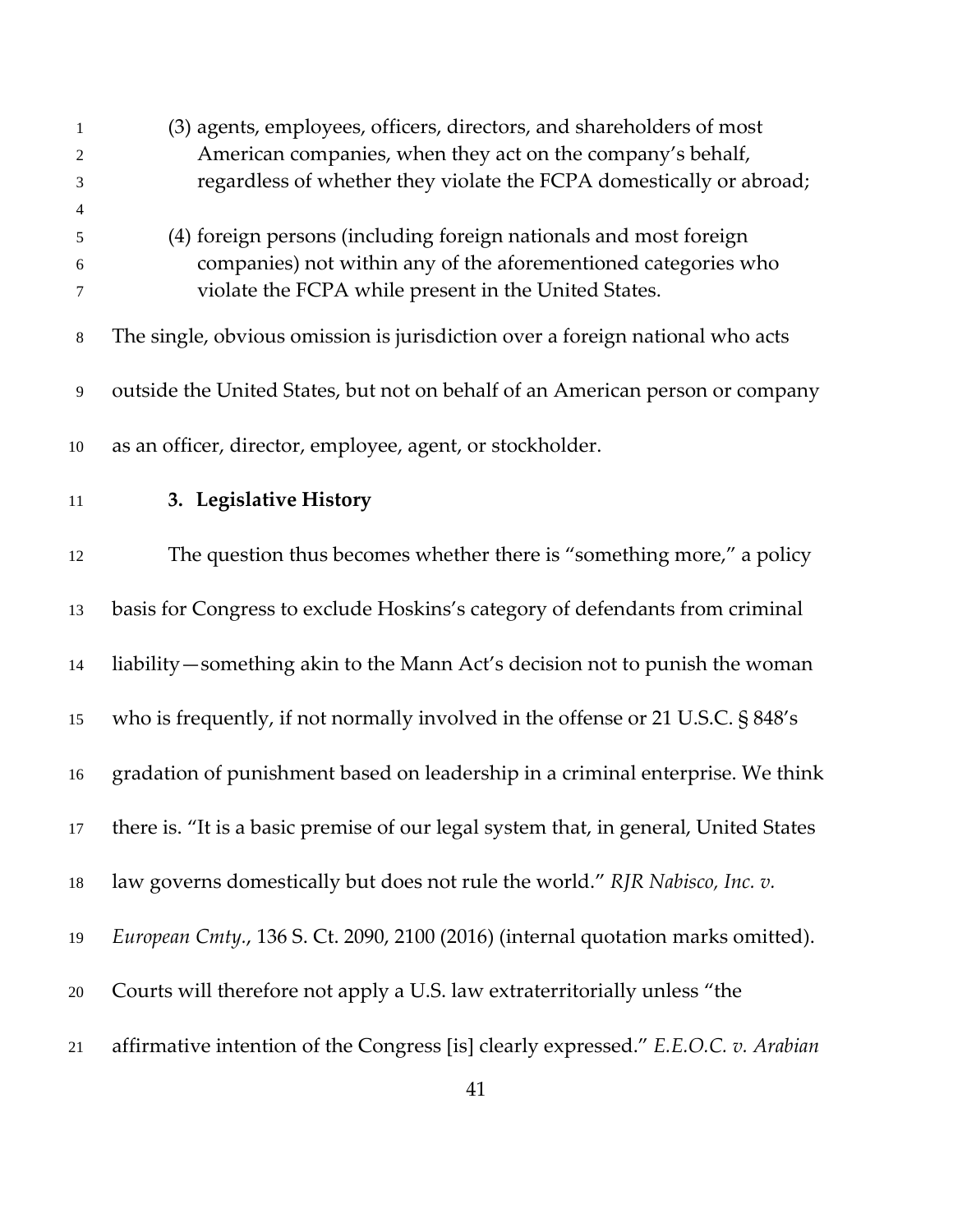(3) agents, employees, officers, directors, and shareholders of most American companies, when they act on the company's behalf, regardless of whether they violate the FCPA domestically or abroad;

(4) foreign persons (including foreign nationals and most foreign companies) not within any of the aforementioned categories who violate the FCPA while present in the United States.

The single, obvious omission is jurisdiction over a foreign national who acts outside the United States, but not on behalf of an American person or company as an officer, director, employee, agent, or stockholder.

### 3. Legislative History

The question thus becomes whether there is "something more," a policy basis for Congress to exclude Hoskins's category of defendants from criminal liability—something akin to the Mann Act's decision not to punish the woman who is frequently, if not normally involved in the offense or 21 U.S.C. § 848's gradation of punishment based on leadership in a criminal enterprise. We think there is. "It is a basic premise of our legal system that, in general, United States law governs domestically but does not rule the world." *RJR Nabisco, Inc. v. European Cmty.*, 136 S. Ct. 2090, 2100 (2016) (internal quotation marks omitted). Courts will therefore not apply a U.S. law extraterritorially unless "the affirmative intention of the Congress [is] clearly expressed." *E.E.O.C. v. Arabian*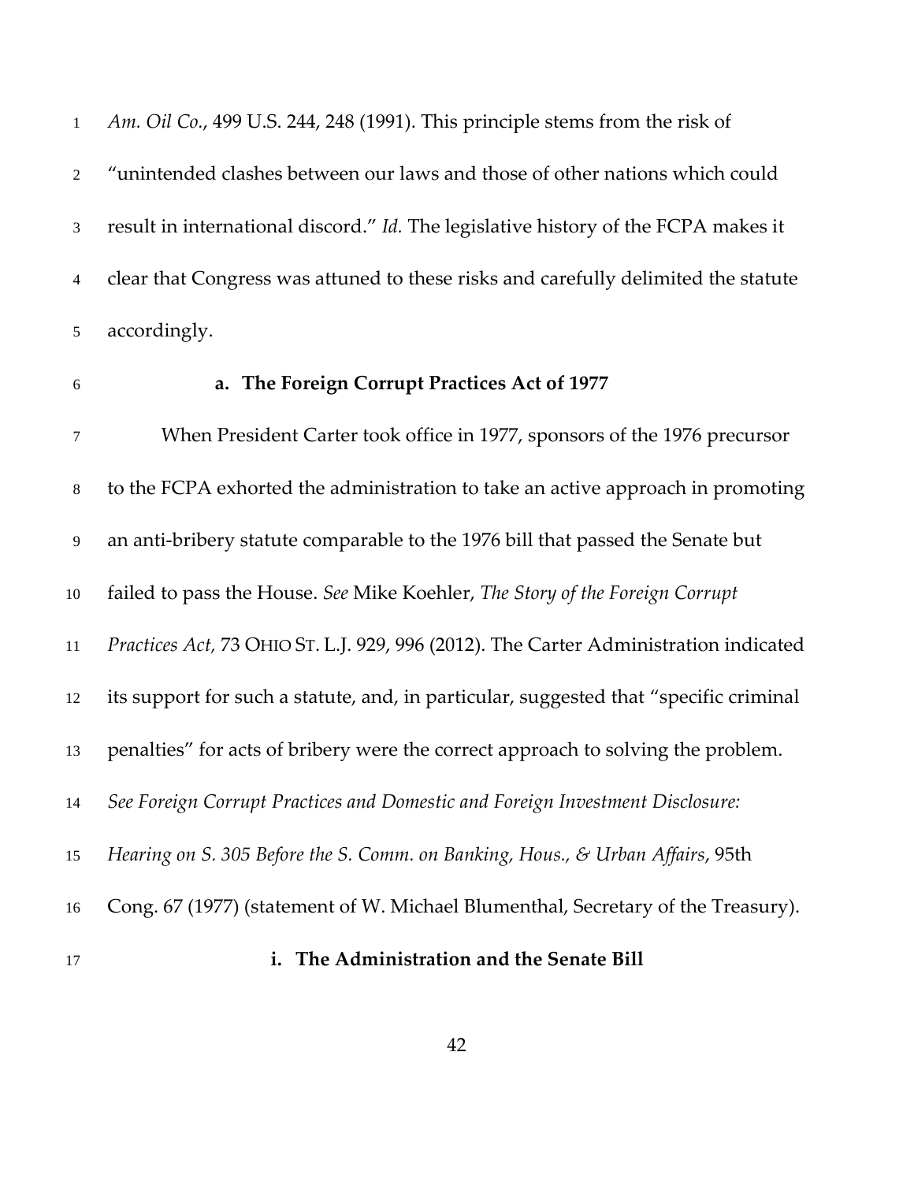*Am. Oil Co.*, 499 U.S. 244, 248 (1991). This principle stems from the risk of "unintended clashes between our laws and those of other nations which could result in international discord." *Id.* The legislative history of the FCPA makes it clear that Congress was attuned to these risks and carefully delimited the statute accordingly.

### a. The Foreign Corrupt Practices Act of 1977

When President Carter took office in 1977, sponsors of the 1976 precursor to the FCPA exhorted the administration to take an active approach in promoting an anti-bribery statute comparable to the 1976 bill that passed the Senate but failed to pass the House. *See* Mike Koehler, *The Story of the Foreign Corrupt Practices Act*, 73 OHIO ST. L.J. 929, 996 (2012). The Carter Administration indicated its support for such a statute, and, in particular, suggested that "specific criminal penalties" for acts of bribery were the correct approach to solving the problem. *See Foreign Corrupt Practices and Domestic and Foreign Investment Disclosure: Hearing on S. 305 Before the S. Comm. on Banking, Hous., & Urban Affairs*, 95th Cong. 67 (1977) (statement of W. Michael Blumenthal, Secretary of the Treasury).

#### i. The Administration and the Senate Bill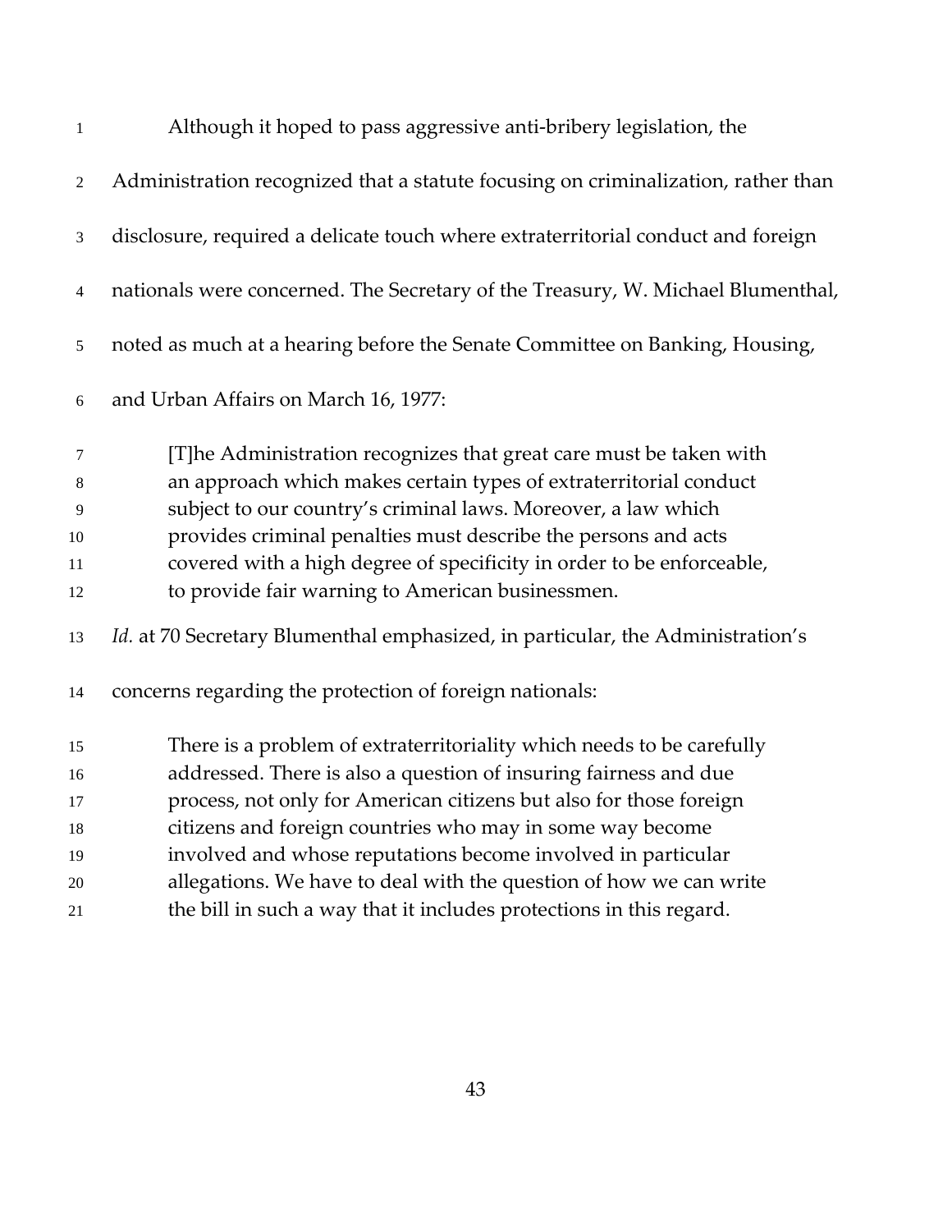Although it hoped to pass aggressive anti-bribery legislation, the Administration recognized that a statute focusing on criminalization, rather than disclosure, required a delicate touch where extraterritorial conduct and foreign nationals were concerned. The Secretary of the Treasury, W. Michael Blumenthal, noted as much at a hearing before the Senate Committee on Banking, Housing, and Urban Affairs on March 16, 1977:

> [T]he Administration recognizes that great care must be taken with an approach which makes certain types of extraterritorial conduct subject to our country's criminal laws. Moreover, a law which provides criminal penalties must describe the persons and acts covered with a high degree of specificity in order to be enforceable, to provide fair warning to American businessmen.

*Id.* at 70 Secretary Blumenthal emphasized, in particular, the Administration's concerns regarding the protection of foreign nationals:

> There is a problem of extraterritoriality which needs to be carefully addressed. There is also a question of insuring fairness and due process, not only for American citizens but also for those foreign citizens and foreign countries who may in some way become involved and whose reputations become involved in particular allegations. We have to deal with the question of how we can write the bill in such a way that it includes protections in this regard.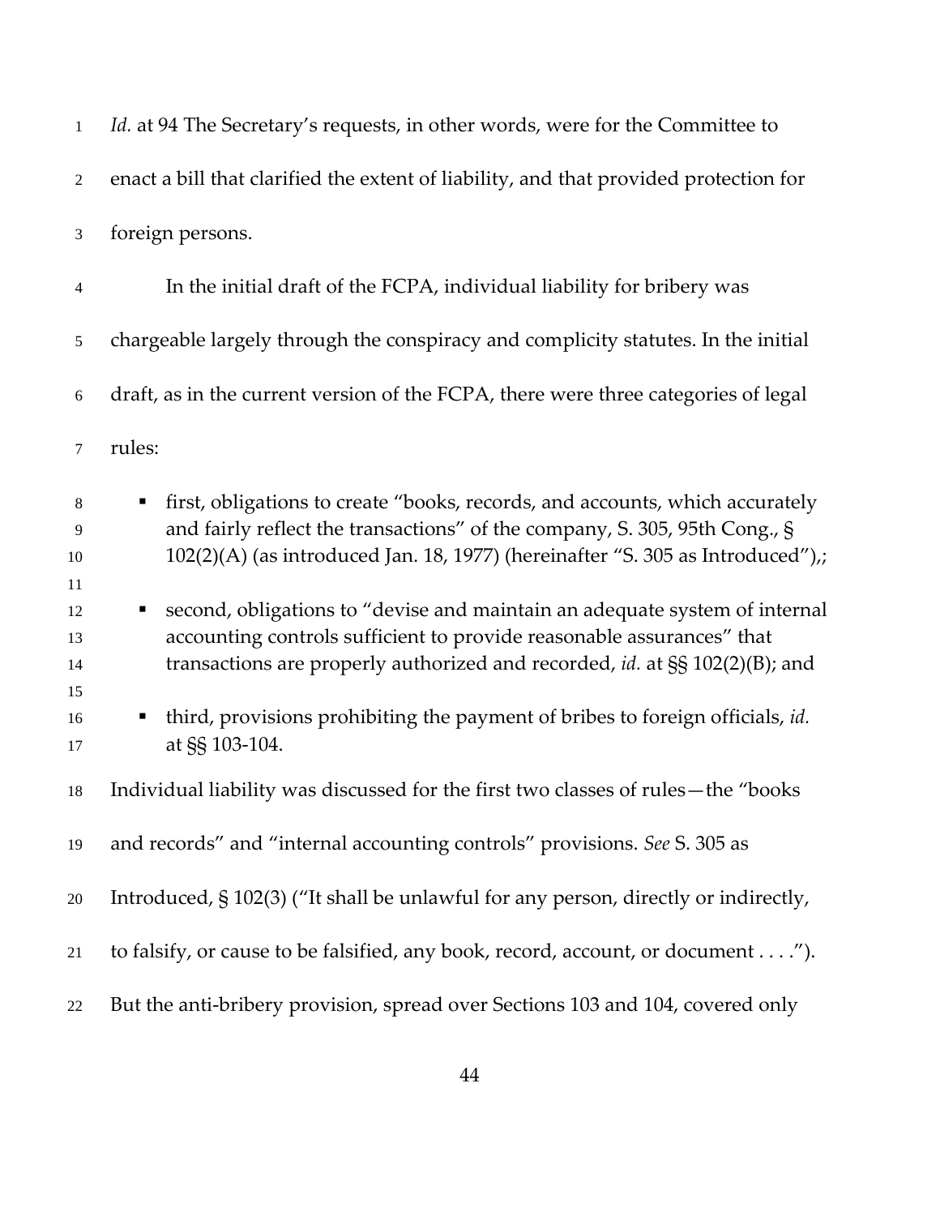*Id.* at 94 The Secretary's requests, in other words, were for the Committee to enact a bill that clarified the extent of liability, and that provided protection for foreign persons.

In the initial draft of the FCPA, individual liability for bribery was chargeable largely through the conspiracy and complicity statutes. In the initial draft, as in the current version of the FCPA, there were three categories of legal rules:

- first, obligations to create "books, records, and accounts, which accurately and fairly reflect the transactions" of the company, S. 305, 95th Cong., § 102(2)(A) (as introduced Jan. 18, 1977) (hereinafter "S. 305 as Introduced"),;

- second, obligations to "devise and maintain an adequate system of internal accounting controls sufficient to provide reasonable assurances" that transactions are properly authorized and recorded, *id.* at §§ 102(2)(B); and

- third, provisions prohibiting the payment of bribes to foreign officials, *id.* at §§ 103-104.

Individual liability was discussed for the first two classes of rules—the "books and records" and "internal accounting controls" provisions. *See* S. 305 as Introduced, § 102(3) ("It shall be unlawful for any person, directly or indirectly, to falsify, or cause to be falsified, any book, record, account, or document . . . ."). But the anti-bribery provision, spread over Sections 103 and 104, covered only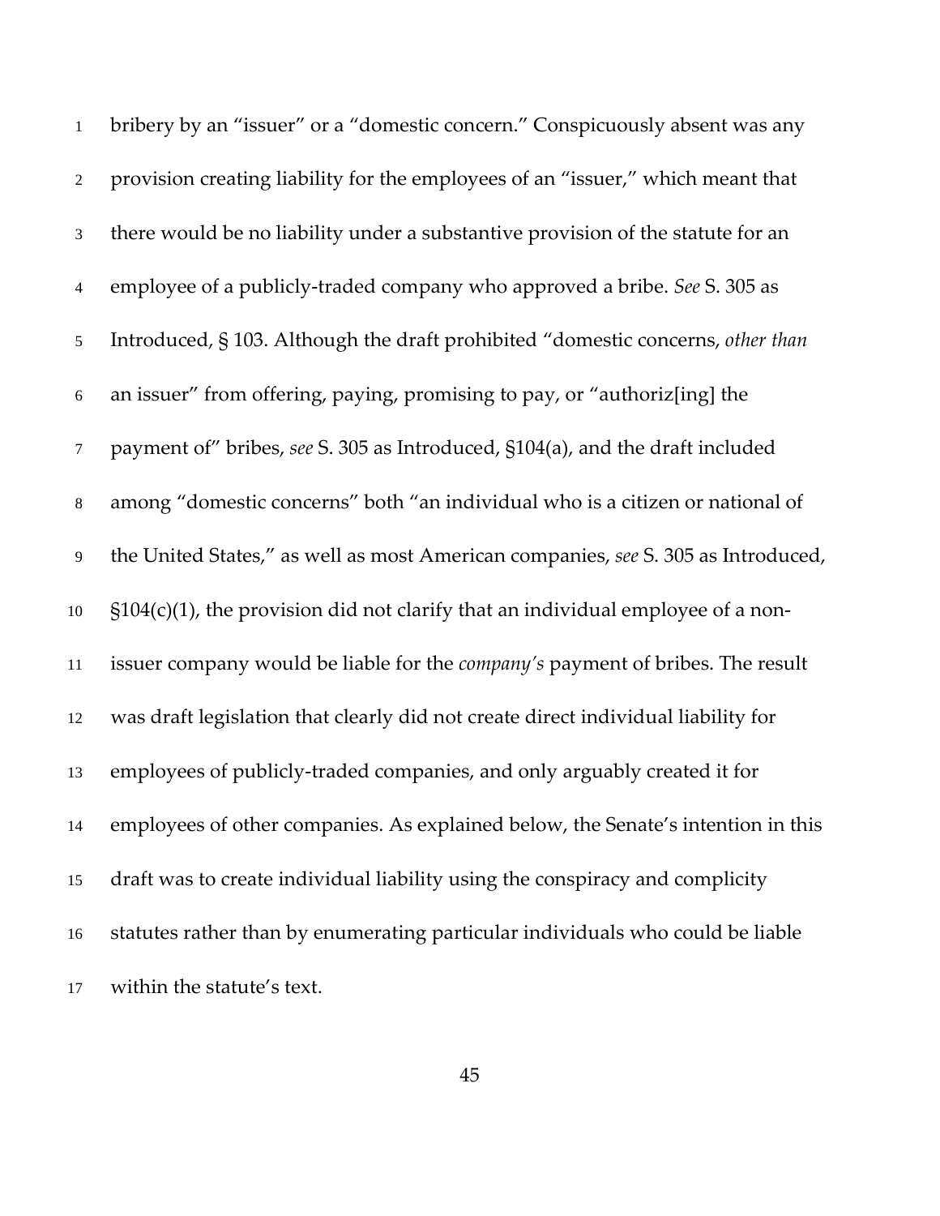bribery by an "issuer" or a "domestic concern." Conspicuously absent was any provision creating liability for the employees of an "issuer," which meant that there would be no liability under a substantive provision of the statute for an employee of a publicly-traded company who approved a bribe. *See* S. 305 as Introduced, § 103. Although the draft prohibited "domestic concerns, *other than* an issuer" from offering, paying, promising to pay, or "authoriz[ing] the payment of" bribes, *see* S. 305 as Introduced, §104(a), and the draft included among "domestic concerns" both "an individual who is a citizen or national of the United States," as well as most American companies, *see* S. 305 as Introduced, §104(c)(1), the provision did not clarify that an individual employee of a non-issuer company would be liable for the *company's* payment of bribes. The result was draft legislation that clearly did not create direct individual liability for employees of publicly-traded companies, and only arguably created it for employees of other companies. As explained below, the Senate's intention in this draft was to create individual liability using the conspiracy and complicity statutes rather than by enumerating particular individuals who could be liable within the statute's text.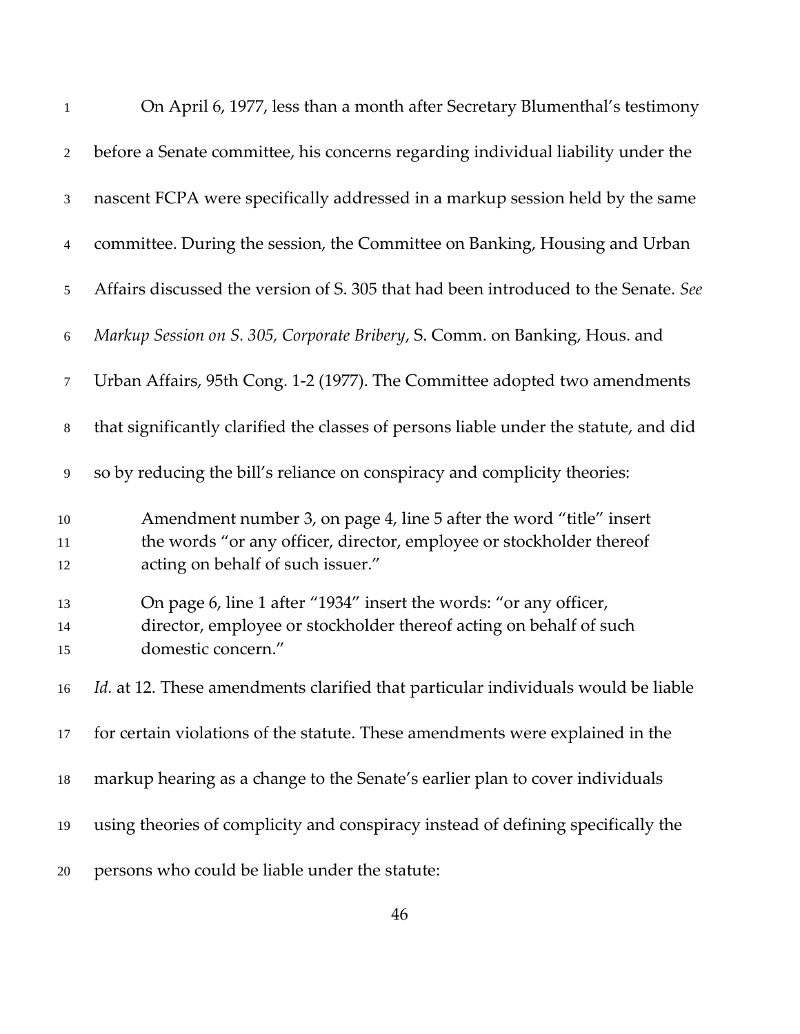On April 6, 1977, less than a month after Secretary Blumenthal's testimony before a Senate committee, his concerns regarding individual liability under the nascent FCPA were specifically addressed in a markup session held by the same committee. During the session, the Committee on Banking, Housing and Urban Affairs discussed the version of S. 305 that had been introduced to the Senate. *See Markup Session on S. 305, Corporate Bribery*, S. Comm. on Banking, Hous. and Urban Affairs, 95th Cong. 1-2 (1977). The Committee adopted two amendments that significantly clarified the classes of persons liable under the statute, and did so by reducing the bill's reliance on conspiracy and complicity theories:

> Amendment number 3, on page 4, line 5 after the word "title" insert the words "or any officer, director, employee or stockholder thereof acting on behalf of such issuer."
>
> On page 6, line 1 after "1934" insert the words: "or any officer, director, employee or stockholder thereof acting on behalf of such domestic concern."

*Id.* at 12. These amendments clarified that particular individuals would be liable for certain violations of the statute. These amendments were explained in the markup hearing as a change to the Senate's earlier plan to cover individuals using theories of complicity and conspiracy instead of defining specifically the persons who could be liable under the statute: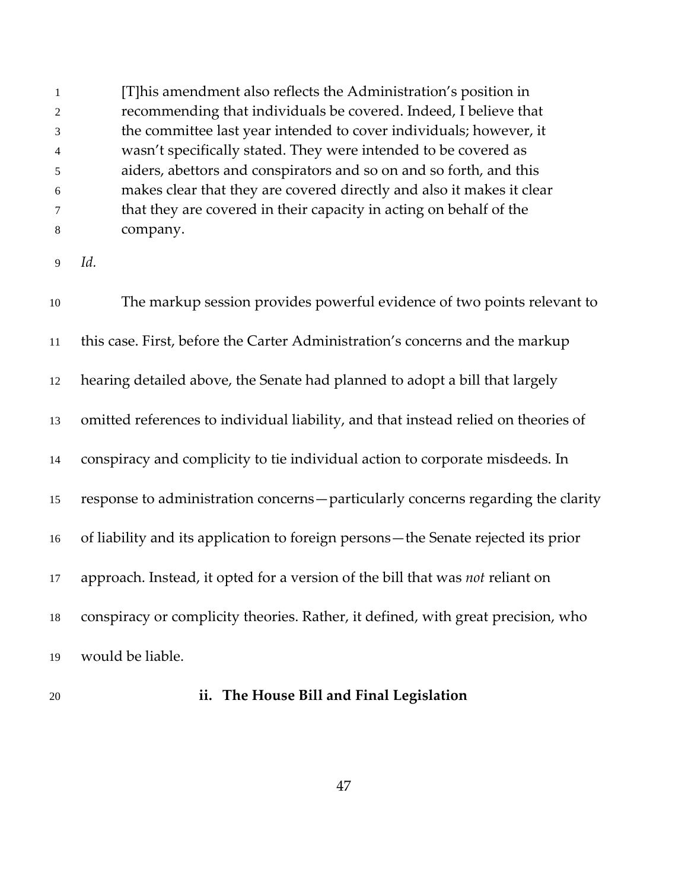> [T]his amendment also reflects the Administration's position in recommending that individuals be covered. Indeed, I believe that the committee last year intended to cover individuals; however, it wasn't specifically stated. They were intended to be covered as aiders, abettors and conspirators and so on and so forth, and this makes clear that they are covered directly and also it makes it clear that they are covered in their capacity in acting on behalf of the company.

*Id.*

The markup session provides powerful evidence of two points relevant to this case. First, before the Carter Administration's concerns and the markup hearing detailed above, the Senate had planned to adopt a bill that largely omitted references to individual liability, and that instead relied on theories of conspiracy and complicity to tie individual action to corporate misdeeds. In response to administration concerns—particularly concerns regarding the clarity of liability and its application to foreign persons—the Senate rejected its prior approach. Instead, it opted for a version of the bill that was *not* reliant on conspiracy or complicity theories. Rather, it defined, with great precision, who would be liable.

### ii. The House Bill and Final Legislation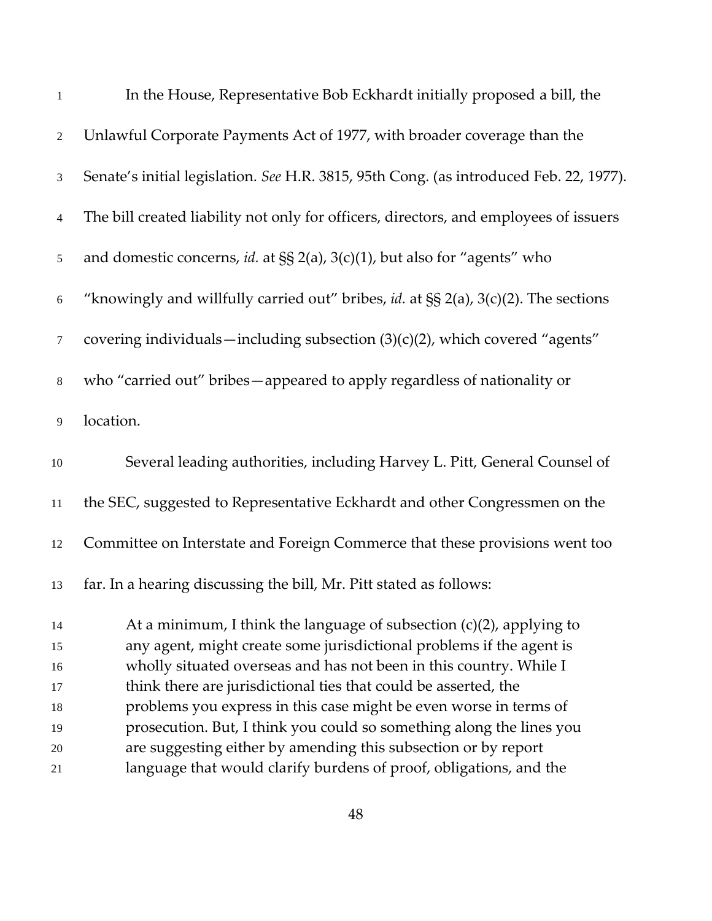In the House, Representative Bob Eckhardt initially proposed a bill, the Unlawful Corporate Payments Act of 1977, with broader coverage than the Senate's initial legislation. *See* H.R. 3815, 95th Cong. (as introduced Feb. 22, 1977). The bill created liability not only for officers, directors, and employees of issuers and domestic concerns, *id.* at §§ 2(a), 3(c)(1), but also for "agents" who "knowingly and willfully carried out" bribes, *id.* at §§ 2(a), 3(c)(2). The sections covering individuals—including subsection (3)(c)(2), which covered "agents" who "carried out" bribes—appeared to apply regardless of nationality or location.

Several leading authorities, including Harvey L. Pitt, General Counsel of the SEC, suggested to Representative Eckhardt and other Congressmen on the Committee on Interstate and Foreign Commerce that these provisions went too far. In a hearing discussing the bill, Mr. Pitt stated as follows:

> At a minimum, I think the language of subsection (c)(2), applying to any agent, might create some jurisdictional problems if the agent is wholly situated overseas and has not been in this country. While I think there are jurisdictional ties that could be asserted, the problems you express in this case might be even worse in terms of prosecution. But, I think you could so something along the lines you are suggesting either by amending this subsection or by report language that would clarify burdens of proof, obligations, and the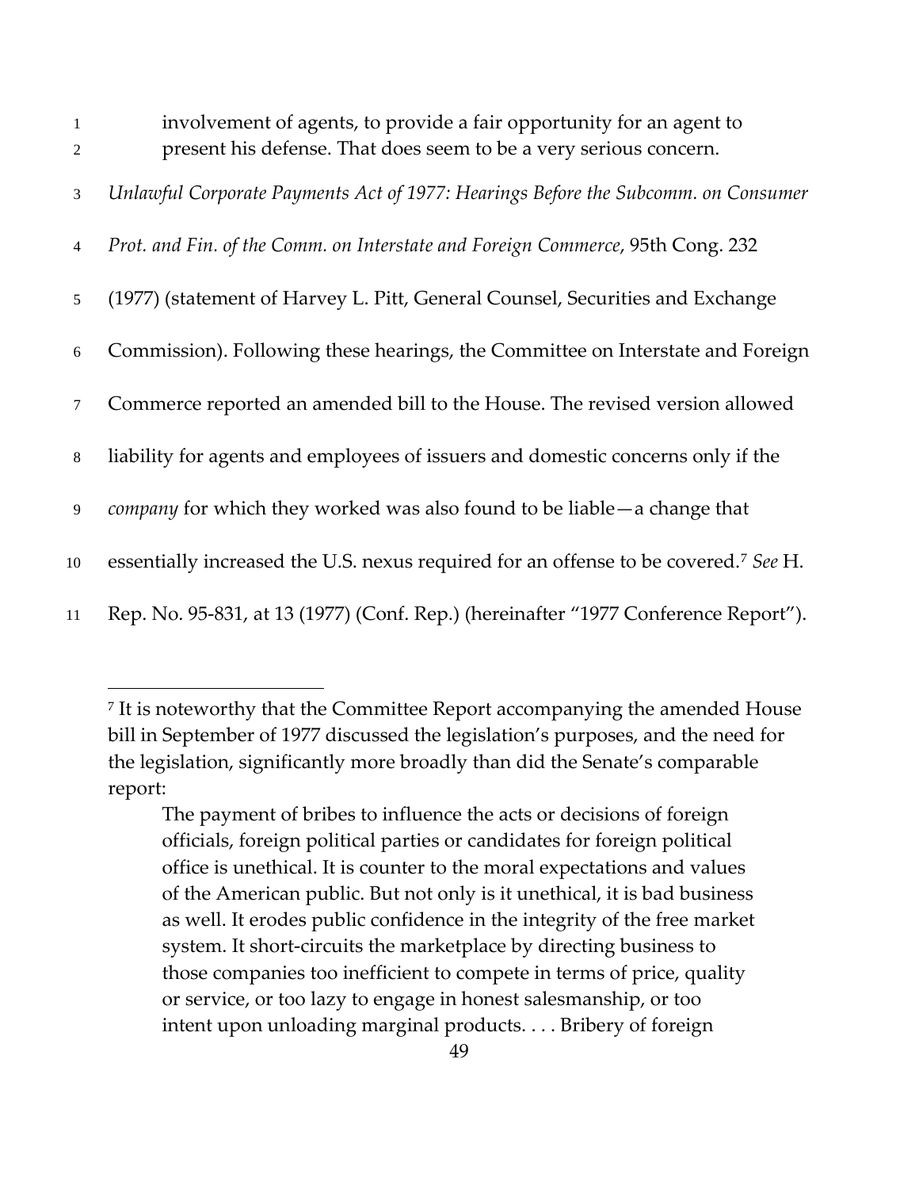> involvement of agents, to provide a fair opportunity for an agent to present his defense. That does seem to be a very serious concern.

*Unlawful Corporate Payments Act of 1977: Hearings Before the Subcomm. on Consumer Prot. and Fin. of the Comm. on Interstate and Foreign Commerce*, 95th Cong. 232 (1977) (statement of Harvey L. Pitt, General Counsel, Securities and Exchange Commission). Following these hearings, the Committee on Interstate and Foreign Commerce reported an amended bill to the House. The revised version allowed liability for agents and employees of issuers and domestic concerns only if the *company* for which they worked was also found to be liable—a change that essentially increased the U.S. nexus required for an offense to be covered.[7] *See* H. Rep. No. 95-831, at 13 (1977) (Conf. Rep.) (hereinafter "1977 Conference Report").

---

[7] It is noteworthy that the Committee Report accompanying the amended House bill in September of 1977 discussed the legislation's purposes, and the need for the legislation, significantly more broadly than did the Senate's comparable report:

> The payment of bribes to influence the acts or decisions of foreign officials, foreign political parties or candidates for foreign political office is unethical. It is counter to the moral expectations and values of the American public. But not only is it unethical, it is bad business as well. It erodes public confidence in the integrity of the free market system. It short-circuits the marketplace by directing business to those companies too inefficient to compete in terms of price, quality or service, or too lazy to engage in honest salesmanship, or too intent upon unloading marginal products. . . . Bribery of foreign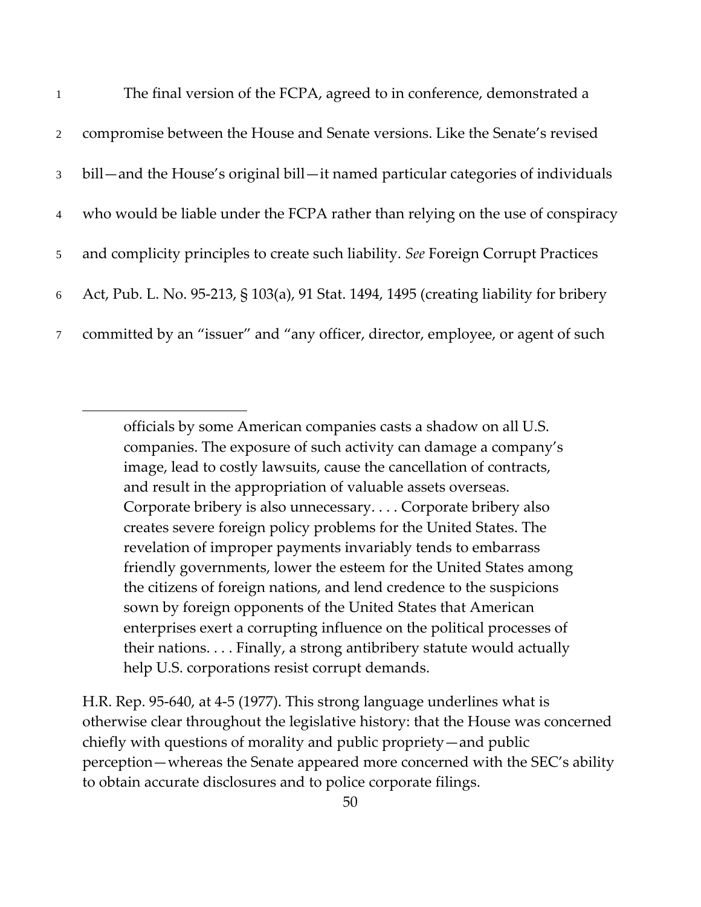The final version of the FCPA, agreed to in conference, demonstrated a compromise between the House and Senate versions. Like the Senate's revised bill—and the House's original bill—it named particular categories of individuals who would be liable under the FCPA rather than relying on the use of conspiracy and complicity principles to create such liability. *See* Foreign Corrupt Practices Act, Pub. L. No. 95-213, § 103(a), 91 Stat. 1494, 1495 (creating liability for bribery committed by an "issuer" and "any officer, director, employee, or agent of such

---

> officials by some American companies casts a shadow on all U.S. companies. The exposure of such activity can damage a company's image, lead to costly lawsuits, cause the cancellation of contracts, and result in the appropriation of valuable assets overseas. Corporate bribery is also unnecessary. . . . Corporate bribery also creates severe foreign policy problems for the United States. The revelation of improper payments invariably tends to embarrass friendly governments, lower the esteem for the United States among the citizens of foreign nations, and lend credence to the suspicions sown by foreign opponents of the United States that American enterprises exert a corrupting influence on the political processes of their nations. . . . Finally, a strong antibribery statute would actually help U.S. corporations resist corrupt demands.

H.R. Rep. 95-640, at 4-5 (1977). This strong language underlines what is otherwise clear throughout the legislative history: that the House was concerned chiefly with questions of morality and public propriety—and public perception—whereas the Senate appeared more concerned with the SEC's ability to obtain accurate disclosures and to police corporate filings.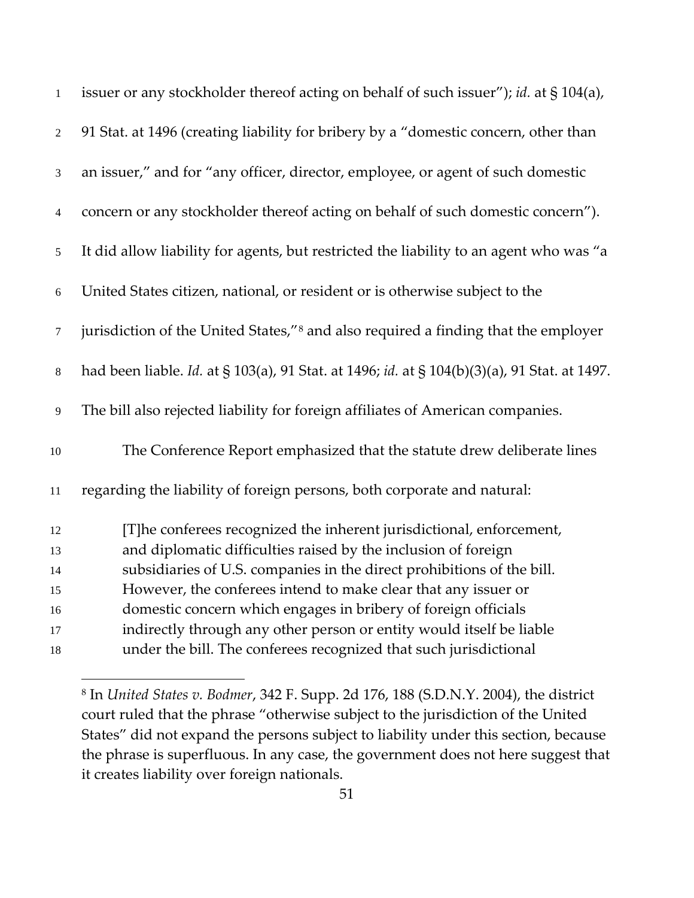issuer or any stockholder thereof acting on behalf of such issuer"); *id.* at § 104(a), 91 Stat. at 1496 (creating liability for bribery by a "domestic concern, other than an issuer," and for "any officer, director, employee, or agent of such domestic concern or any stockholder thereof acting on behalf of such domestic concern"). It did allow liability for agents, but restricted the liability to an agent who was "a United States citizen, national, or resident or is otherwise subject to the jurisdiction of the United States,"[8] and also required a finding that the employer had been liable. *Id.* at § 103(a), 91 Stat. at 1496; *id.* at § 104(b)(3)(a), 91 Stat. at 1497. The bill also rejected liability for foreign affiliates of American companies.

The Conference Report emphasized that the statute drew deliberate lines regarding the liability of foreign persons, both corporate and natural:

> [T]he conferees recognized the inherent jurisdictional, enforcement, and diplomatic difficulties raised by the inclusion of foreign subsidiaries of U.S. companies in the direct prohibitions of the bill. However, the conferees intend to make clear that any issuer or domestic concern which engages in bribery of foreign officials indirectly through any other person or entity would itself be liable under the bill. The conferees recognized that such jurisdictional

[8] In *United States v. Bodmer*, 342 F. Supp. 2d 176, 188 (S.D.N.Y. 2004), the district court ruled that the phrase "otherwise subject to the jurisdiction of the United States" did not expand the persons subject to liability under this section, because the phrase is superfluous. In any case, the government does not here suggest that it creates liability over foreign nationals.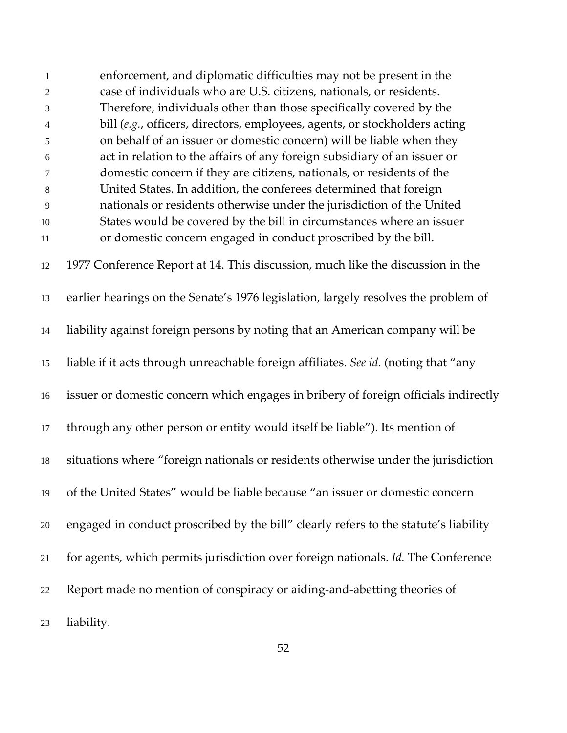> enforcement, and diplomatic difficulties may not be present in the case of individuals who are U.S. citizens, nationals, or residents. Therefore, individuals other than those specifically covered by the bill (*e.g.*, officers, directors, employees, agents, or stockholders acting on behalf of an issuer or domestic concern) will be liable when they act in relation to the affairs of any foreign subsidiary of an issuer or domestic concern if they are citizens, nationals, or residents of the United States. In addition, the conferees determined that foreign nationals or residents otherwise under the jurisdiction of the United States would be covered by the bill in circumstances where an issuer or domestic concern engaged in conduct proscribed by the bill.

1977 Conference Report at 14. This discussion, much like the discussion in the earlier hearings on the Senate's 1976 legislation, largely resolves the problem of liability against foreign persons by noting that an American company will be liable if it acts through unreachable foreign affiliates. *See id.* (noting that "any issuer or domestic concern which engages in bribery of foreign officials indirectly through any other person or entity would itself be liable"). Its mention of situations where "foreign nationals or residents otherwise under the jurisdiction of the United States" would be liable because "an issuer or domestic concern engaged in conduct proscribed by the bill" clearly refers to the statute's liability for agents, which permits jurisdiction over foreign nationals. *Id.* The Conference Report made no mention of conspiracy or aiding-and-abetting theories of liability.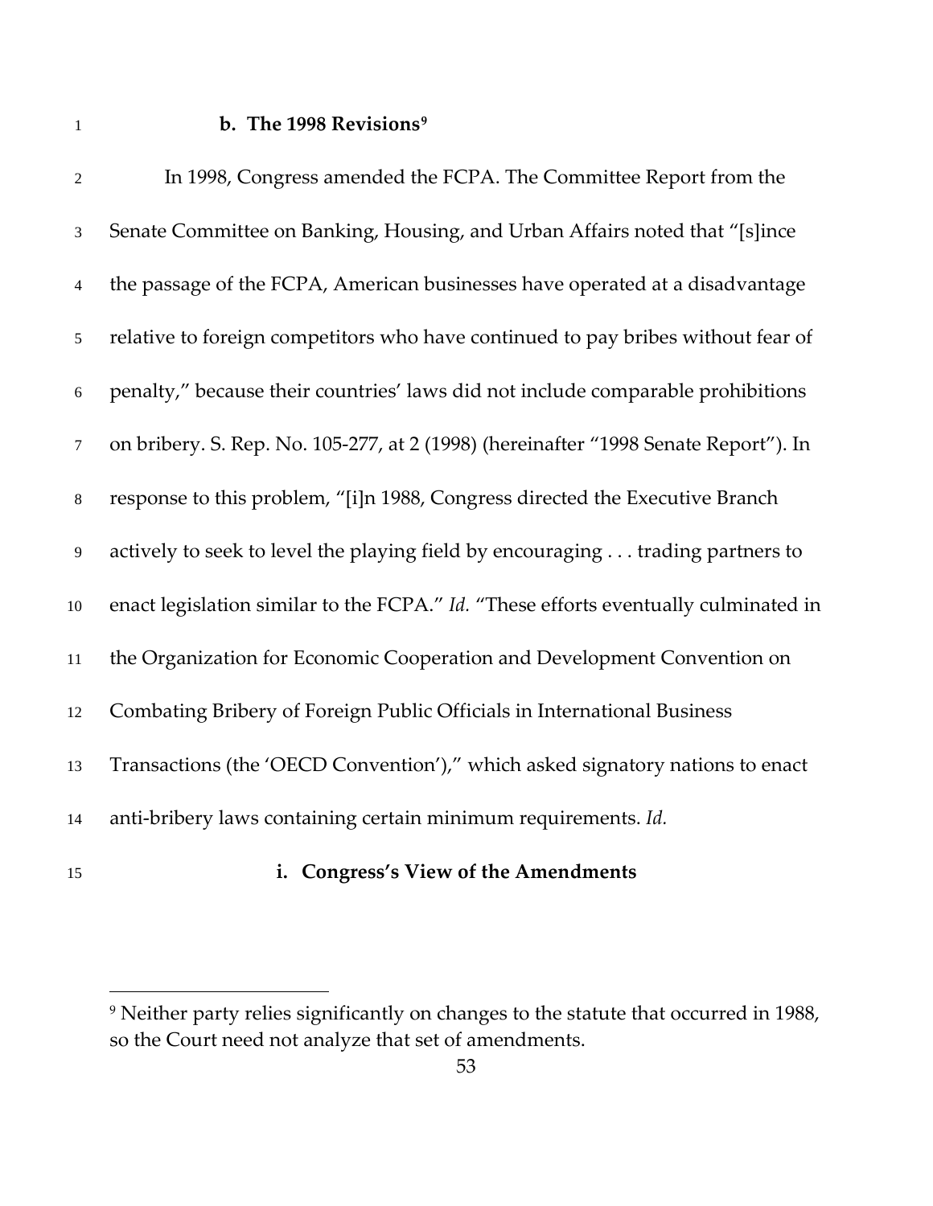### b. The 1998 Revisions[9]

In 1998, Congress amended the FCPA. The Committee Report from the Senate Committee on Banking, Housing, and Urban Affairs noted that "[s]ince the passage of the FCPA, American businesses have operated at a disadvantage relative to foreign competitors who have continued to pay bribes without fear of penalty," because their countries' laws did not include comparable prohibitions on bribery. S. Rep. No. 105-277, at 2 (1998) (hereinafter "1998 Senate Report"). In response to this problem, "[i]n 1988, Congress directed the Executive Branch actively to seek to level the playing field by encouraging . . . trading partners to enact legislation similar to the FCPA." *Id.* "These efforts eventually culminated in the Organization for Economic Cooperation and Development Convention on Combating Bribery of Foreign Public Officials in International Business Transactions (the 'OECD Convention')," which asked signatory nations to enact anti-bribery laws containing certain minimum requirements. *Id.*

#### i. Congress's View of the Amendments

---

[9] Neither party relies significantly on changes to the statute that occurred in 1988, so the Court need not analyze that set of amendments.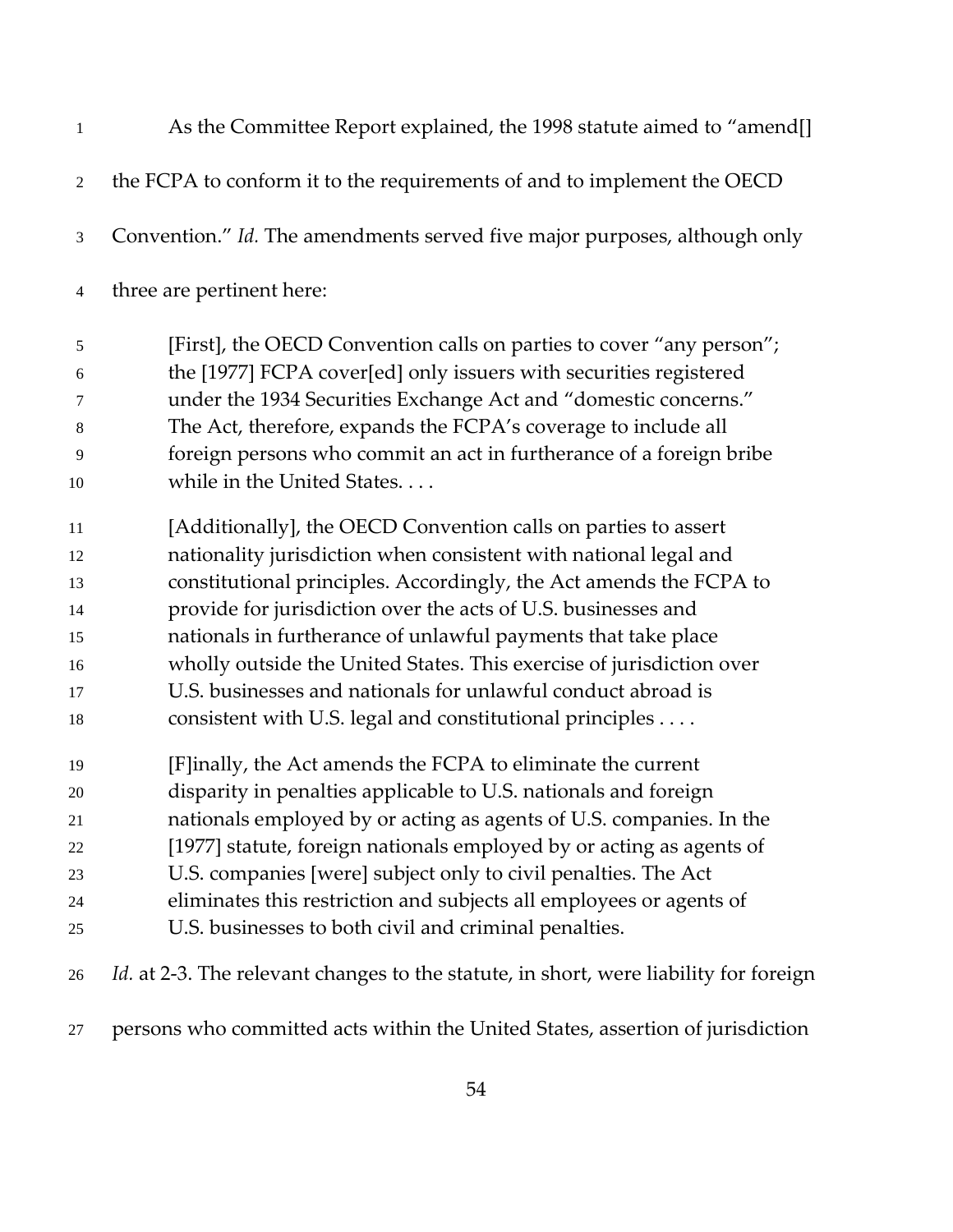As the Committee Report explained, the 1998 statute aimed to "amend[] the FCPA to conform it to the requirements of and to implement the OECD Convention." *Id.* The amendments served five major purposes, although only three are pertinent here:

> [First], the OECD Convention calls on parties to cover "any person"; the [1977] FCPA cover[ed] only issuers with securities registered under the 1934 Securities Exchange Act and "domestic concerns." The Act, therefore, expands the FCPA's coverage to include all foreign persons who commit an act in furtherance of a foreign bribe while in the United States. . . .
>
> [Additionally], the OECD Convention calls on parties to assert nationality jurisdiction when consistent with national legal and constitutional principles. Accordingly, the Act amends the FCPA to provide for jurisdiction over the acts of U.S. businesses and nationals in furtherance of unlawful payments that take place wholly outside the United States. This exercise of jurisdiction over U.S. businesses and nationals for unlawful conduct abroad is consistent with U.S. legal and constitutional principles . . . .
>
> [F]inally, the Act amends the FCPA to eliminate the current disparity in penalties applicable to U.S. nationals and foreign nationals employed by or acting as agents of U.S. companies. In the [1977] statute, foreign nationals employed by or acting as agents of U.S. companies [were] subject only to civil penalties. The Act eliminates this restriction and subjects all employees or agents of U.S. businesses to both civil and criminal penalties.

*Id.* at 2-3. The relevant changes to the statute, in short, were liability for foreign persons who committed acts within the United States, assertion of jurisdiction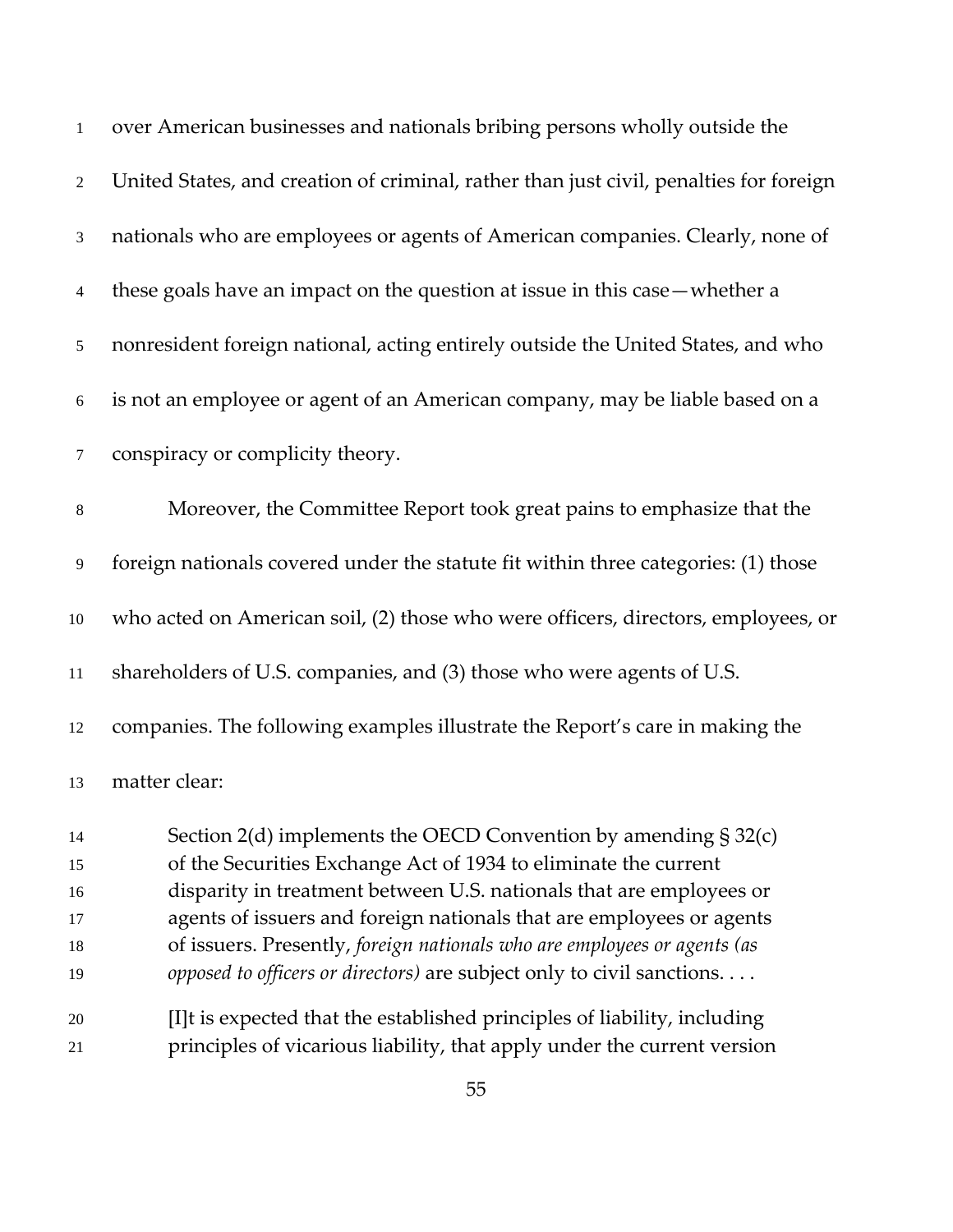over American businesses and nationals bribing persons wholly outside the United States, and creation of criminal, rather than just civil, penalties for foreign nationals who are employees or agents of American companies. Clearly, none of these goals have an impact on the question at issue in this case—whether a nonresident foreign national, acting entirely outside the United States, and who is not an employee or agent of an American company, may be liable based on a conspiracy or complicity theory.

Moreover, the Committee Report took great pains to emphasize that the foreign nationals covered under the statute fit within three categories: (1) those who acted on American soil, (2) those who were officers, directors, employees, or shareholders of U.S. companies, and (3) those who were agents of U.S. companies. The following examples illustrate the Report's care in making the matter clear:

> Section 2(d) implements the OECD Convention by amending § 32(c) of the Securities Exchange Act of 1934 to eliminate the current disparity in treatment between U.S. nationals that are employees or agents of issuers and foreign nationals that are employees or agents of issuers. Presently, *foreign nationals who are employees or agents (as opposed to officers or directors)* are subject only to civil sanctions. . . .
>
> [I]t is expected that the established principles of liability, including principles of vicarious liability, that apply under the current version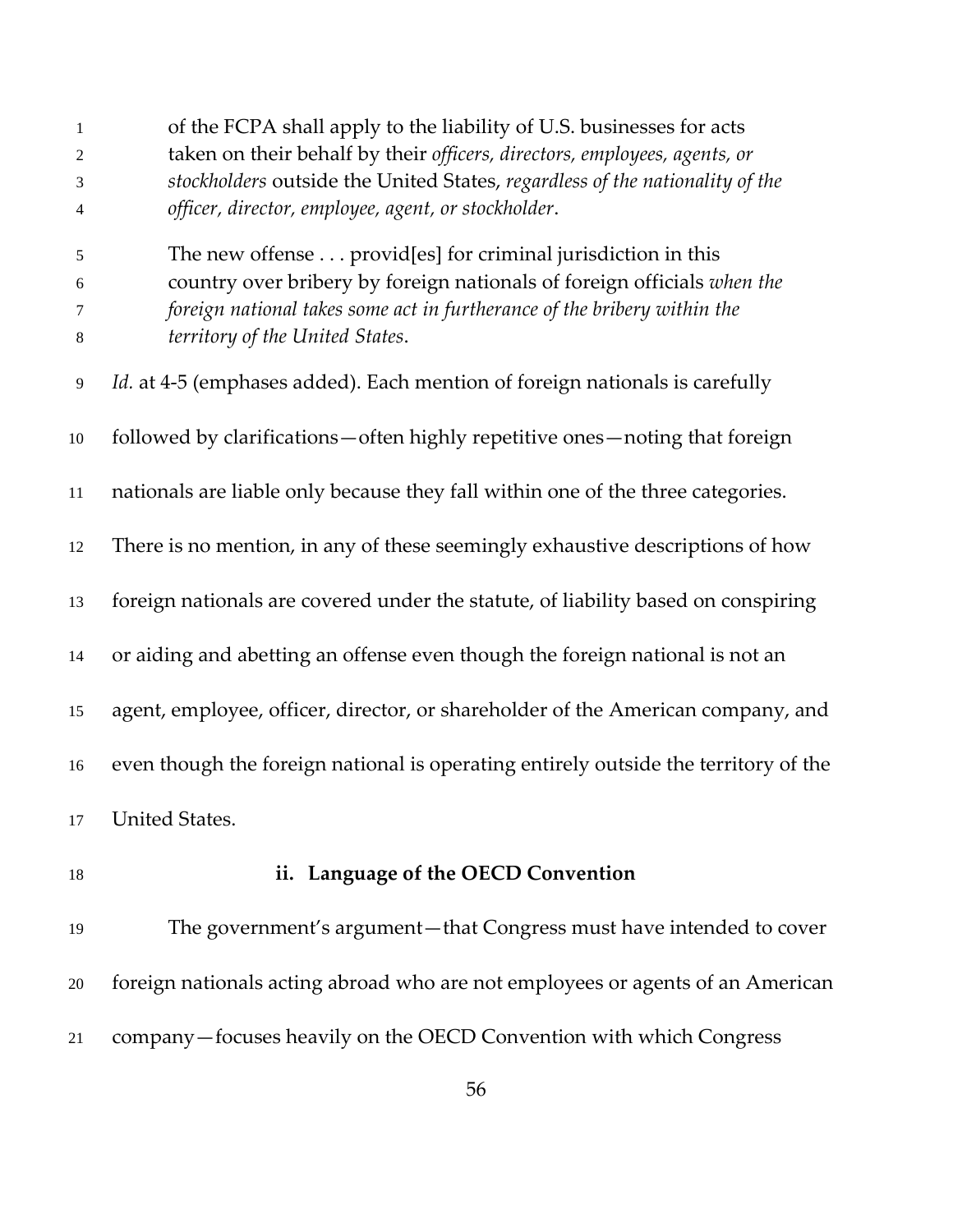> of the FCPA shall apply to the liability of U.S. businesses for acts taken on their behalf by their *officers, directors, employees, agents, or stockholders* outside the United States, *regardless of the nationality of the officer, director, employee, agent, or stockholder*.
>
> The new offense . . . provid[es] for criminal jurisdiction in this country over bribery by foreign nationals of foreign officials *when the foreign national takes some act in furtherance of the bribery within the territory of the United States*.

*Id.* at 4-5 (emphases added). Each mention of foreign nationals is carefully followed by clarifications—often highly repetitive ones—noting that foreign nationals are liable only because they fall within one of the three categories. There is no mention, in any of these seemingly exhaustive descriptions of how foreign nationals are covered under the statute, of liability based on conspiring or aiding and abetting an offense even though the foreign national is not an agent, employee, officer, director, or shareholder of the American company, and even though the foreign national is operating entirely outside the territory of the United States.

### ii. Language of the OECD Convention

The government's argument—that Congress must have intended to cover foreign nationals acting abroad who are not employees or agents of an American company—focuses heavily on the OECD Convention with which Congress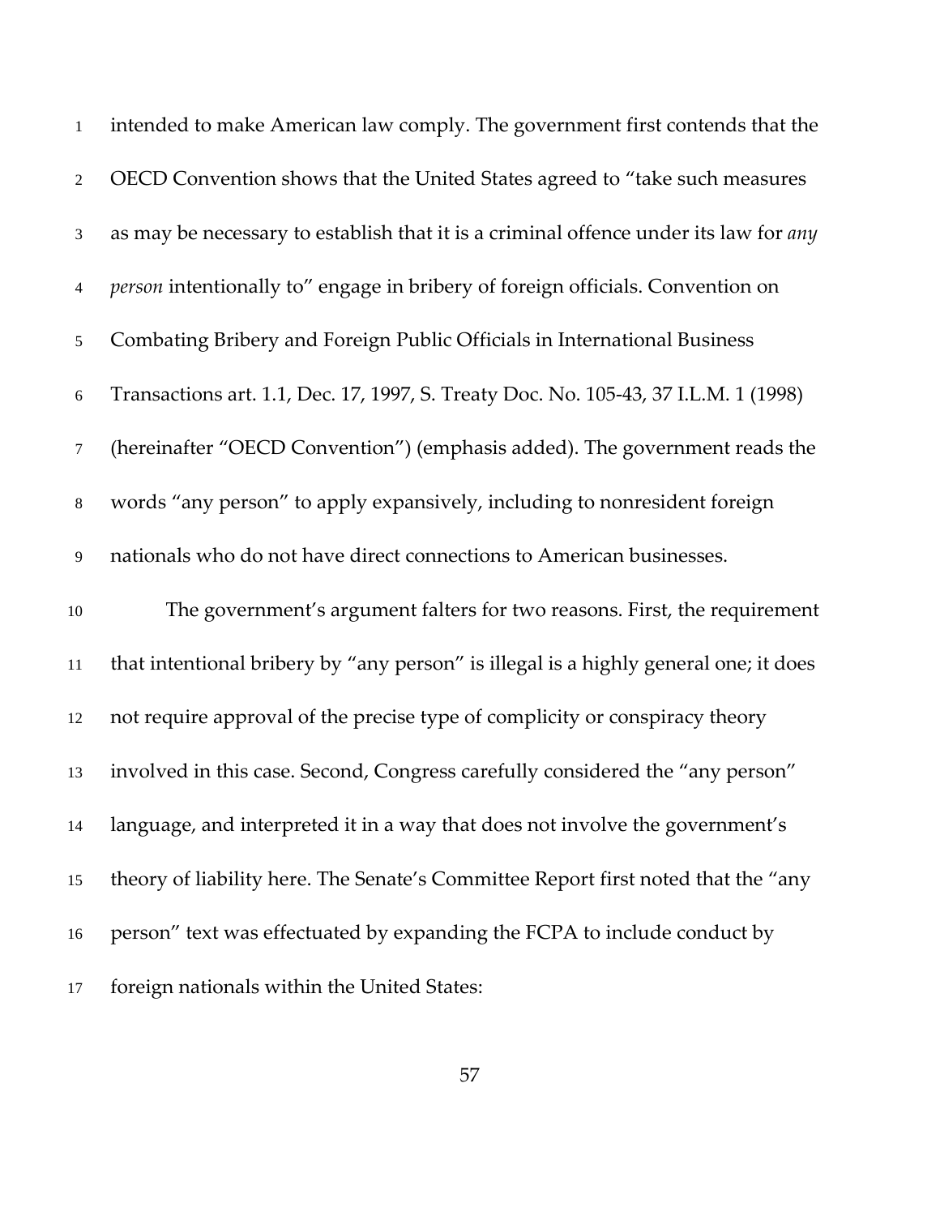intended to make American law comply. The government first contends that the OECD Convention shows that the United States agreed to "take such measures as may be necessary to establish that it is a criminal offence under its law for *any person* intentionally to" engage in bribery of foreign officials. Convention on Combating Bribery and Foreign Public Officials in International Business Transactions art. 1.1, Dec. 17, 1997, S. Treaty Doc. No. 105-43, 37 I.L.M. 1 (1998) (hereinafter "OECD Convention") (emphasis added). The government reads the words "any person" to apply expansively, including to nonresident foreign nationals who do not have direct connections to American businesses.

The government's argument falters for two reasons. First, the requirement that intentional bribery by "any person" is illegal is a highly general one; it does not require approval of the precise type of complicity or conspiracy theory involved in this case. Second, Congress carefully considered the "any person" language, and interpreted it in a way that does not involve the government's theory of liability here. The Senate's Committee Report first noted that the "any person" text was effectuated by expanding the FCPA to include conduct by foreign nationals within the United States: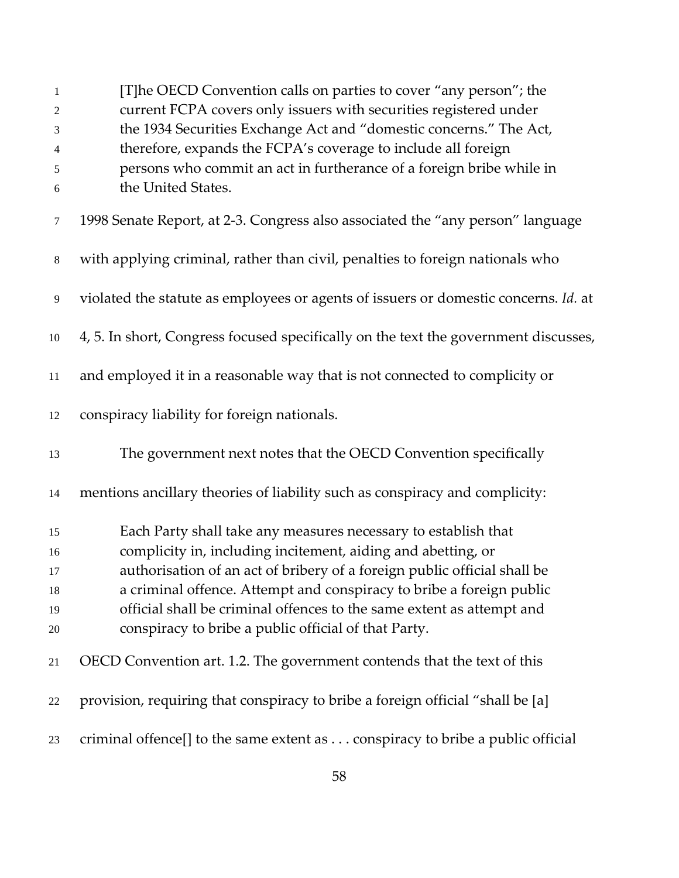> [T]he OECD Convention calls on parties to cover "any person"; the current FCPA covers only issuers with securities registered under the 1934 Securities Exchange Act and "domestic concerns." The Act, therefore, expands the FCPA's coverage to include all foreign persons who commit an act in furtherance of a foreign bribe while in the United States.

1998 Senate Report, at 2-3. Congress also associated the "any person" language with applying criminal, rather than civil, penalties to foreign nationals who violated the statute as employees or agents of issuers or domestic concerns. *Id.* at 4, 5. In short, Congress focused specifically on the text the government discusses, and employed it in a reasonable way that is not connected to complicity or conspiracy liability for foreign nationals.

The government next notes that the OECD Convention specifically mentions ancillary theories of liability such as conspiracy and complicity:

> Each Party shall take any measures necessary to establish that complicity in, including incitement, aiding and abetting, or authorisation of an act of bribery of a foreign public official shall be a criminal offence. Attempt and conspiracy to bribe a foreign public official shall be criminal offences to the same extent as attempt and conspiracy to bribe a public official of that Party.

OECD Convention art. 1.2. The government contends that the text of this provision, requiring that conspiracy to bribe a foreign official "shall be [a] criminal offence[] to the same extent as . . . conspiracy to bribe a public official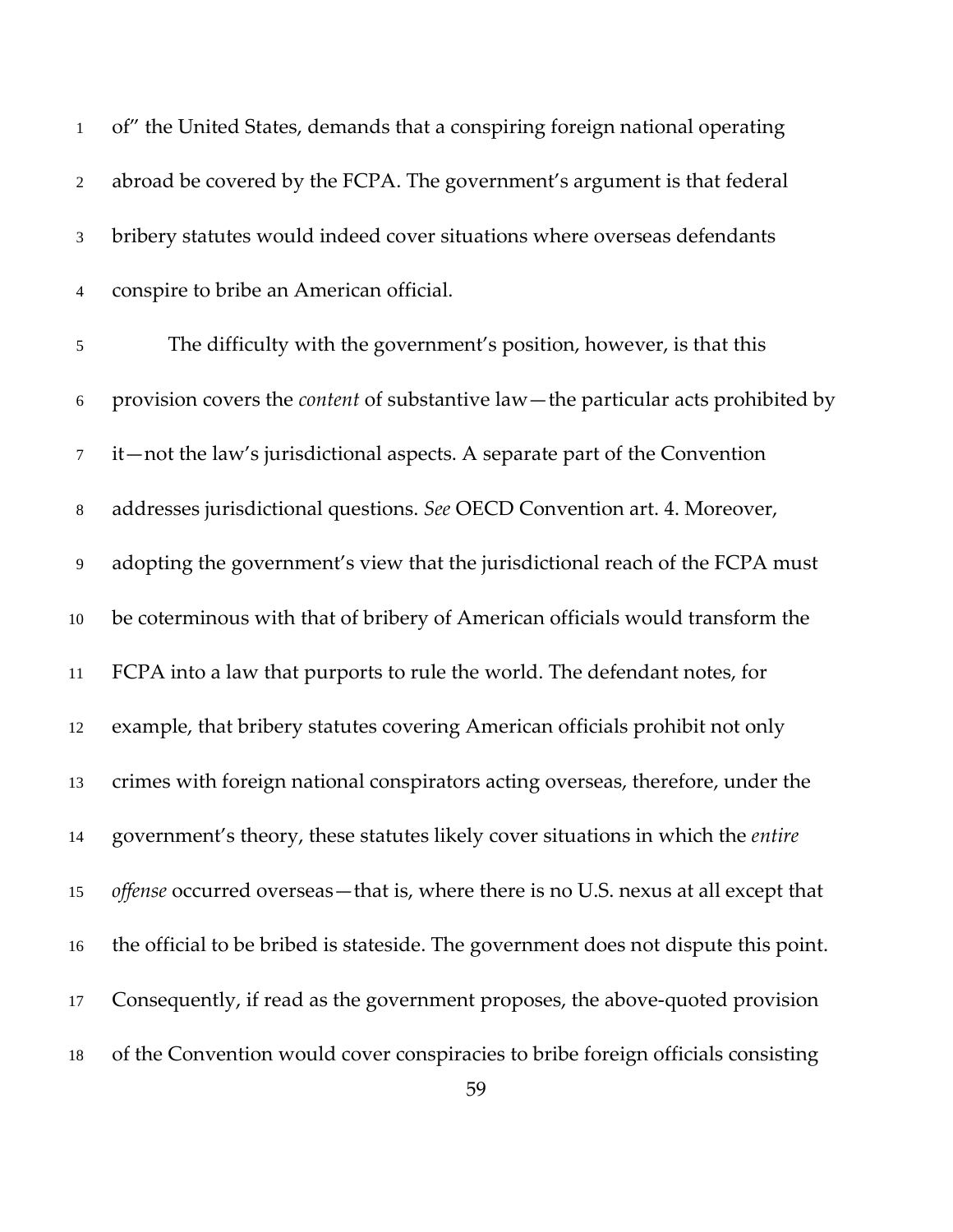of" the United States, demands that a conspiring foreign national operating abroad be covered by the FCPA. The government's argument is that federal bribery statutes would indeed cover situations where overseas defendants conspire to bribe an American official.

The difficulty with the government's position, however, is that this provision covers the *content* of substantive law—the particular acts prohibited by it—not the law's jurisdictional aspects. A separate part of the Convention addresses jurisdictional questions. *See* OECD Convention art. 4. Moreover, adopting the government's view that the jurisdictional reach of the FCPA must be coterminous with that of bribery of American officials would transform the FCPA into a law that purports to rule the world. The defendant notes, for example, that bribery statutes covering American officials prohibit not only crimes with foreign national conspirators acting overseas, therefore, under the government's theory, these statutes likely cover situations in which the *entire offense* occurred overseas—that is, where there is no U.S. nexus at all except that the official to be bribed is stateside. The government does not dispute this point. Consequently, if read as the government proposes, the above-quoted provision of the Convention would cover conspiracies to bribe foreign officials consisting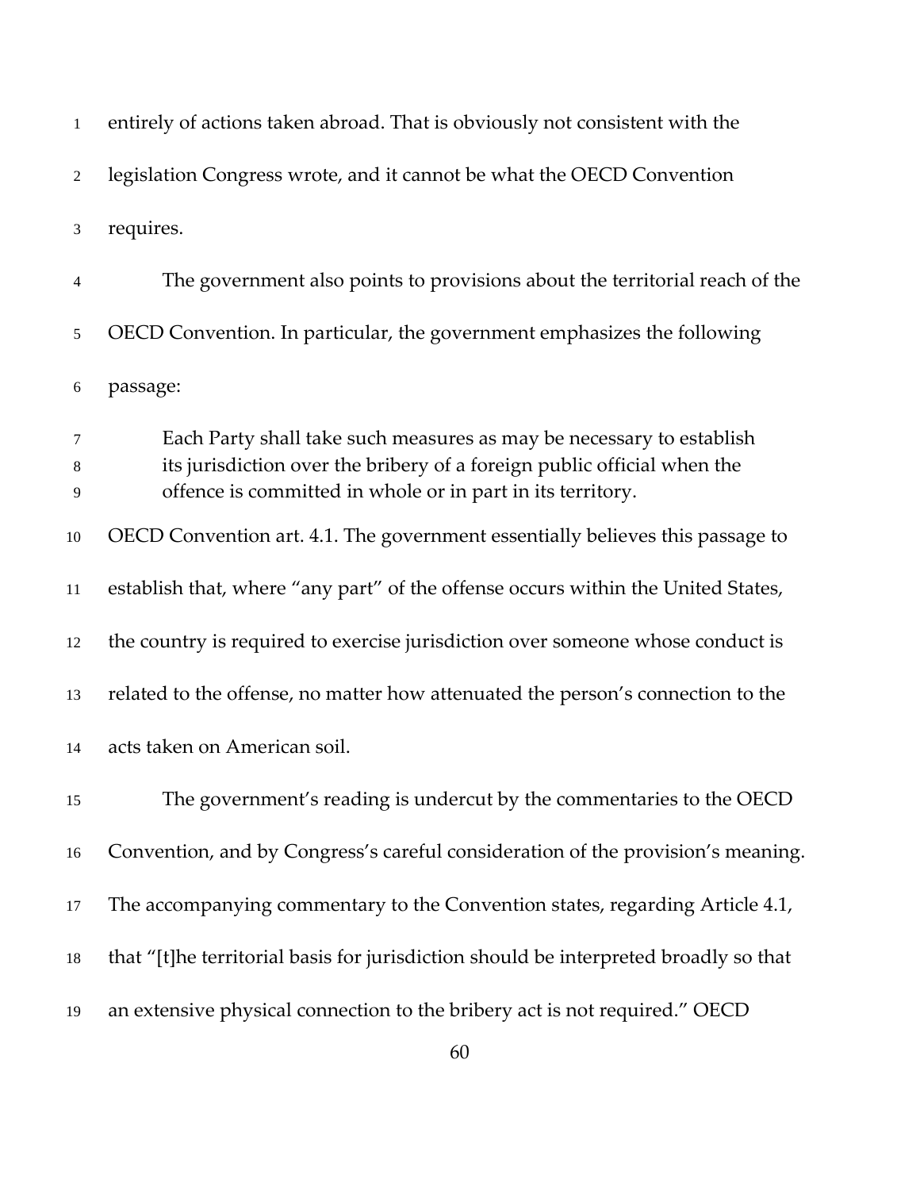entirely of actions taken abroad. That is obviously not consistent with the legislation Congress wrote, and it cannot be what the OECD Convention requires.

The government also points to provisions about the territorial reach of the OECD Convention. In particular, the government emphasizes the following passage:

> Each Party shall take such measures as may be necessary to establish its jurisdiction over the bribery of a foreign public official when the offence is committed in whole or in part in its territory.

OECD Convention art. 4.1. The government essentially believes this passage to establish that, where "any part" of the offense occurs within the United States, the country is required to exercise jurisdiction over someone whose conduct is related to the offense, no matter how attenuated the person's connection to the acts taken on American soil.

The government's reading is undercut by the commentaries to the OECD Convention, and by Congress's careful consideration of the provision's meaning. The accompanying commentary to the Convention states, regarding Article 4.1, that "[t]he territorial basis for jurisdiction should be interpreted broadly so that an extensive physical connection to the bribery act is not required." OECD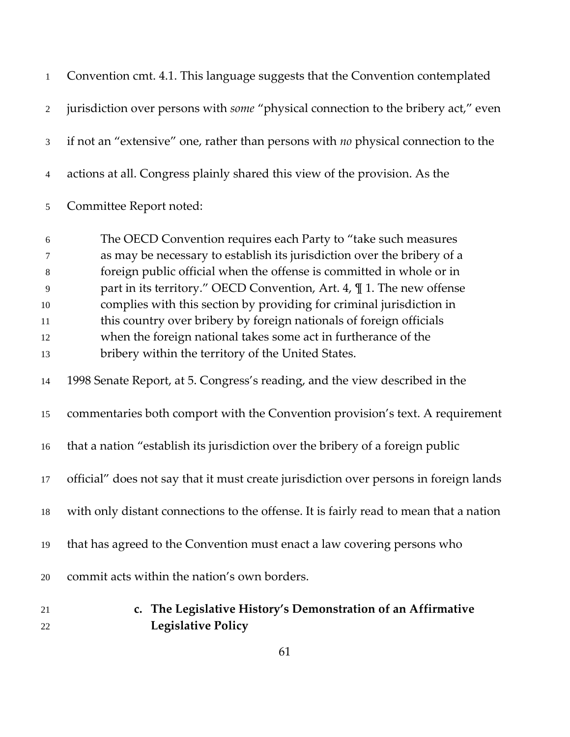Convention cmt. 4.1. This language suggests that the Convention contemplated jurisdiction over persons with *some* "physical connection to the bribery act," even if not an "extensive" one, rather than persons with *no* physical connection to the actions at all. Congress plainly shared this view of the provision. As the Committee Report noted:

> The OECD Convention requires each Party to "take such measures as may be necessary to establish its jurisdiction over the bribery of a foreign public official when the offense is committed in whole or in part in its territory." OECD Convention, Art. 4, ¶ 1. The new offense complies with this section by providing for criminal jurisdiction in this country over bribery by foreign nationals of foreign officials when the foreign national takes some act in furtherance of the bribery within the territory of the United States.

1998 Senate Report, at 5. Congress's reading, and the view described in the commentaries both comport with the Convention provision's text. A requirement that a nation "establish its jurisdiction over the bribery of a foreign public official" does not say that it must create jurisdiction over persons in foreign lands with only distant connections to the offense. It is fairly read to mean that a nation that has agreed to the Convention must enact a law covering persons who commit acts within the nation's own borders.

**c. The Legislative History's Demonstration of an Affirmative Legislative Policy**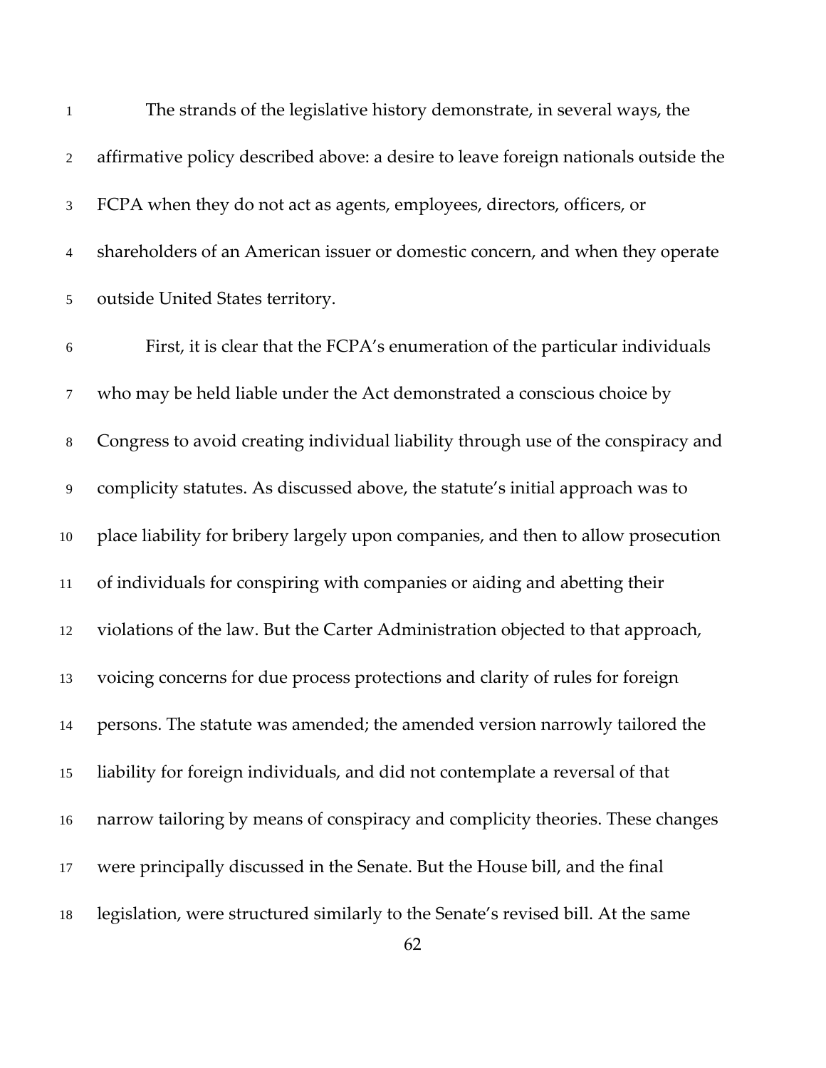The strands of the legislative history demonstrate, in several ways, the affirmative policy described above: a desire to leave foreign nationals outside the FCPA when they do not act as agents, employees, directors, officers, or shareholders of an American issuer or domestic concern, and when they operate outside United States territory.

First, it is clear that the FCPA's enumeration of the particular individuals who may be held liable under the Act demonstrated a conscious choice by Congress to avoid creating individual liability through use of the conspiracy and complicity statutes. As discussed above, the statute's initial approach was to place liability for bribery largely upon companies, and then to allow prosecution of individuals for conspiring with companies or aiding and abetting their violations of the law. But the Carter Administration objected to that approach, voicing concerns for due process protections and clarity of rules for foreign persons. The statute was amended; the amended version narrowly tailored the liability for foreign individuals, and did not contemplate a reversal of that narrow tailoring by means of conspiracy and complicity theories. These changes were principally discussed in the Senate. But the House bill, and the final legislation, were structured similarly to the Senate's revised bill. At the same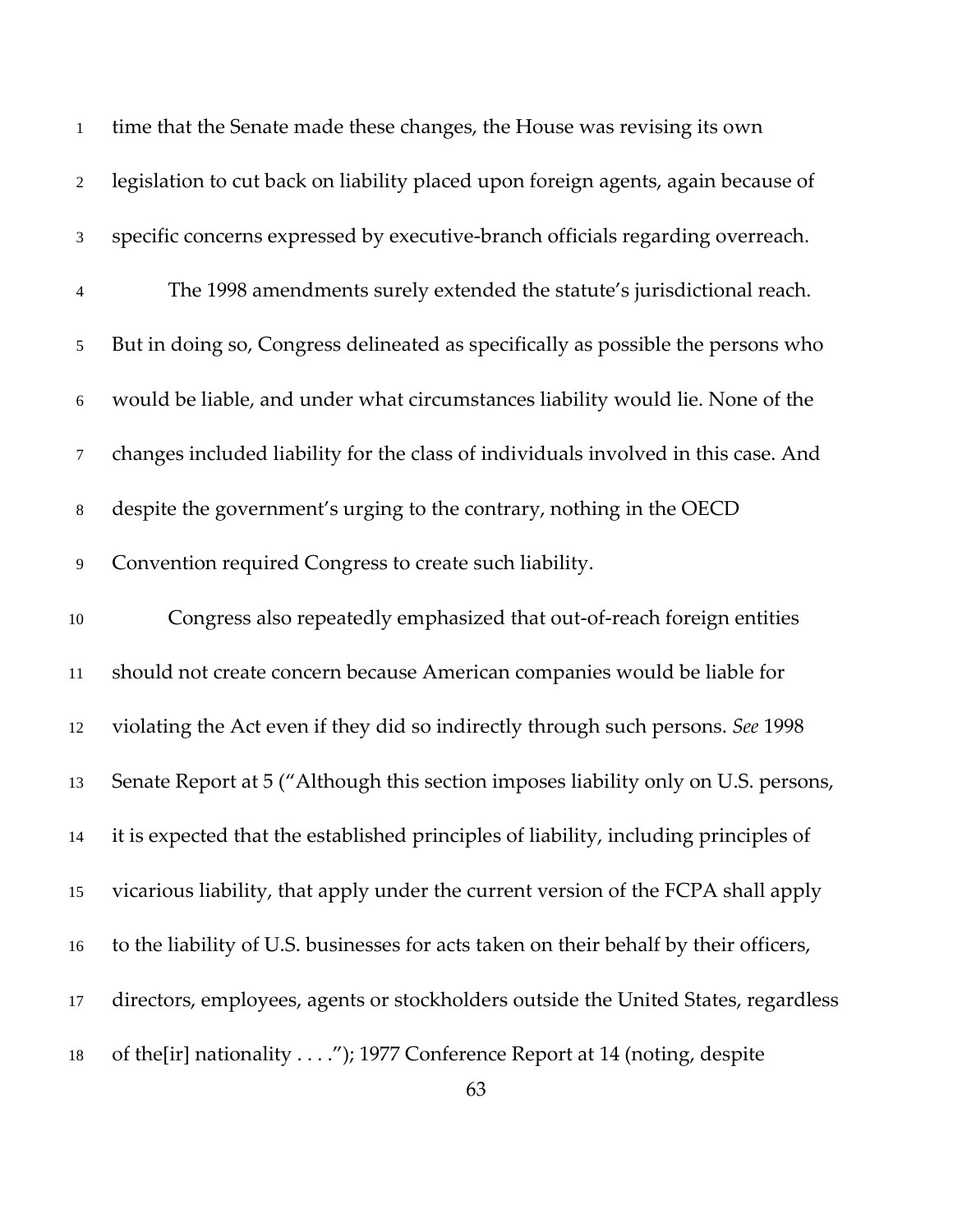time that the Senate made these changes, the House was revising its own legislation to cut back on liability placed upon foreign agents, again because of specific concerns expressed by executive-branch officials regarding overreach.

The 1998 amendments surely extended the statute's jurisdictional reach. But in doing so, Congress delineated as specifically as possible the persons who would be liable, and under what circumstances liability would lie. None of the changes included liability for the class of individuals involved in this case. And despite the government's urging to the contrary, nothing in the OECD Convention required Congress to create such liability.

Congress also repeatedly emphasized that out-of-reach foreign entities should not create concern because American companies would be liable for violating the Act even if they did so indirectly through such persons. *See* 1998 Senate Report at 5 ("Although this section imposes liability only on U.S. persons, it is expected that the established principles of liability, including principles of vicarious liability, that apply under the current version of the FCPA shall apply to the liability of U.S. businesses for acts taken on their behalf by their officers, directors, employees, agents or stockholders outside the United States, regardless of the[ir] nationality . . . ."); 1977 Conference Report at 14 (noting, despite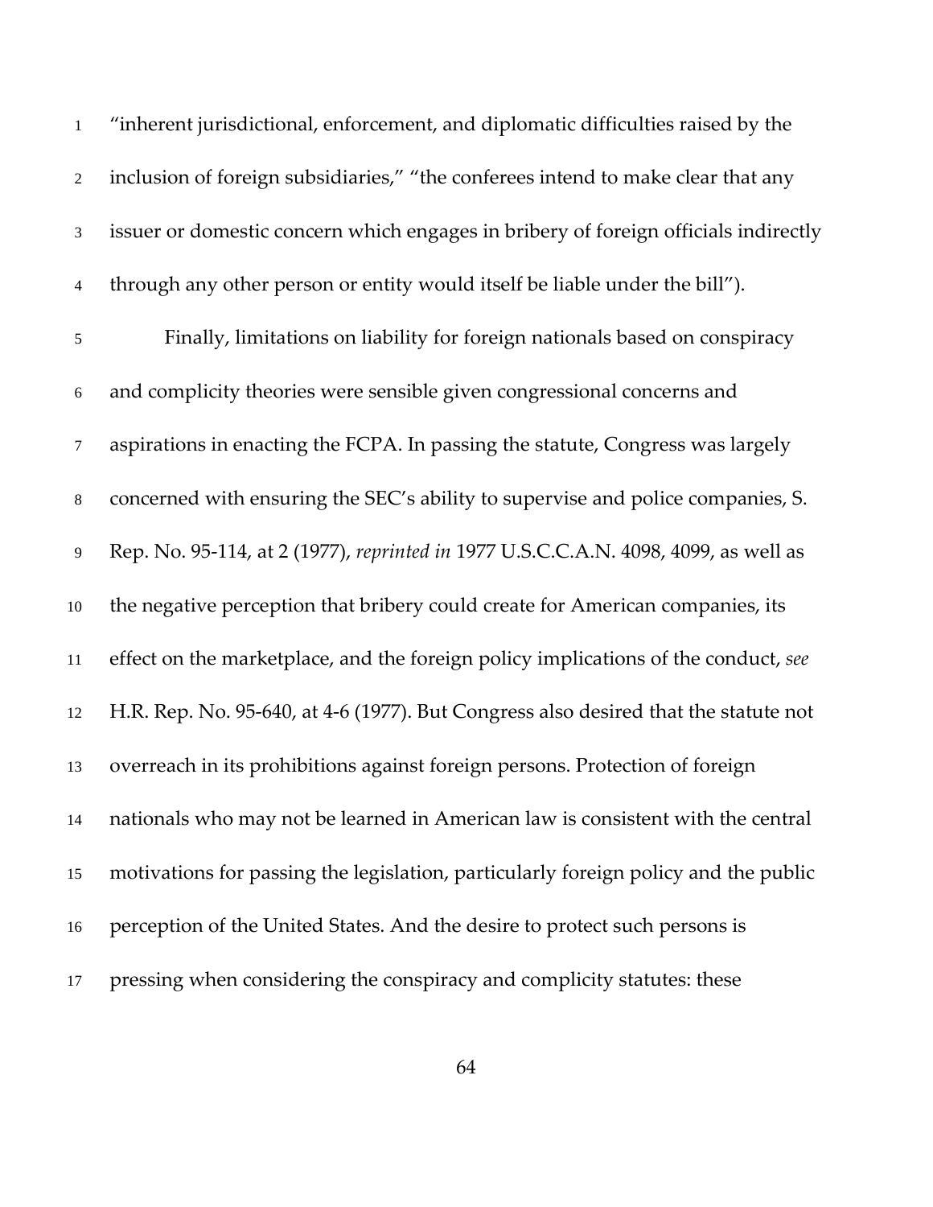"inherent jurisdictional, enforcement, and diplomatic difficulties raised by the inclusion of foreign subsidiaries," "the conferees intend to make clear that any issuer or domestic concern which engages in bribery of foreign officials indirectly through any other person or entity would itself be liable under the bill").

Finally, limitations on liability for foreign nationals based on conspiracy and complicity theories were sensible given congressional concerns and aspirations in enacting the FCPA. In passing the statute, Congress was largely concerned with ensuring the SEC's ability to supervise and police companies, S. Rep. No. 95-114, at 2 (1977), *reprinted in* 1977 U.S.C.C.A.N. 4098, 4099, as well as the negative perception that bribery could create for American companies, its effect on the marketplace, and the foreign policy implications of the conduct, *see* H.R. Rep. No. 95-640, at 4-6 (1977). But Congress also desired that the statute not overreach in its prohibitions against foreign persons. Protection of foreign nationals who may not be learned in American law is consistent with the central motivations for passing the legislation, particularly foreign policy and the public perception of the United States. And the desire to protect such persons is pressing when considering the conspiracy and complicity statutes: these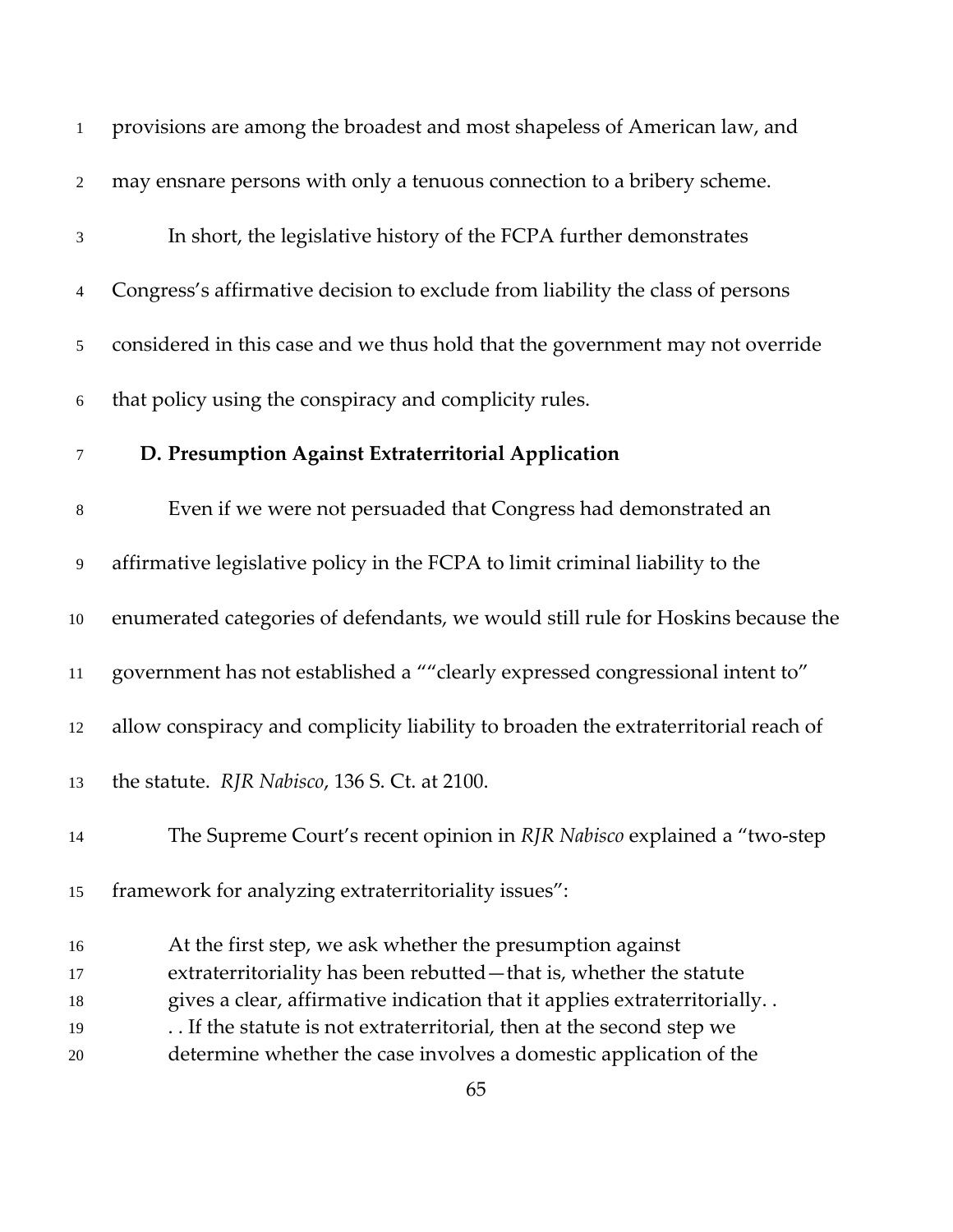provisions are among the broadest and most shapeless of American law, and may ensnare persons with only a tenuous connection to a bribery scheme.

In short, the legislative history of the FCPA further demonstrates Congress's affirmative decision to exclude from liability the class of persons considered in this case and we thus hold that the government may not override that policy using the conspiracy and complicity rules.

### D. Presumption Against Extraterritorial Application

Even if we were not persuaded that Congress had demonstrated an affirmative legislative policy in the FCPA to limit criminal liability to the enumerated categories of defendants, we would still rule for Hoskins because the government has not established a ""clearly expressed congressional intent to" allow conspiracy and complicity liability to broaden the extraterritorial reach of the statute. *RJR Nabisco*, 136 S. Ct. at 2100.

The Supreme Court's recent opinion in *RJR Nabisco* explained a "two-step framework for analyzing extraterritoriality issues":

> At the first step, we ask whether the presumption against extraterritoriality has been rebutted—that is, whether the statute gives a clear, affirmative indication that it applies extraterritorially. . . . If the statute is not extraterritorial, then at the second step we determine whether the case involves a domestic application of the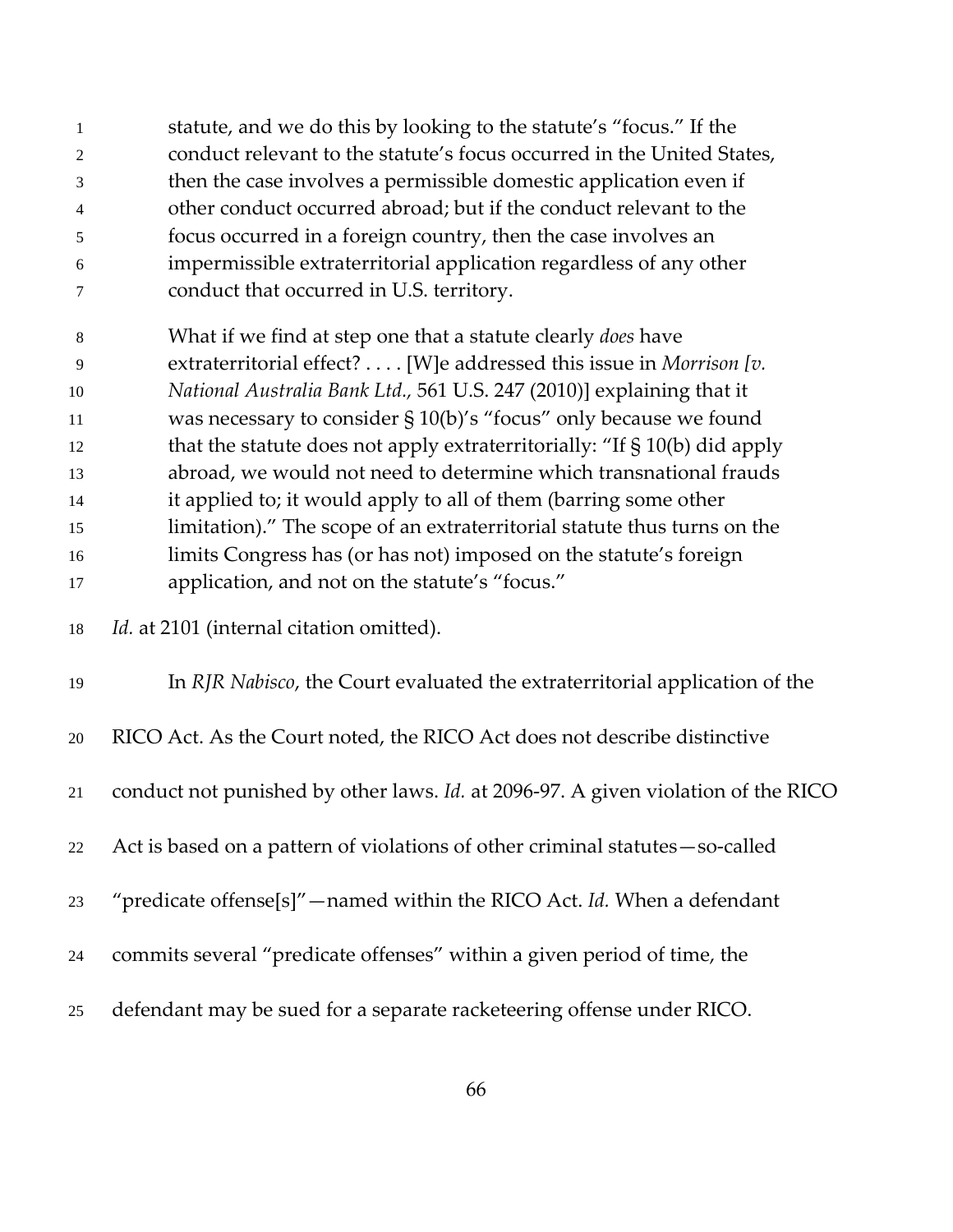> statute, and we do this by looking to the statute's "focus." If the conduct relevant to the statute's focus occurred in the United States, then the case involves a permissible domestic application even if other conduct occurred abroad; but if the conduct relevant to the focus occurred in a foreign country, then the case involves an impermissible extraterritorial application regardless of any other conduct that occurred in U.S. territory.
>
> What if we find at step one that a statute clearly *does* have extraterritorial effect? . . . . [W]e addressed this issue in *Morrison [v. National Australia Bank Ltd.,* 561 U.S. 247 (2010)] explaining that it was necessary to consider § 10(b)'s "focus" only because we found that the statute does not apply extraterritorially: "If § 10(b) did apply abroad, we would not need to determine which transnational frauds it applied to; it would apply to all of them (barring some other limitation)." The scope of an extraterritorial statute thus turns on the limits Congress has (or has not) imposed on the statute's foreign application, and not on the statute's "focus."

*Id.* at 2101 (internal citation omitted).

In *RJR Nabisco*, the Court evaluated the extraterritorial application of the RICO Act. As the Court noted, the RICO Act does not describe distinctive conduct not punished by other laws. *Id.* at 2096-97. A given violation of the RICO Act is based on a pattern of violations of other criminal statutes—so-called "predicate offense[s]"—named within the RICO Act. *Id.* When a defendant commits several "predicate offenses" within a given period of time, the defendant may be sued for a separate racketeering offense under RICO.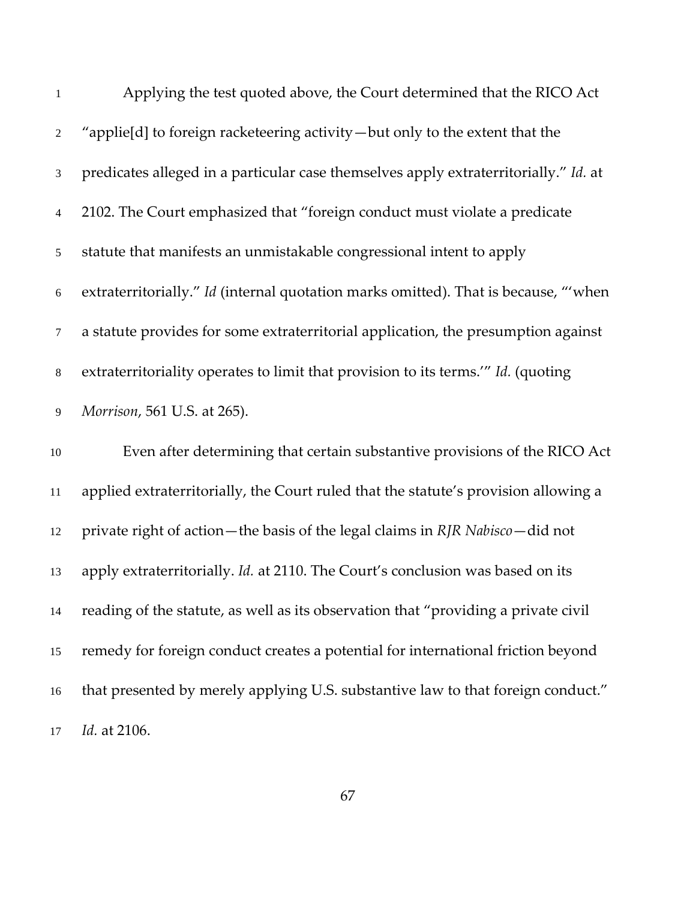Applying the test quoted above, the Court determined that the RICO Act "applie[d] to foreign racketeering activity—but only to the extent that the predicates alleged in a particular case themselves apply extraterritorially." *Id.* at 2102. The Court emphasized that "foreign conduct must violate a predicate statute that manifests an unmistakable congressional intent to apply extraterritorially." *Id* (internal quotation marks omitted). That is because, "'when a statute provides for some extraterritorial application, the presumption against extraterritoriality operates to limit that provision to its terms.'" *Id.* (quoting *Morrison*, 561 U.S. at 265).

Even after determining that certain substantive provisions of the RICO Act applied extraterritorially, the Court ruled that the statute's provision allowing a private right of action—the basis of the legal claims in *RJR Nabisco*—did not apply extraterritorially. *Id.* at 2110. The Court's conclusion was based on its reading of the statute, as well as its observation that "providing a private civil remedy for foreign conduct creates a potential for international friction beyond that presented by merely applying U.S. substantive law to that foreign conduct." *Id.* at 2106.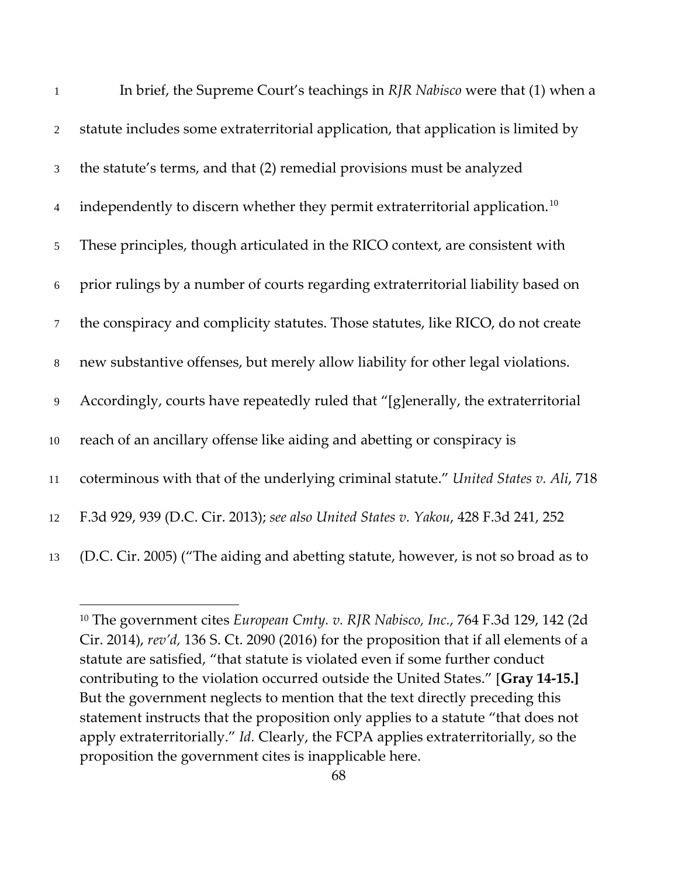In brief, the Supreme Court's teachings in *RJR Nabisco* were that (1) when a statute includes some extraterritorial application, that application is limited by the statute's terms, and that (2) remedial provisions must be analyzed independently to discern whether they permit extraterritorial application.[10] These principles, though articulated in the RICO context, are consistent with prior rulings by a number of courts regarding extraterritorial liability based on the conspiracy and complicity statutes. Those statutes, like RICO, do not create new substantive offenses, but merely allow liability for other legal violations. Accordingly, courts have repeatedly ruled that "[g]enerally, the extraterritorial reach of an ancillary offense like aiding and abetting or conspiracy is coterminous with that of the underlying criminal statute." *United States v. Ali*, 718 F.3d 929, 939 (D.C. Cir. 2013); *see also United States v. Yakou*, 428 F.3d 241, 252 (D.C. Cir. 2005) ("The aiding and abetting statute, however, is not so broad as to

---

[10] The government cites *European Cmty. v. RJR Nabisco, Inc.*, 764 F.3d 129, 142 (2d Cir. 2014), *rev'd,* 136 S. Ct. 2090 (2016) for the proposition that if all elements of a statute are satisfied, "that statute is violated even if some further conduct contributing to the violation occurred outside the United States." [**Gray 14-15.]** But the government neglects to mention that the text directly preceding this statement instructs that the proposition only applies to a statute "that does not apply extraterritorially." *Id.* Clearly, the FCPA applies extraterritorially, so the proposition the government cites is inapplicable here.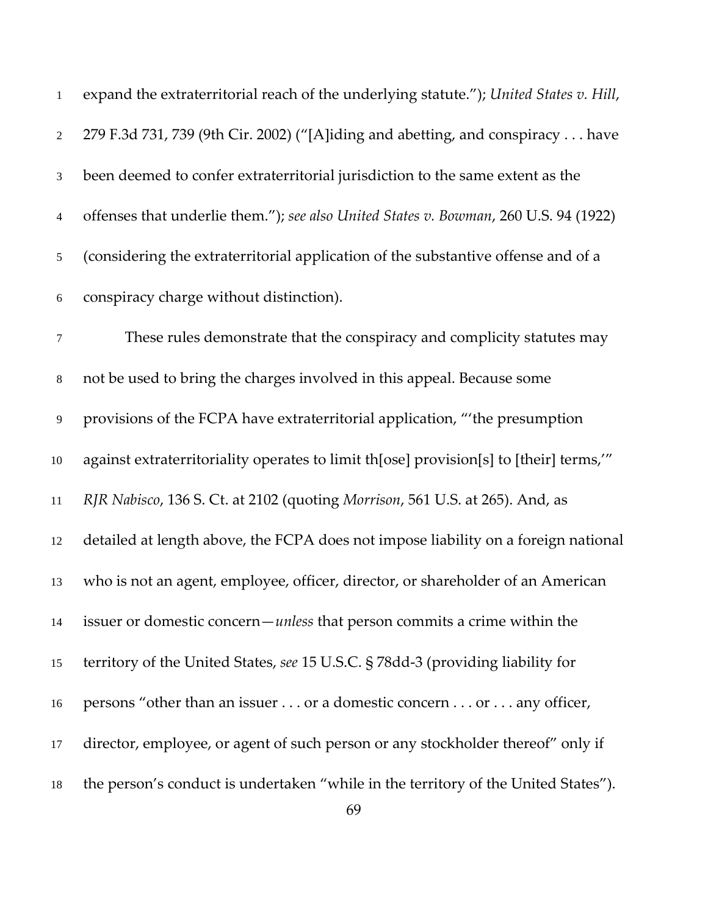expand the extraterritorial reach of the underlying statute."); *United States v. Hill*, 279 F.3d 731, 739 (9th Cir. 2002) ("[A]iding and abetting, and conspiracy . . . have been deemed to confer extraterritorial jurisdiction to the same extent as the offenses that underlie them."); *see also United States v. Bowman*, 260 U.S. 94 (1922) (considering the extraterritorial application of the substantive offense and of a conspiracy charge without distinction).

These rules demonstrate that the conspiracy and complicity statutes may not be used to bring the charges involved in this appeal. Because some provisions of the FCPA have extraterritorial application, "'the presumption against extraterritoriality operates to limit th[ose] provision[s] to [their] terms,'" *RJR Nabisco*, 136 S. Ct. at 2102 (quoting *Morrison*, 561 U.S. at 265). And, as detailed at length above, the FCPA does not impose liability on a foreign national who is not an agent, employee, officer, director, or shareholder of an American issuer or domestic concern—*unless* that person commits a crime within the territory of the United States, *see* 15 U.S.C. § 78dd-3 (providing liability for persons "other than an issuer . . . or a domestic concern . . . or . . . any officer, director, employee, or agent of such person or any stockholder thereof" only if the person's conduct is undertaken "while in the territory of the United States").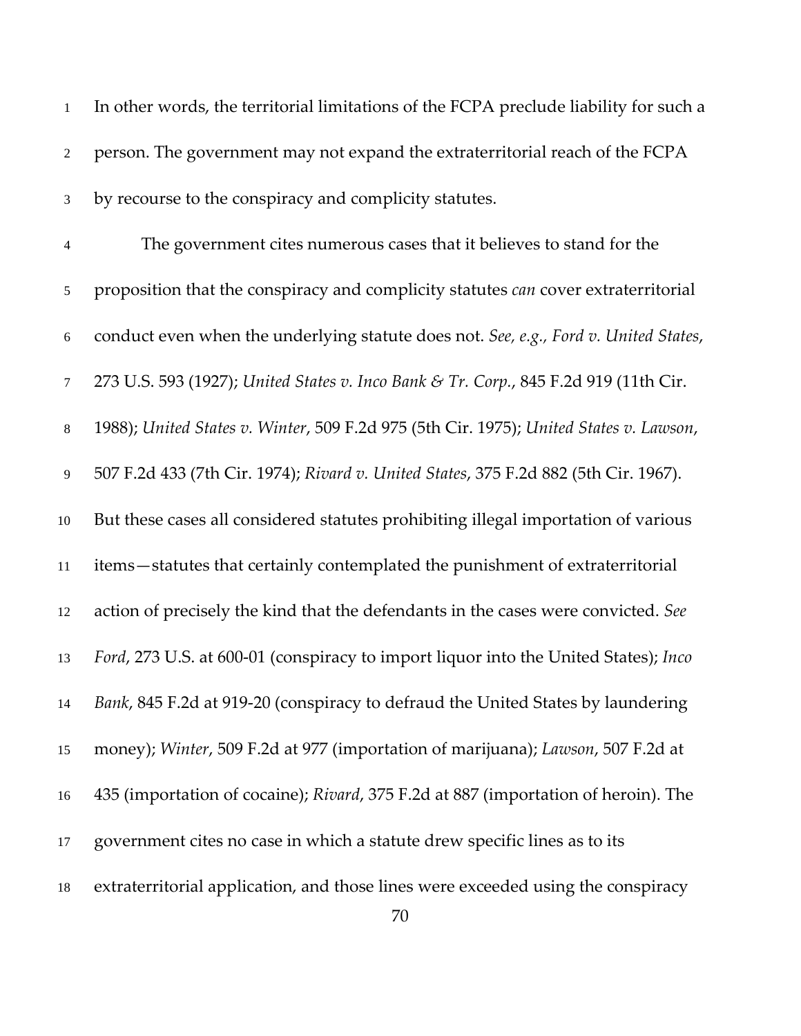In other words, the territorial limitations of the FCPA preclude liability for such a person. The government may not expand the extraterritorial reach of the FCPA by recourse to the conspiracy and complicity statutes.

The government cites numerous cases that it believes to stand for the proposition that the conspiracy and complicity statutes *can* cover extraterritorial conduct even when the underlying statute does not. *See, e.g., Ford v. United States*, 273 U.S. 593 (1927); *United States v. Inco Bank & Tr. Corp.*, 845 F.2d 919 (11th Cir. 1988); *United States v. Winter*, 509 F.2d 975 (5th Cir. 1975); *United States v. Lawson*, 507 F.2d 433 (7th Cir. 1974); *Rivard v. United States*, 375 F.2d 882 (5th Cir. 1967). But these cases all considered statutes prohibiting illegal importation of various items—statutes that certainly contemplated the punishment of extraterritorial action of precisely the kind that the defendants in the cases were convicted. *See Ford*, 273 U.S. at 600-01 (conspiracy to import liquor into the United States); *Inco Bank*, 845 F.2d at 919-20 (conspiracy to defraud the United States by laundering money); *Winter*, 509 F.2d at 977 (importation of marijuana); *Lawson*, 507 F.2d at 435 (importation of cocaine); *Rivard*, 375 F.2d at 887 (importation of heroin). The government cites no case in which a statute drew specific lines as to its extraterritorial application, and those lines were exceeded using the conspiracy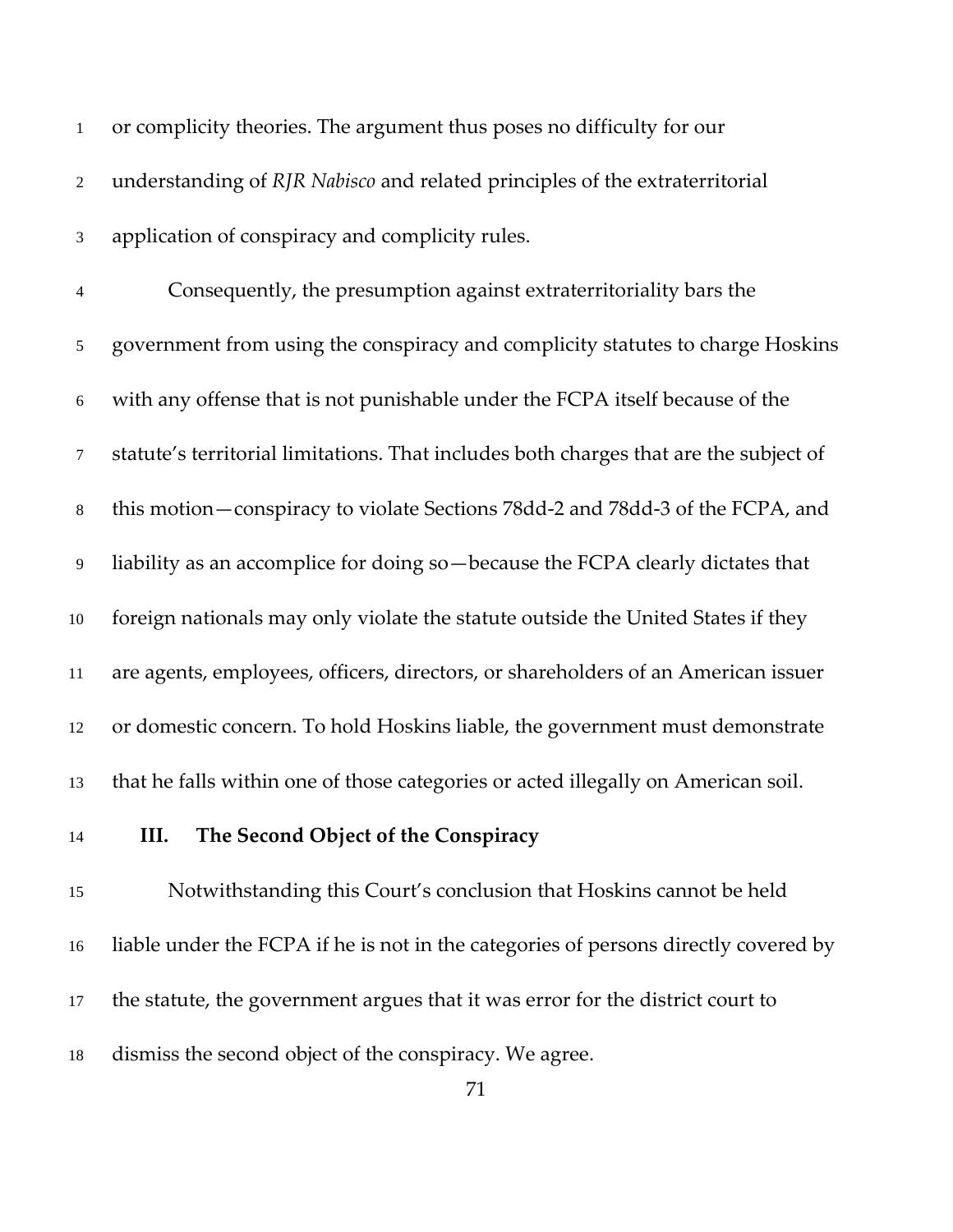or complicity theories. The argument thus poses no difficulty for our understanding of *RJR Nabisco* and related principles of the extraterritorial application of conspiracy and complicity rules.

Consequently, the presumption against extraterritoriality bars the government from using the conspiracy and complicity statutes to charge Hoskins with any offense that is not punishable under the FCPA itself because of the statute's territorial limitations. That includes both charges that are the subject of this motion—conspiracy to violate Sections 78dd-2 and 78dd-3 of the FCPA, and liability as an accomplice for doing so—because the FCPA clearly dictates that foreign nationals may only violate the statute outside the United States if they are agents, employees, officers, directors, or shareholders of an American issuer or domestic concern. To hold Hoskins liable, the government must demonstrate that he falls within one of those categories or acted illegally on American soil.

## III. The Second Object of the Conspiracy

Notwithstanding this Court's conclusion that Hoskins cannot be held liable under the FCPA if he is not in the categories of persons directly covered by the statute, the government argues that it was error for the district court to dismiss the second object of the conspiracy. We agree.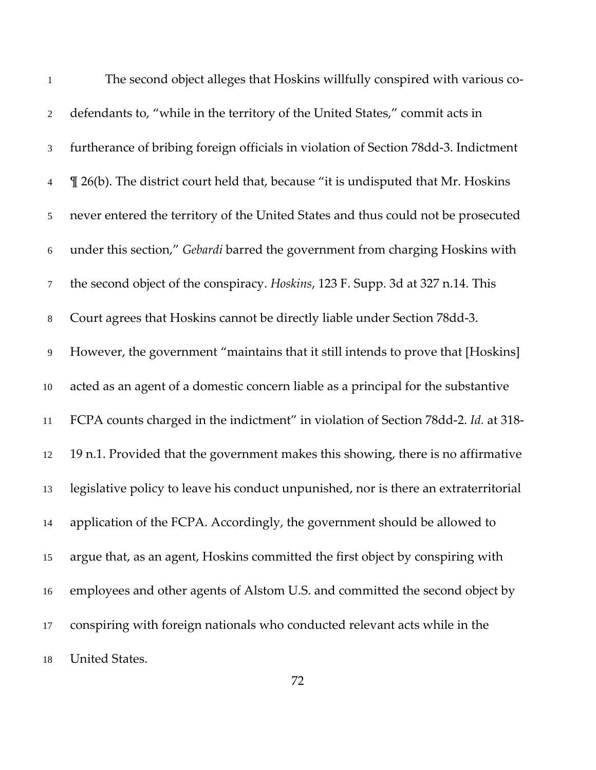The second object alleges that Hoskins willfully conspired with various co-defendants to, "while in the territory of the United States," commit acts in furtherance of bribing foreign officials in violation of Section 78dd-3. Indictment ¶ 26(b). The district court held that, because "it is undisputed that Mr. Hoskins never entered the territory of the United States and thus could not be prosecuted under this section," *Gebardi* barred the government from charging Hoskins with the second object of the conspiracy. *Hoskins*, 123 F. Supp. 3d at 327 n.14. This Court agrees that Hoskins cannot be directly liable under Section 78dd-3. However, the government "maintains that it still intends to prove that [Hoskins] acted as an agent of a domestic concern liable as a principal for the substantive FCPA counts charged in the indictment" in violation of Section 78dd-2. *Id.* at 318-19 n.1. Provided that the government makes this showing, there is no affirmative legislative policy to leave his conduct unpunished, nor is there an extraterritorial application of the FCPA. Accordingly, the government should be allowed to argue that, as an agent, Hoskins committed the first object by conspiring with employees and other agents of Alstom U.S. and committed the second object by conspiring with foreign nationals who conducted relevant acts while in the United States.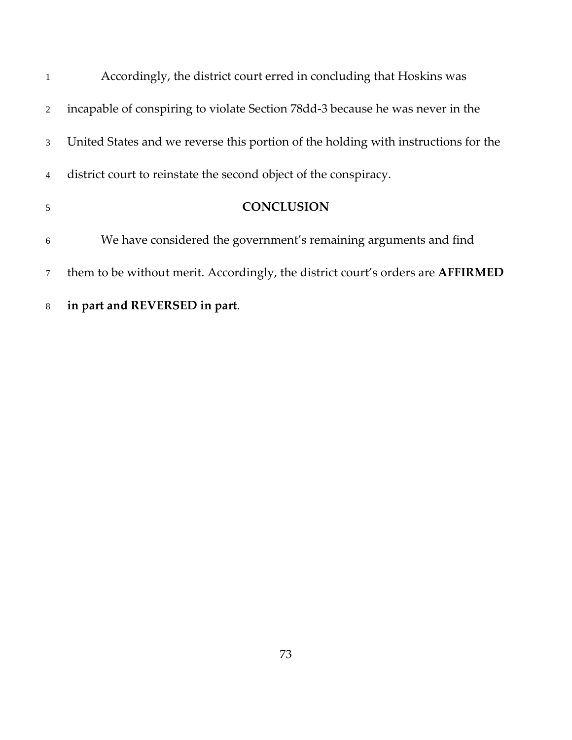Accordingly, the district court erred in concluding that Hoskins was incapable of conspiring to violate Section 78dd-3 because he was never in the United States and we reverse this portion of the holding with instructions for the district court to reinstate the second object of the conspiracy.

## CONCLUSION

We have considered the government's remaining arguments and find them to be without merit. Accordingly, the district court's orders are **AFFIRMED in part and REVERSED in part**.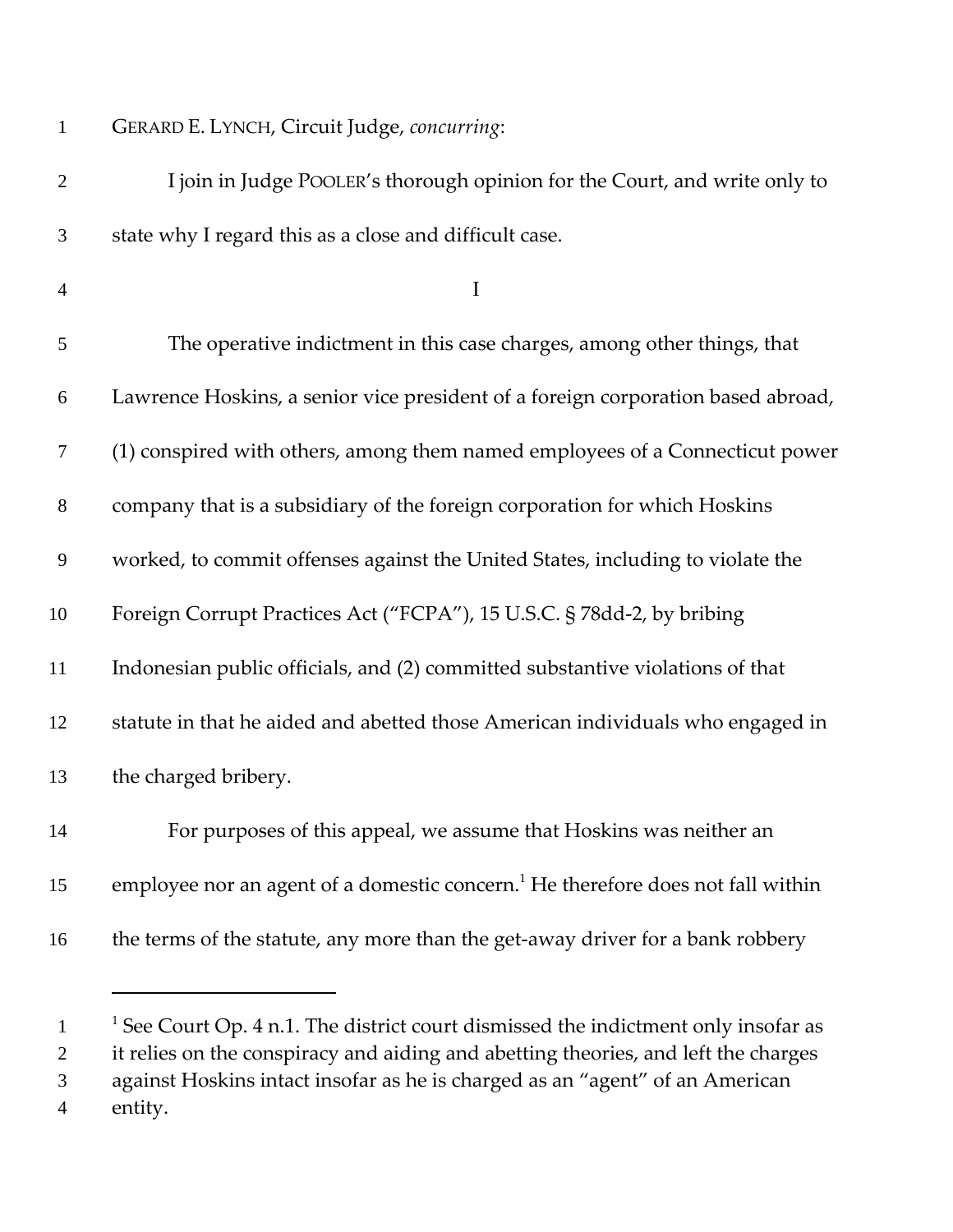GERARD E. LYNCH, Circuit Judge, *concurring*:

I join in Judge POOLER's thorough opinion for the Court, and write only to state why I regard this as a close and difficult case.

I

The operative indictment in this case charges, among other things, that Lawrence Hoskins, a senior vice president of a foreign corporation based abroad, (1) conspired with others, among them named employees of a Connecticut power company that is a subsidiary of the foreign corporation for which Hoskins worked, to commit offenses against the United States, including to violate the Foreign Corrupt Practices Act ("FCPA"), 15 U.S.C. § 78dd-2, by bribing Indonesian public officials, and (2) committed substantive violations of that statute in that he aided and abetted those American individuals who engaged in the charged bribery.

For purposes of this appeal, we assume that Hoskins was neither an employee nor an agent of a domestic concern.[1] He therefore does not fall within the terms of the statute, any more than the get-away driver for a bank robbery

[1] See Court Op. 4 n.1. The district court dismissed the indictment only insofar as it relies on the conspiracy and aiding and abetting theories, and left the charges against Hoskins intact insofar as he is charged as an "agent" of an American entity.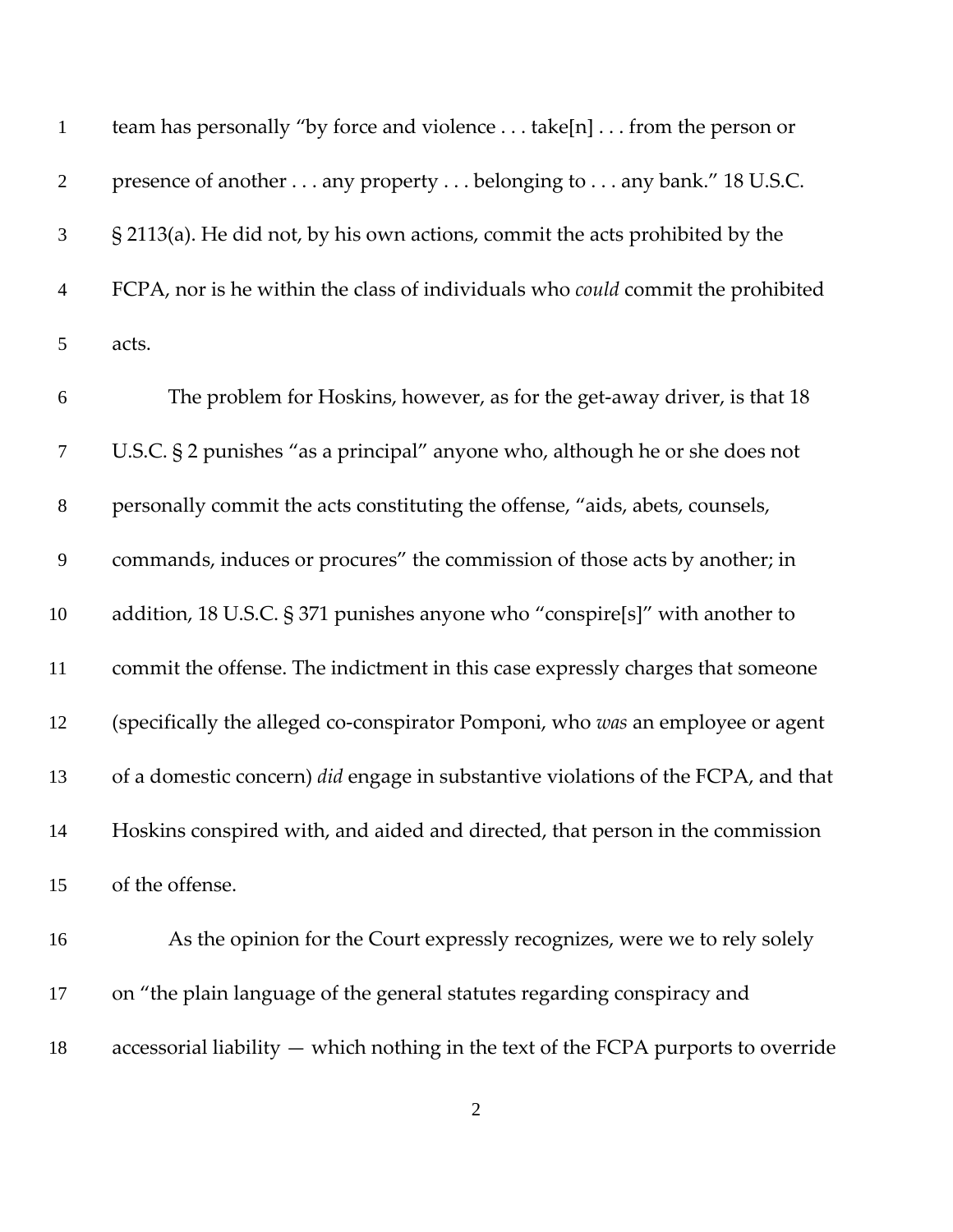team has personally "by force and violence . . . take[n] . . . from the person or presence of another . . . any property . . . belonging to . . . any bank." 18 U.S.C. § 2113(a). He did not, by his own actions, commit the acts prohibited by the FCPA, nor is he within the class of individuals who *could* commit the prohibited acts.

The problem for Hoskins, however, as for the get-away driver, is that 18 U.S.C. § 2 punishes "as a principal" anyone who, although he or she does not personally commit the acts constituting the offense, "aids, abets, counsels, commands, induces or procures" the commission of those acts by another; in addition, 18 U.S.C. § 371 punishes anyone who "conspire[s]" with another to commit the offense. The indictment in this case expressly charges that someone (specifically the alleged co-conspirator Pomponi, who *was* an employee or agent of a domestic concern) *did* engage in substantive violations of the FCPA, and that Hoskins conspired with, and aided and directed, that person in the commission of the offense.

As the opinion for the Court expressly recognizes, were we to rely solely on "the plain language of the general statutes regarding conspiracy and accessorial liability — which nothing in the text of the FCPA purports to override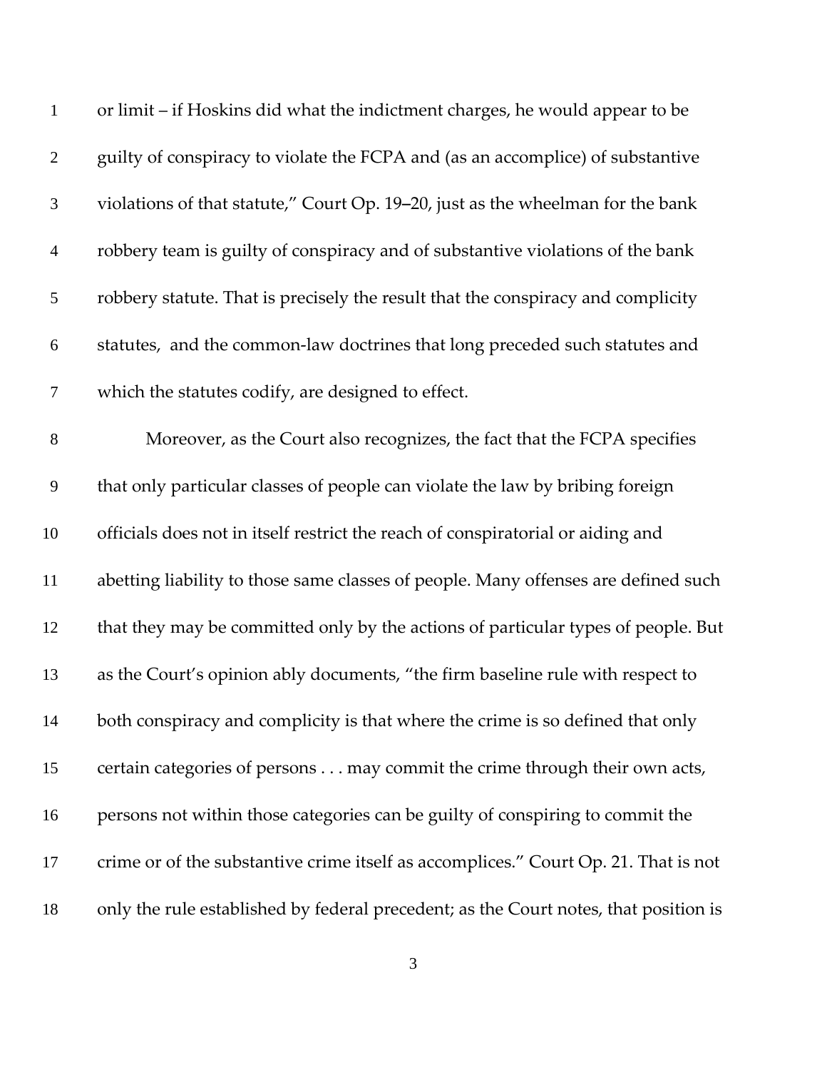or limit – if Hoskins did what the indictment charges, he would appear to be guilty of conspiracy to violate the FCPA and (as an accomplice) of substantive violations of that statute," Court Op. 19–20, just as the wheelman for the bank robbery team is guilty of conspiracy and of substantive violations of the bank robbery statute. That is precisely the result that the conspiracy and complicity statutes, and the common-law doctrines that long preceded such statutes and which the statutes codify, are designed to effect.

Moreover, as the Court also recognizes, the fact that the FCPA specifies that only particular classes of people can violate the law by bribing foreign officials does not in itself restrict the reach of conspiratorial or aiding and abetting liability to those same classes of people. Many offenses are defined such that they may be committed only by the actions of particular types of people. But as the Court's opinion ably documents, "the firm baseline rule with respect to both conspiracy and complicity is that where the crime is so defined that only certain categories of persons . . . may commit the crime through their own acts, persons not within those categories can be guilty of conspiring to commit the crime or of the substantive crime itself as accomplices." Court Op. 21. That is not only the rule established by federal precedent; as the Court notes, that position is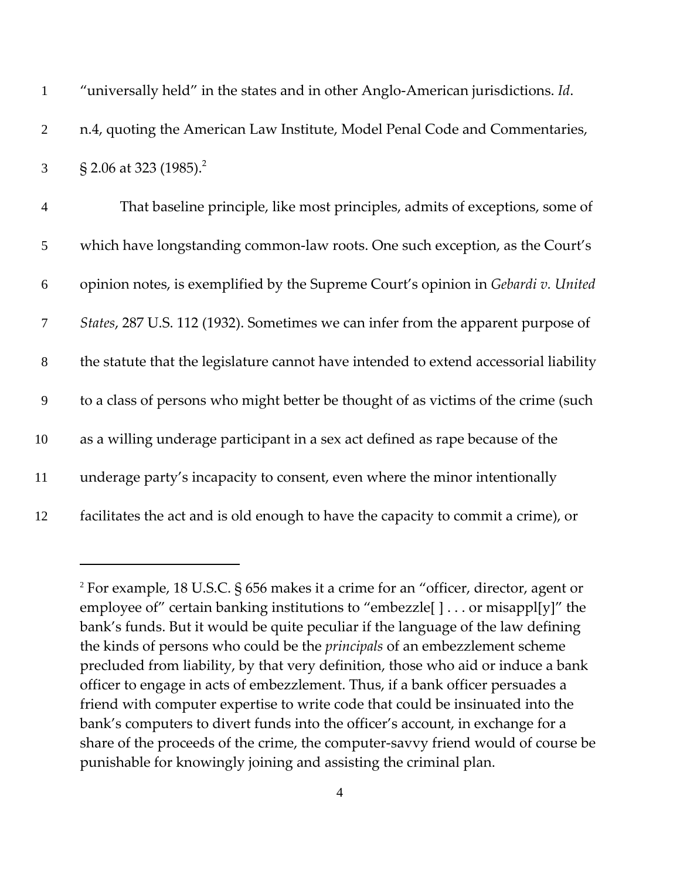"universally held" in the states and in other Anglo-American jurisdictions. *Id*. n.4, quoting the American Law Institute, Model Penal Code and Commentaries, § 2.06 at 323 (1985).[2]

That baseline principle, like most principles, admits of exceptions, some of which have longstanding common-law roots. One such exception, as the Court's opinion notes, is exemplified by the Supreme Court's opinion in *Gebardi v. United States*, 287 U.S. 112 (1932). Sometimes we can infer from the apparent purpose of the statute that the legislature cannot have intended to extend accessorial liability to a class of persons who might better be thought of as victims of the crime (such as a willing underage participant in a sex act defined as rape because of the underage party's incapacity to consent, even where the minor intentionally facilitates the act and is old enough to have the capacity to commit a crime), or

---

[2] For example, 18 U.S.C. § 656 makes it a crime for an "officer, director, agent or employee of" certain banking institutions to "embezzle[ ] . . . or misappl[y]" the bank's funds. But it would be quite peculiar if the language of the law defining the kinds of persons who could be the *principals* of an embezzlement scheme precluded from liability, by that very definition, those who aid or induce a bank officer to engage in acts of embezzlement. Thus, if a bank officer persuades a friend with computer expertise to write code that could be insinuated into the bank's computers to divert funds into the officer's account, in exchange for a share of the proceeds of the crime, the computer-savvy friend would of course be punishable for knowingly joining and assisting the criminal plan.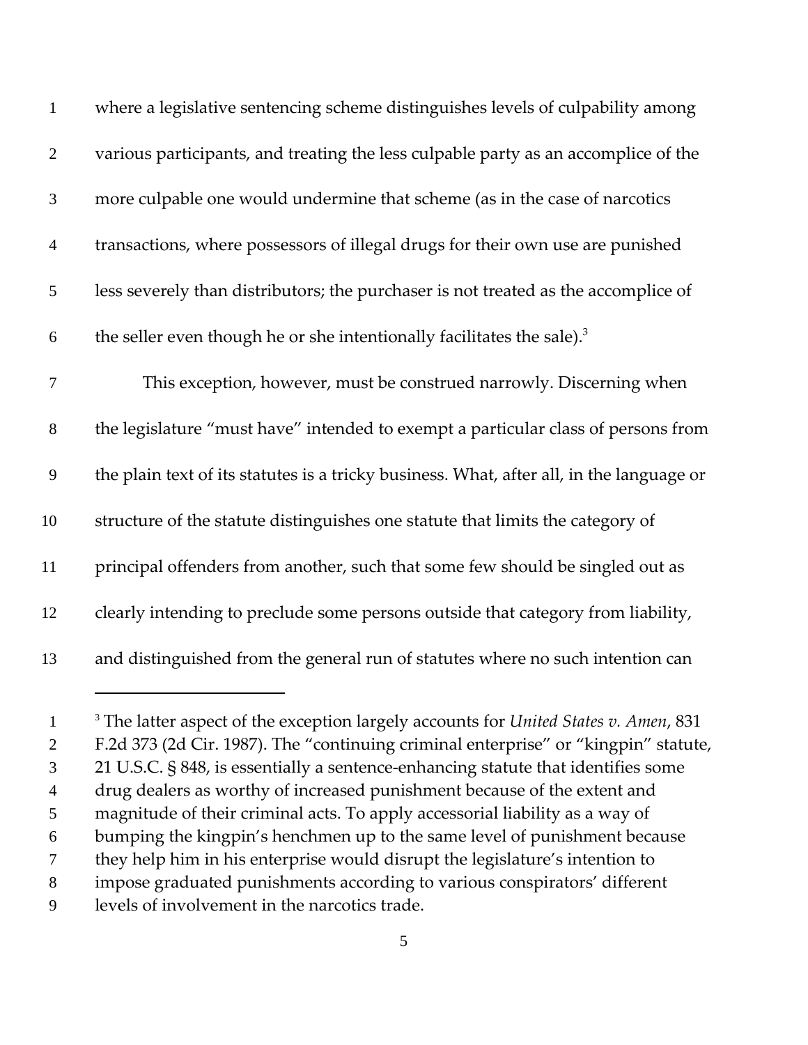where a legislative sentencing scheme distinguishes levels of culpability among various participants, and treating the less culpable party as an accomplice of the more culpable one would undermine that scheme (as in the case of narcotics transactions, where possessors of illegal drugs for their own use are punished less severely than distributors; the purchaser is not treated as the accomplice of the seller even though he or she intentionally facilitates the sale).[3]

This exception, however, must be construed narrowly. Discerning when the legislature "must have" intended to exempt a particular class of persons from the plain text of its statutes is a tricky business. What, after all, in the language or structure of the statute distinguishes one statute that limits the category of principal offenders from another, such that some few should be singled out as clearly intending to preclude some persons outside that category from liability, and distinguished from the general run of statutes where no such intention can

---

[3] The latter aspect of the exception largely accounts for *United States v. Amen*, 831 F.2d 373 (2d Cir. 1987). The "continuing criminal enterprise" or "kingpin" statute, 21 U.S.C. § 848, is essentially a sentence-enhancing statute that identifies some drug dealers as worthy of increased punishment because of the extent and magnitude of their criminal acts. To apply accessorial liability as a way of bumping the kingpin's henchmen up to the same level of punishment because they help him in his enterprise would disrupt the legislature's intention to impose graduated punishments according to various conspirators' different levels of involvement in the narcotics trade.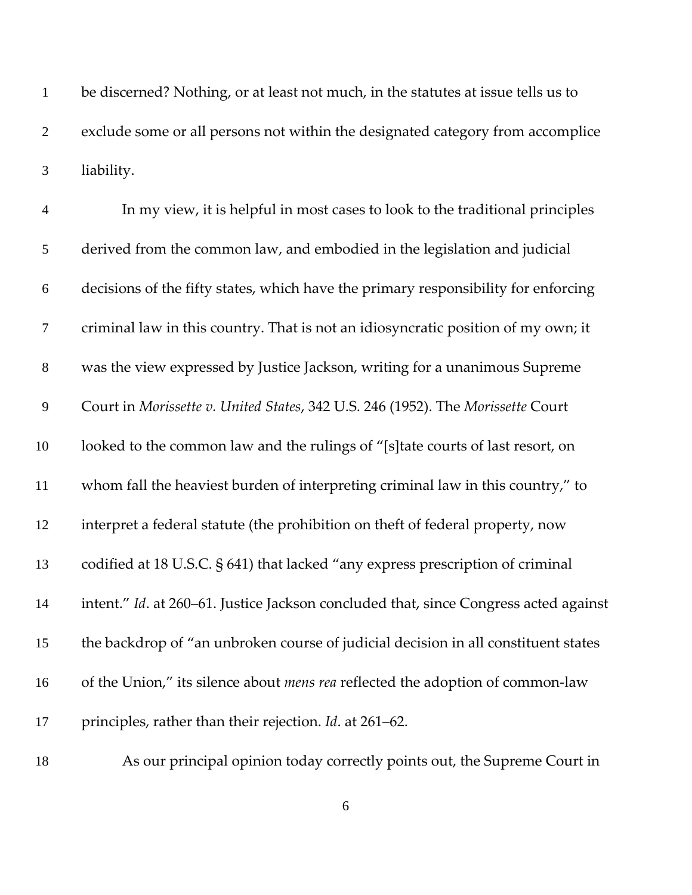be discerned? Nothing, or at least not much, in the statutes at issue tells us to exclude some or all persons not within the designated category from accomplice liability.

In my view, it is helpful in most cases to look to the traditional principles derived from the common law, and embodied in the legislation and judicial decisions of the fifty states, which have the primary responsibility for enforcing criminal law in this country. That is not an idiosyncratic position of my own; it was the view expressed by Justice Jackson, writing for a unanimous Supreme Court in *Morissette v. United States*, 342 U.S. 246 (1952). The *Morissette* Court looked to the common law and the rulings of "[s]tate courts of last resort, on whom fall the heaviest burden of interpreting criminal law in this country," to interpret a federal statute (the prohibition on theft of federal property, now codified at 18 U.S.C. § 641) that lacked "any express prescription of criminal intent." *Id*. at 260–61. Justice Jackson concluded that, since Congress acted against the backdrop of "an unbroken course of judicial decision in all constituent states of the Union," its silence about *mens rea* reflected the adoption of common-law principles, rather than their rejection. *Id*. at 261–62.

As our principal opinion today correctly points out, the Supreme Court in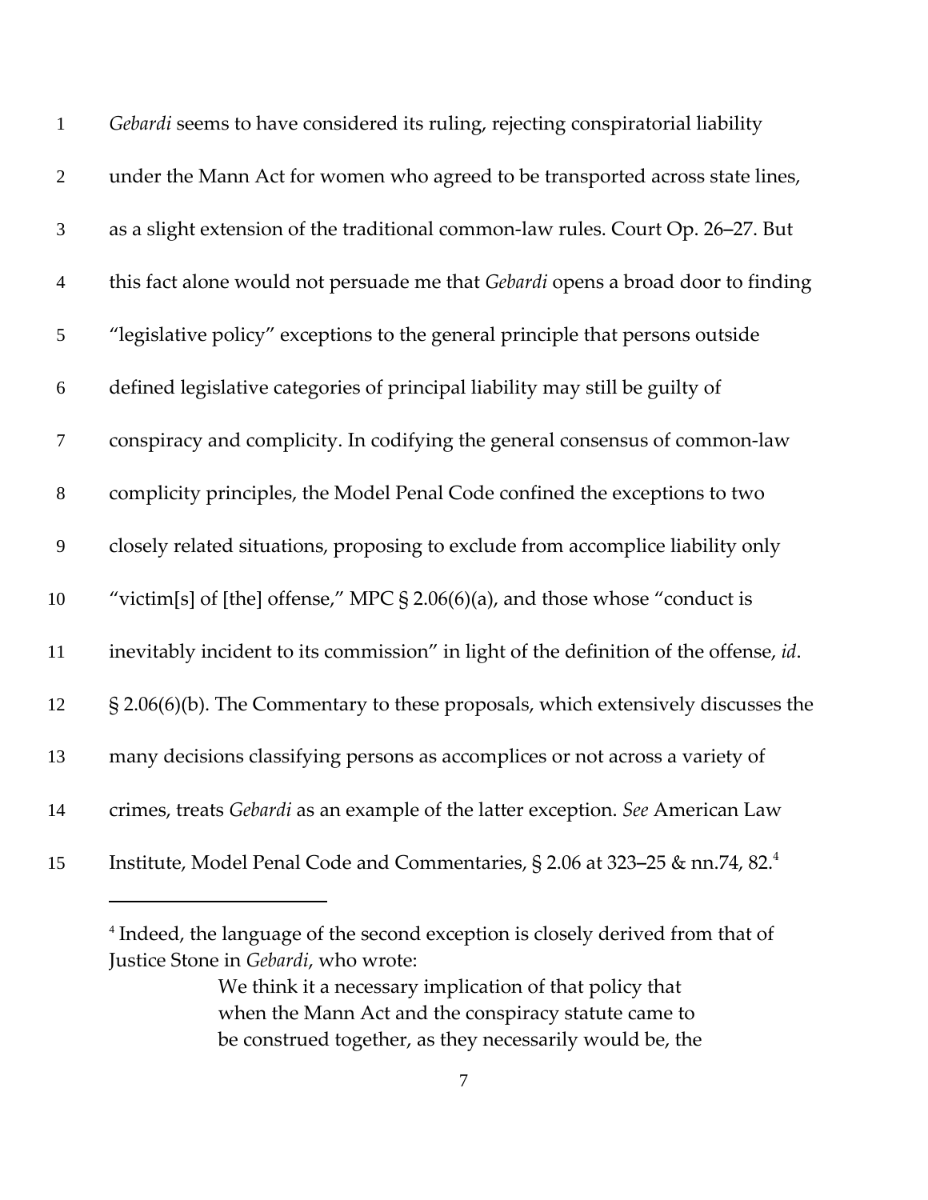*Gebardi* seems to have considered its ruling, rejecting conspiratorial liability under the Mann Act for women who agreed to be transported across state lines, as a slight extension of the traditional common-law rules. Court Op. 26–27. But this fact alone would not persuade me that *Gebardi* opens a broad door to finding "legislative policy" exceptions to the general principle that persons outside defined legislative categories of principal liability may still be guilty of conspiracy and complicity. In codifying the general consensus of common-law complicity principles, the Model Penal Code confined the exceptions to two closely related situations, proposing to exclude from accomplice liability only "victim[s] of [the] offense," MPC § 2.06(6)(a), and those whose "conduct is inevitably incident to its commission" in light of the definition of the offense, *id*. § 2.06(6)(b). The Commentary to these proposals, which extensively discusses the many decisions classifying persons as accomplices or not across a variety of crimes, treats *Gebardi* as an example of the latter exception. *See* American Law Institute, Model Penal Code and Commentaries, § 2.06 at 323–25 & nn.74, 82.[4]

---

[4] Indeed, the language of the second exception is closely derived from that of Justice Stone in *Gebardi*, who wrote:

> We think it a necessary implication of that policy that when the Mann Act and the conspiracy statute came to be construed together, as they necessarily would be, the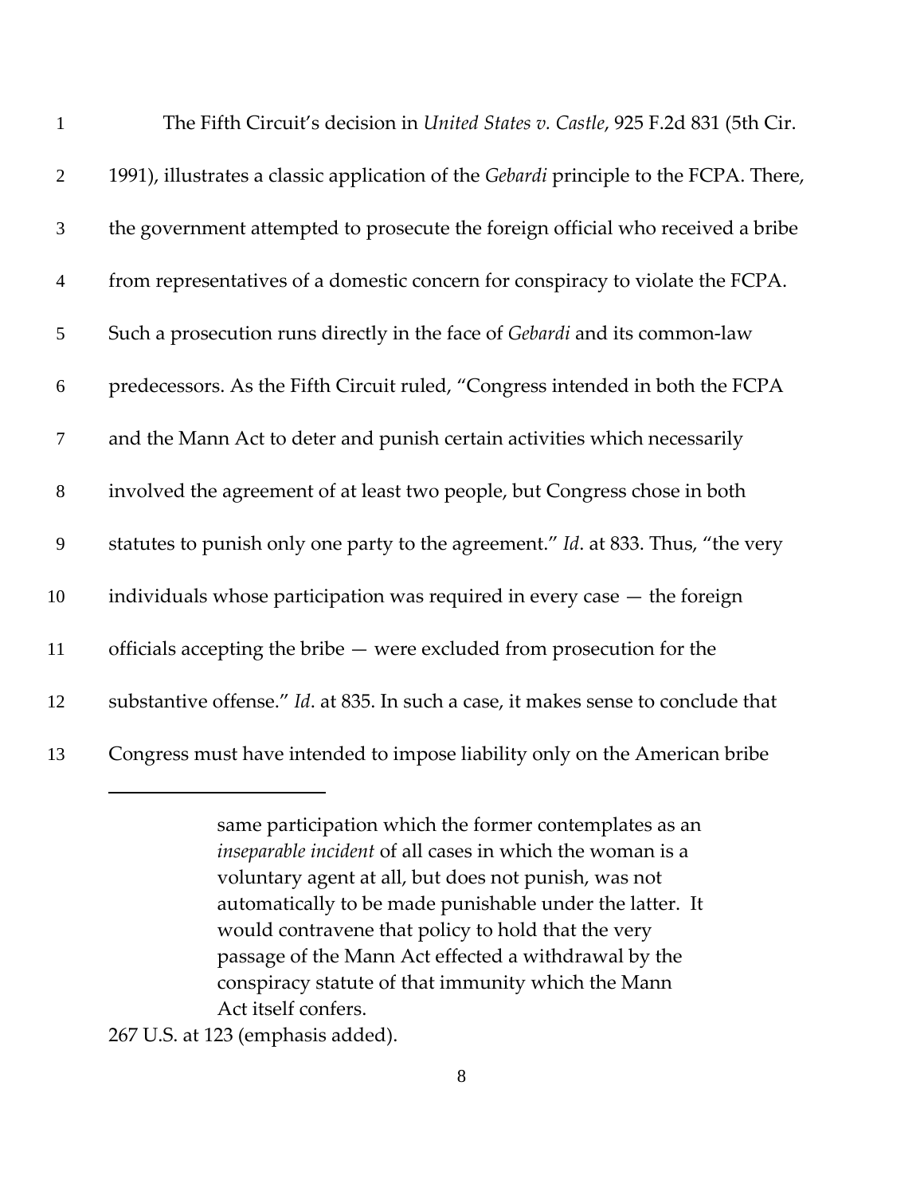The Fifth Circuit's decision in *United States v. Castle*, 925 F.2d 831 (5th Cir. 1991), illustrates a classic application of the *Gebardi* principle to the FCPA. There, the government attempted to prosecute the foreign official who received a bribe from representatives of a domestic concern for conspiracy to violate the FCPA. Such a prosecution runs directly in the face of *Gebardi* and its common-law predecessors. As the Fifth Circuit ruled, "Congress intended in both the FCPA and the Mann Act to deter and punish certain activities which necessarily involved the agreement of at least two people, but Congress chose in both statutes to punish only one party to the agreement." *Id*. at 833. Thus, "the very individuals whose participation was required in every case — the foreign officials accepting the bribe — were excluded from prosecution for the substantive offense." *Id*. at 835. In such a case, it makes sense to conclude that Congress must have intended to impose liability only on the American bribe

---

> same participation which the former contemplates as an *inseparable incident* of all cases in which the woman is a voluntary agent at all, but does not punish, was not automatically to be made punishable under the latter. It would contravene that policy to hold that the very passage of the Mann Act effected a withdrawal by the conspiracy statute of that immunity which the Mann Act itself confers.

267 U.S. at 123 (emphasis added).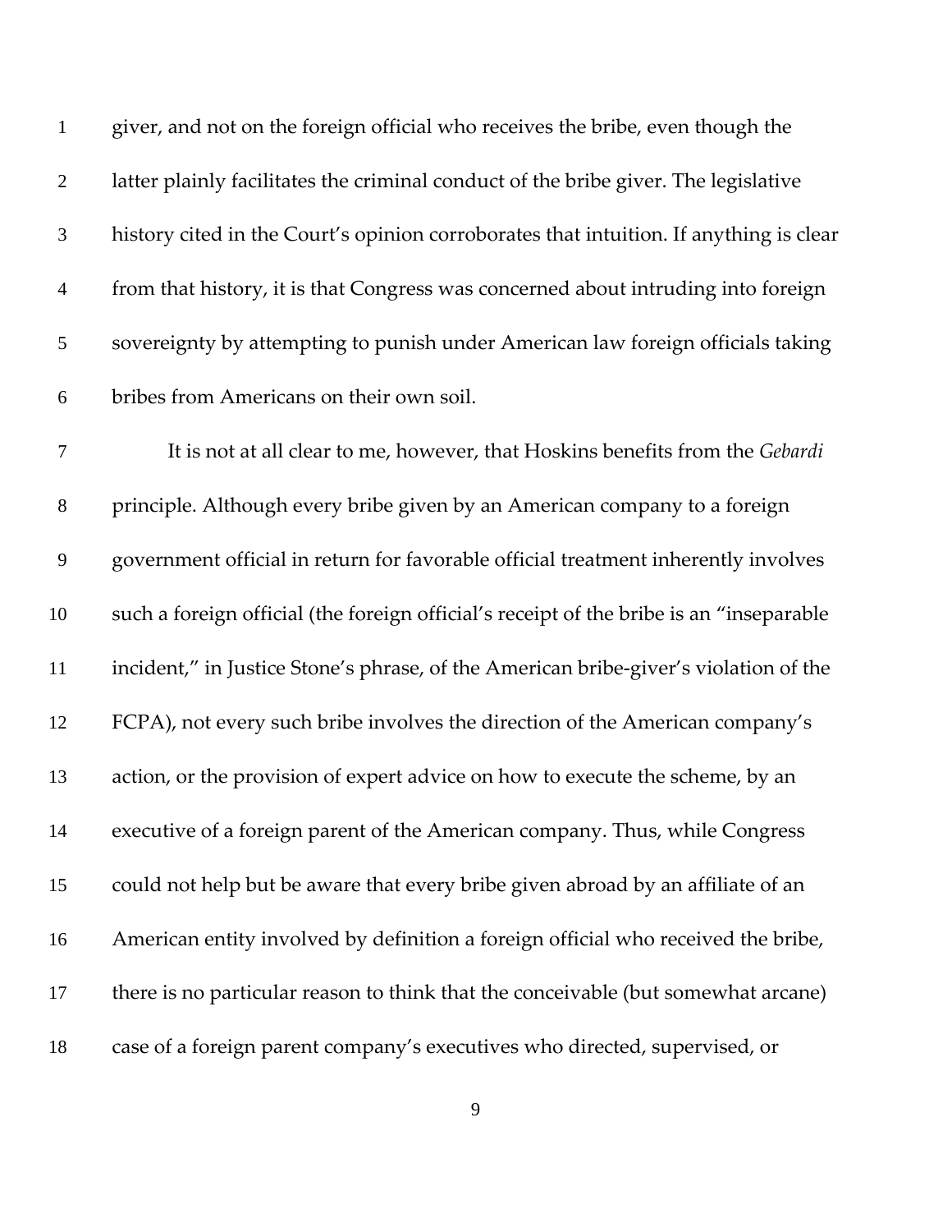giver, and not on the foreign official who receives the bribe, even though the latter plainly facilitates the criminal conduct of the bribe giver. The legislative history cited in the Court's opinion corroborates that intuition. If anything is clear from that history, it is that Congress was concerned about intruding into foreign sovereignty by attempting to punish under American law foreign officials taking bribes from Americans on their own soil.

It is not at all clear to me, however, that Hoskins benefits from the *Gebardi* principle. Although every bribe given by an American company to a foreign government official in return for favorable official treatment inherently involves such a foreign official (the foreign official's receipt of the bribe is an "inseparable incident," in Justice Stone's phrase, of the American bribe-giver's violation of the FCPA), not every such bribe involves the direction of the American company's action, or the provision of expert advice on how to execute the scheme, by an executive of a foreign parent of the American company. Thus, while Congress could not help but be aware that every bribe given abroad by an affiliate of an American entity involved by definition a foreign official who received the bribe, there is no particular reason to think that the conceivable (but somewhat arcane) case of a foreign parent company's executives who directed, supervised, or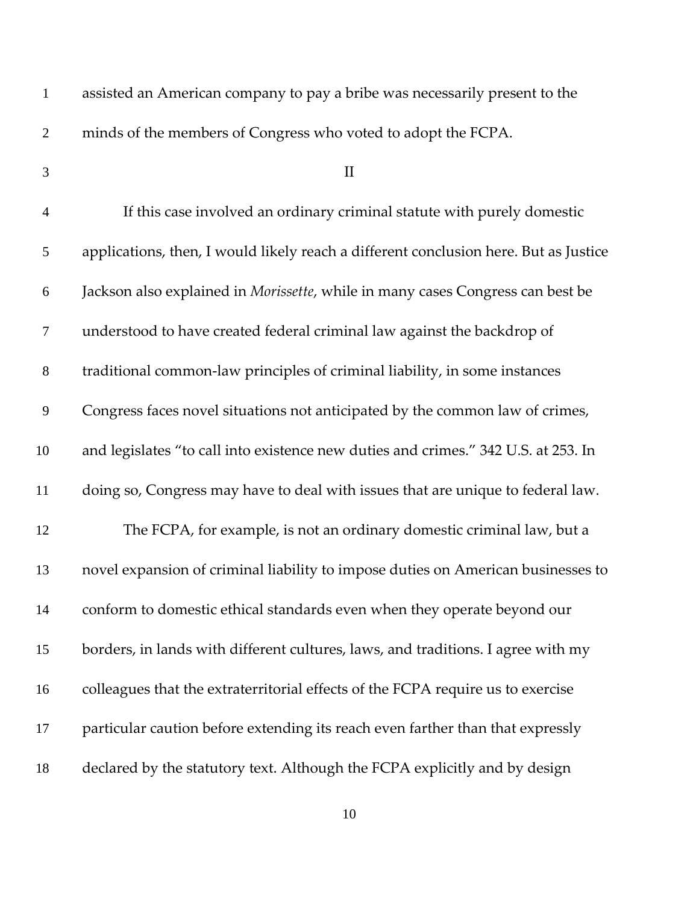assisted an American company to pay a bribe was necessarily present to the minds of the members of Congress who voted to adopt the FCPA.

## II

If this case involved an ordinary criminal statute with purely domestic applications, then, I would likely reach a different conclusion here. But as Justice Jackson also explained in *Morissette*, while in many cases Congress can best be understood to have created federal criminal law against the backdrop of traditional common-law principles of criminal liability, in some instances Congress faces novel situations not anticipated by the common law of crimes, and legislates "to call into existence new duties and crimes." 342 U.S. at 253. In doing so, Congress may have to deal with issues that are unique to federal law.

The FCPA, for example, is not an ordinary domestic criminal law, but a novel expansion of criminal liability to impose duties on American businesses to conform to domestic ethical standards even when they operate beyond our borders, in lands with different cultures, laws, and traditions. I agree with my colleagues that the extraterritorial effects of the FCPA require us to exercise particular caution before extending its reach even farther than that expressly declared by the statutory text. Although the FCPA explicitly and by design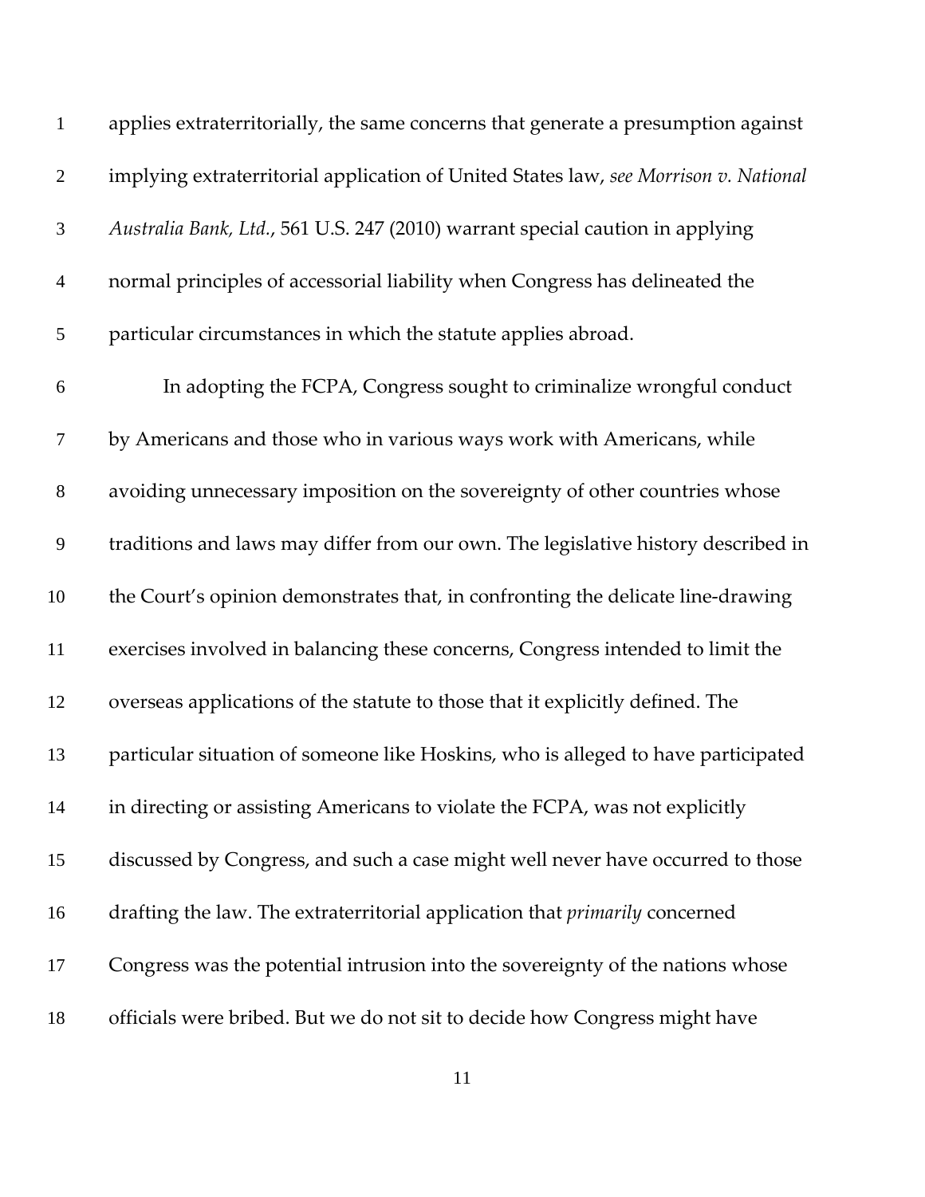applies extraterritorially, the same concerns that generate a presumption against implying extraterritorial application of United States law, *see Morrison v. National Australia Bank, Ltd.*, 561 U.S. 247 (2010) warrant special caution in applying normal principles of accessorial liability when Congress has delineated the particular circumstances in which the statute applies abroad.

In adopting the FCPA, Congress sought to criminalize wrongful conduct by Americans and those who in various ways work with Americans, while avoiding unnecessary imposition on the sovereignty of other countries whose traditions and laws may differ from our own. The legislative history described in the Court's opinion demonstrates that, in confronting the delicate line-drawing exercises involved in balancing these concerns, Congress intended to limit the overseas applications of the statute to those that it explicitly defined. The particular situation of someone like Hoskins, who is alleged to have participated in directing or assisting Americans to violate the FCPA, was not explicitly discussed by Congress, and such a case might well never have occurred to those drafting the law. The extraterritorial application that *primarily* concerned Congress was the potential intrusion into the sovereignty of the nations whose officials were bribed. But we do not sit to decide how Congress might have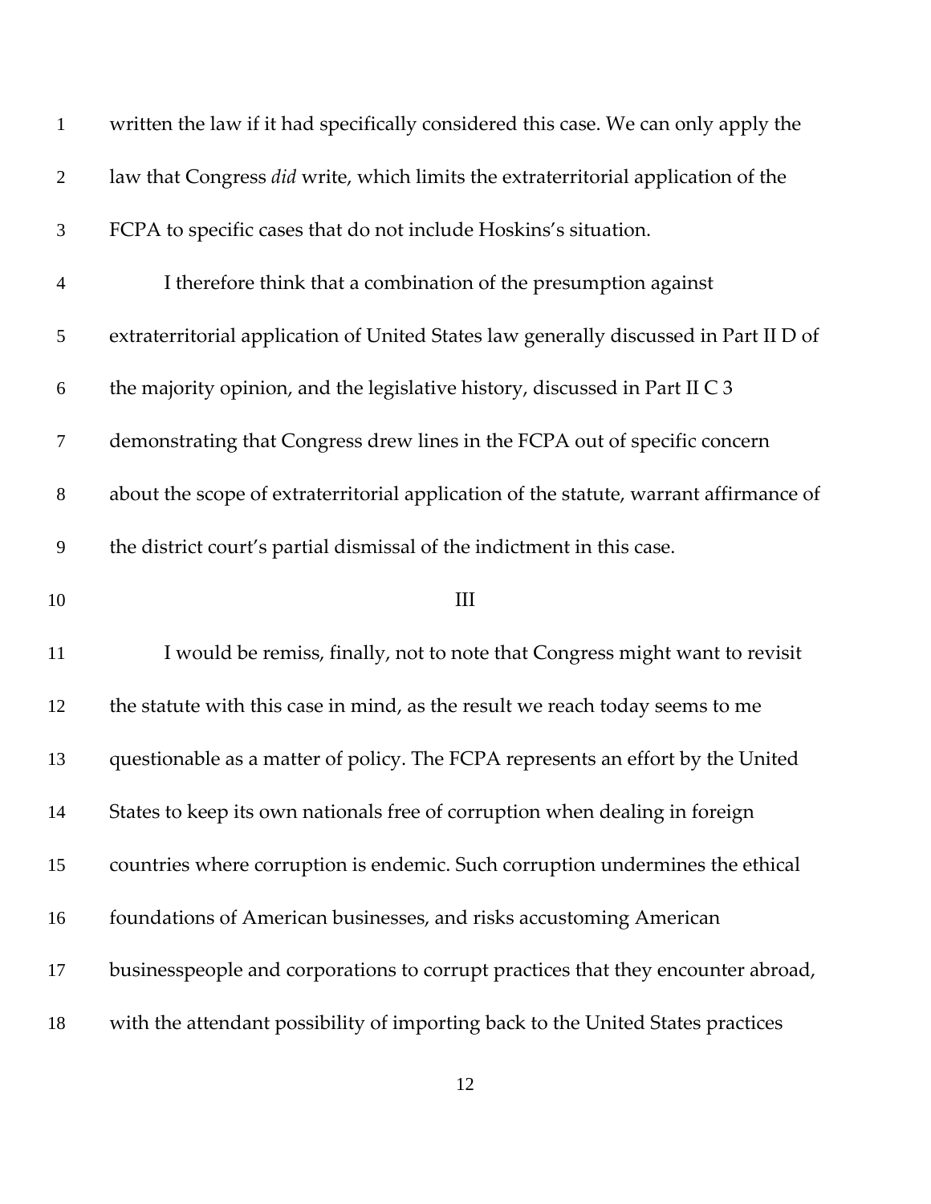written the law if it had specifically considered this case. We can only apply the law that Congress *did* write, which limits the extraterritorial application of the FCPA to specific cases that do not include Hoskins's situation.

I therefore think that a combination of the presumption against extraterritorial application of United States law generally discussed in Part II D of the majority opinion, and the legislative history, discussed in Part II C 3 demonstrating that Congress drew lines in the FCPA out of specific concern about the scope of extraterritorial application of the statute, warrant affirmance of the district court's partial dismissal of the indictment in this case.

III

I would be remiss, finally, not to note that Congress might want to revisit the statute with this case in mind, as the result we reach today seems to me questionable as a matter of policy. The FCPA represents an effort by the United States to keep its own nationals free of corruption when dealing in foreign countries where corruption is endemic. Such corruption undermines the ethical foundations of American businesses, and risks accustoming American businesspeople and corporations to corrupt practices that they encounter abroad, with the attendant possibility of importing back to the United States practices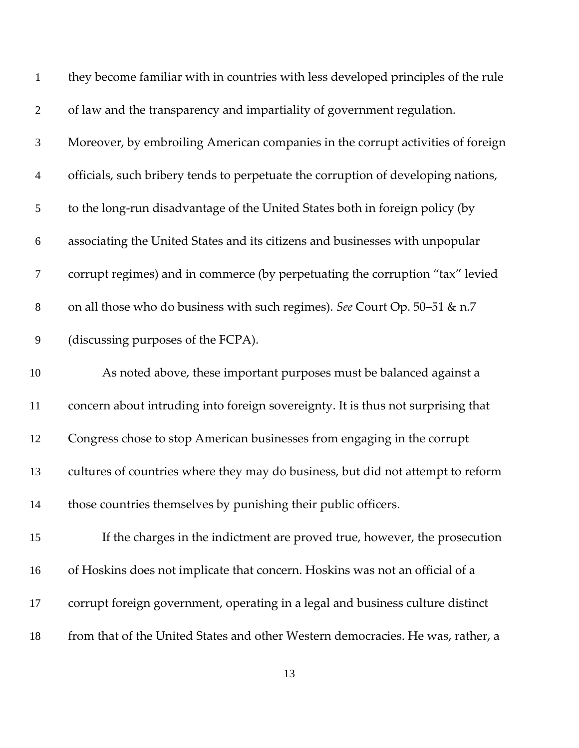they become familiar with in countries with less developed principles of the rule of law and the transparency and impartiality of government regulation. Moreover, by embroiling American companies in the corrupt activities of foreign officials, such bribery tends to perpetuate the corruption of developing nations, to the long-run disadvantage of the United States both in foreign policy (by associating the United States and its citizens and businesses with unpopular corrupt regimes) and in commerce (by perpetuating the corruption "tax" levied on all those who do business with such regimes). *See* Court Op. 50–51 & n.7 (discussing purposes of the FCPA).

As noted above, these important purposes must be balanced against a concern about intruding into foreign sovereignty. It is thus not surprising that Congress chose to stop American businesses from engaging in the corrupt cultures of countries where they may do business, but did not attempt to reform those countries themselves by punishing their public officers.

If the charges in the indictment are proved true, however, the prosecution of Hoskins does not implicate that concern. Hoskins was not an official of a corrupt foreign government, operating in a legal and business culture distinct from that of the United States and other Western democracies. He was, rather, a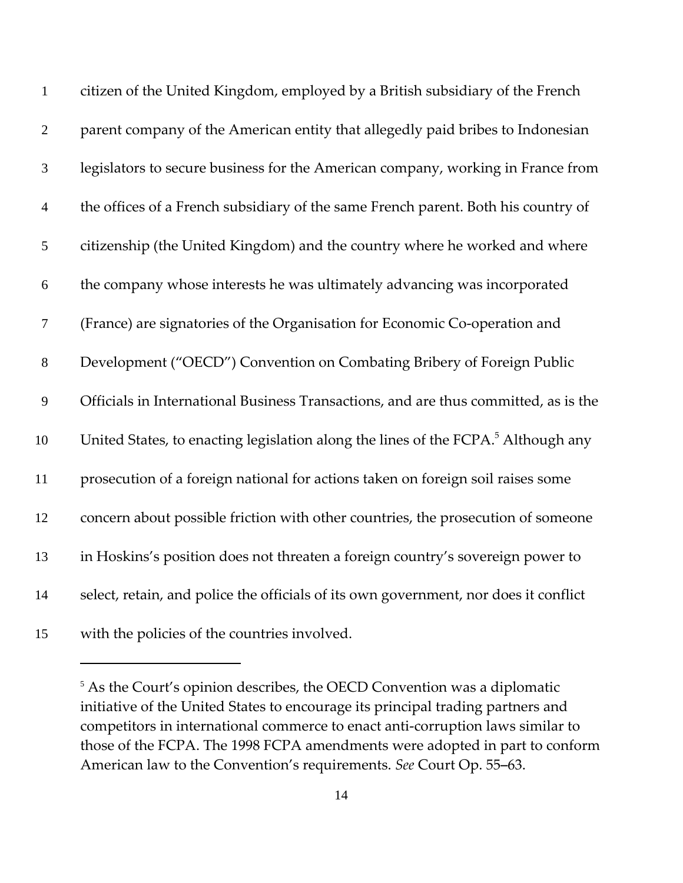citizen of the United Kingdom, employed by a British subsidiary of the French parent company of the American entity that allegedly paid bribes to Indonesian legislators to secure business for the American company, working in France from the offices of a French subsidiary of the same French parent. Both his country of citizenship (the United Kingdom) and the country where he worked and where the company whose interests he was ultimately advancing was incorporated (France) are signatories of the Organisation for Economic Co-operation and Development ("OECD") Convention on Combating Bribery of Foreign Public Officials in International Business Transactions, and are thus committed, as is the United States, to enacting legislation along the lines of the FCPA.[5] Although any prosecution of a foreign national for actions taken on foreign soil raises some concern about possible friction with other countries, the prosecution of someone in Hoskins's position does not threaten a foreign country's sovereign power to select, retain, and police the officials of its own government, nor does it conflict with the policies of the countries involved.

---

[5] As the Court's opinion describes, the OECD Convention was a diplomatic initiative of the United States to encourage its principal trading partners and competitors in international commerce to enact anti-corruption laws similar to those of the FCPA. The 1998 FCPA amendments were adopted in part to conform American law to the Convention's requirements. *See* Court Op. 55–63.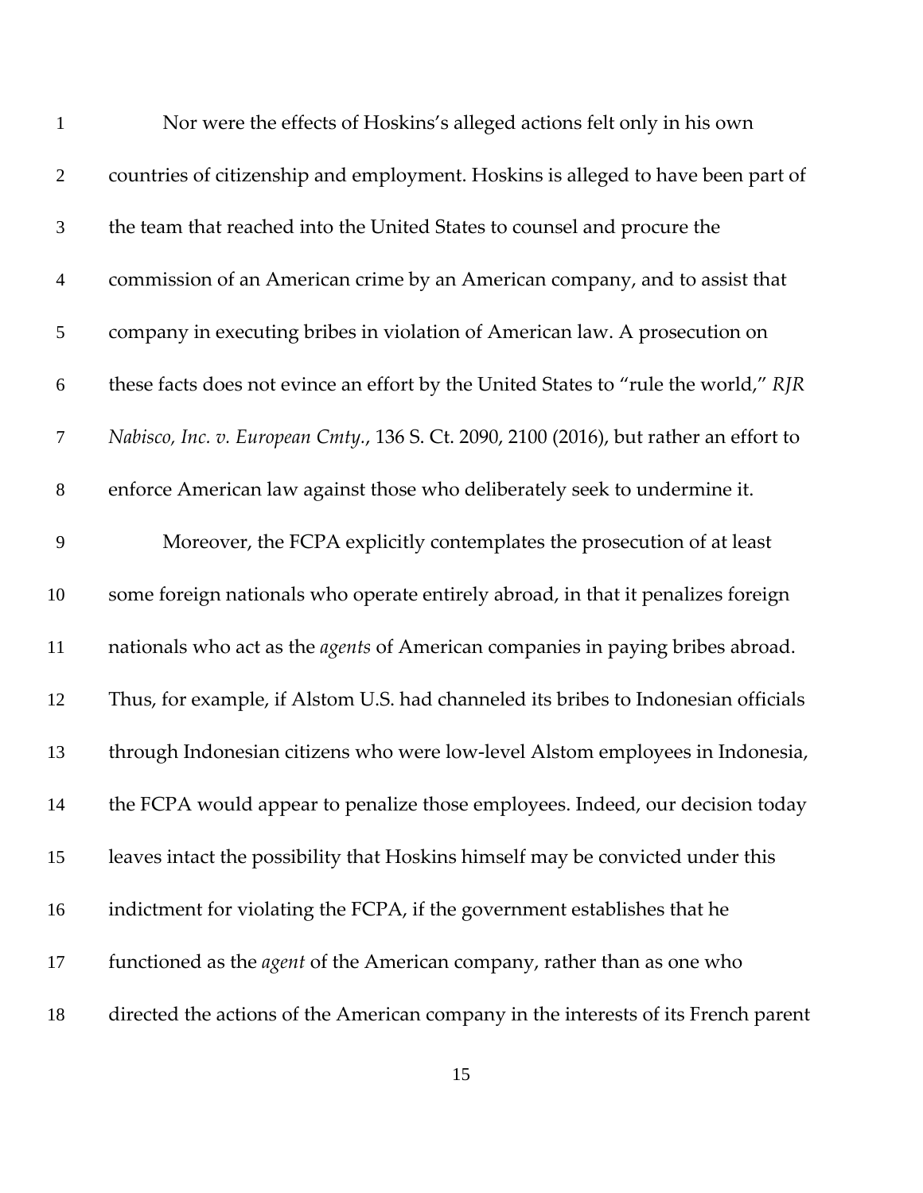Nor were the effects of Hoskins's alleged actions felt only in his own countries of citizenship and employment. Hoskins is alleged to have been part of the team that reached into the United States to counsel and procure the commission of an American crime by an American company, and to assist that company in executing bribes in violation of American law. A prosecution on these facts does not evince an effort by the United States to "rule the world," *RJR Nabisco, Inc. v. European Cmty.*, 136 S. Ct. 2090, 2100 (2016), but rather an effort to enforce American law against those who deliberately seek to undermine it.

Moreover, the FCPA explicitly contemplates the prosecution of at least some foreign nationals who operate entirely abroad, in that it penalizes foreign nationals who act as the *agents* of American companies in paying bribes abroad. Thus, for example, if Alstom U.S. had channeled its bribes to Indonesian officials through Indonesian citizens who were low-level Alstom employees in Indonesia, the FCPA would appear to penalize those employees. Indeed, our decision today leaves intact the possibility that Hoskins himself may be convicted under this indictment for violating the FCPA, if the government establishes that he functioned as the *agent* of the American company, rather than as one who directed the actions of the American company in the interests of its French parent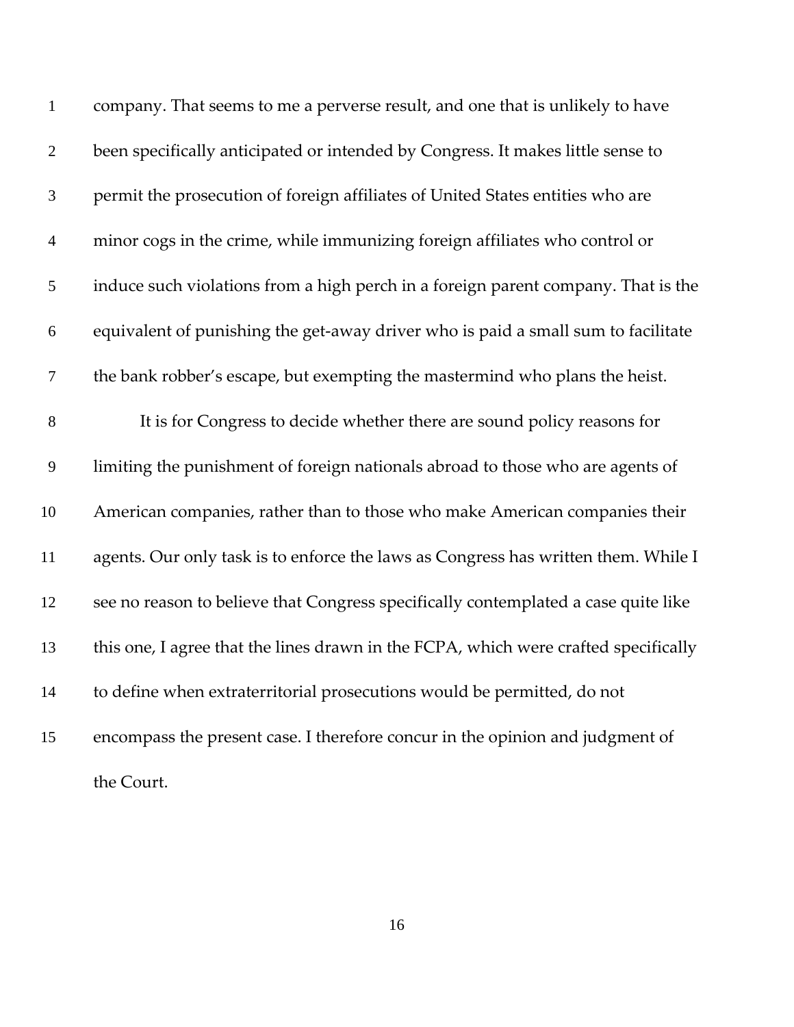company. That seems to me a perverse result, and one that is unlikely to have been specifically anticipated or intended by Congress. It makes little sense to permit the prosecution of foreign affiliates of United States entities who are minor cogs in the crime, while immunizing foreign affiliates who control or induce such violations from a high perch in a foreign parent company. That is the equivalent of punishing the get-away driver who is paid a small sum to facilitate the bank robber's escape, but exempting the mastermind who plans the heist.

It is for Congress to decide whether there are sound policy reasons for limiting the punishment of foreign nationals abroad to those who are agents of American companies, rather than to those who make American companies their agents. Our only task is to enforce the laws as Congress has written them. While I see no reason to believe that Congress specifically contemplated a case quite like this one, I agree that the lines drawn in the FCPA, which were crafted specifically to define when extraterritorial prosecutions would be permitted, do not encompass the present case. I therefore concur in the opinion and judgment of the Court.